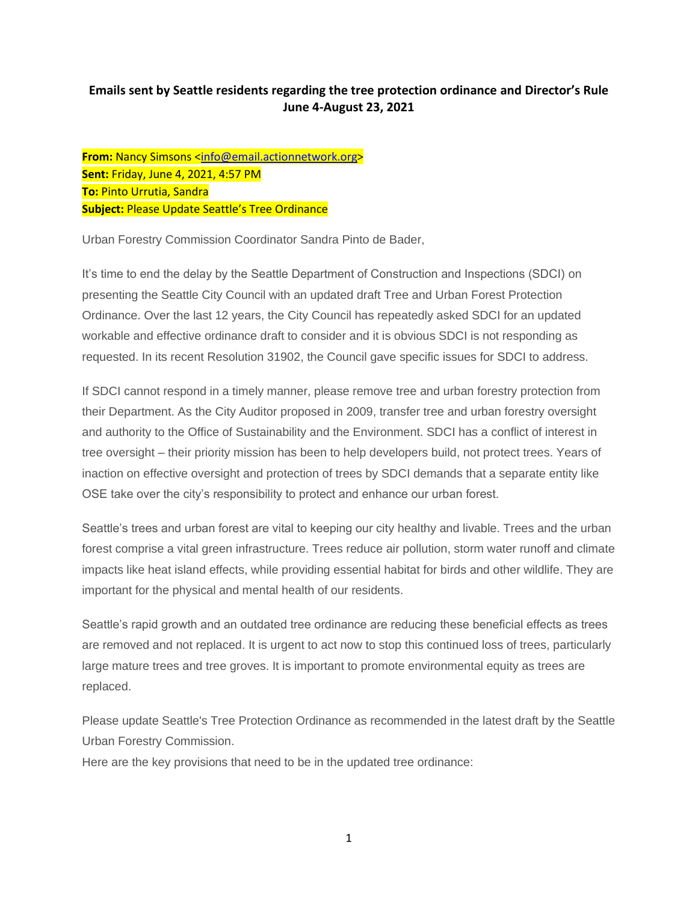**Emails sent by Seattle residents regarding the tree protection ordinance and Director's Rule June 4-August 23, 2021**

**From:** Nancy Simsons <info@email.actionnetwork.org>
**Sent:** Friday, June 4, 2021, 4:57 PM
**To:** Pinto Urrutia, Sandra
**Subject:** Please Update Seattle's Tree Ordinance

Urban Forestry Commission Coordinator Sandra Pinto de Bader,

It's time to end the delay by the Seattle Department of Construction and Inspections (SDCI) on presenting the Seattle City Council with an updated draft Tree and Urban Forest Protection Ordinance. Over the last 12 years, the City Council has repeatedly asked SDCI for an updated workable and effective ordinance draft to consider and it is obvious SDCI is not responding as requested. In its recent Resolution 31902, the Council gave specific issues for SDCI to address.

If SDCI cannot respond in a timely manner, please remove tree and urban forestry protection from their Department. As the City Auditor proposed in 2009, transfer tree and urban forestry oversight and authority to the Office of Sustainability and the Environment. SDCI has a conflict of interest in tree oversight – their priority mission has been to help developers build, not protect trees. Years of inaction on effective oversight and protection of trees by SDCI demands that a separate entity like OSE take over the city's responsibility to protect and enhance our urban forest.

Seattle's trees and urban forest are vital to keeping our city healthy and livable. Trees and the urban forest comprise a vital green infrastructure. Trees reduce air pollution, storm water runoff and climate impacts like heat island effects, while providing essential habitat for birds and other wildlife. They are important for the physical and mental health of our residents.

Seattle's rapid growth and an outdated tree ordinance are reducing these beneficial effects as trees are removed and not replaced. It is urgent to act now to stop this continued loss of trees, particularly large mature trees and tree groves. It is important to promote environmental equity as trees are replaced.

Please update Seattle's Tree Protection Ordinance as recommended in the latest draft by the Seattle Urban Forestry Commission.

Here are the key provisions that need to be in the updated tree ordinance: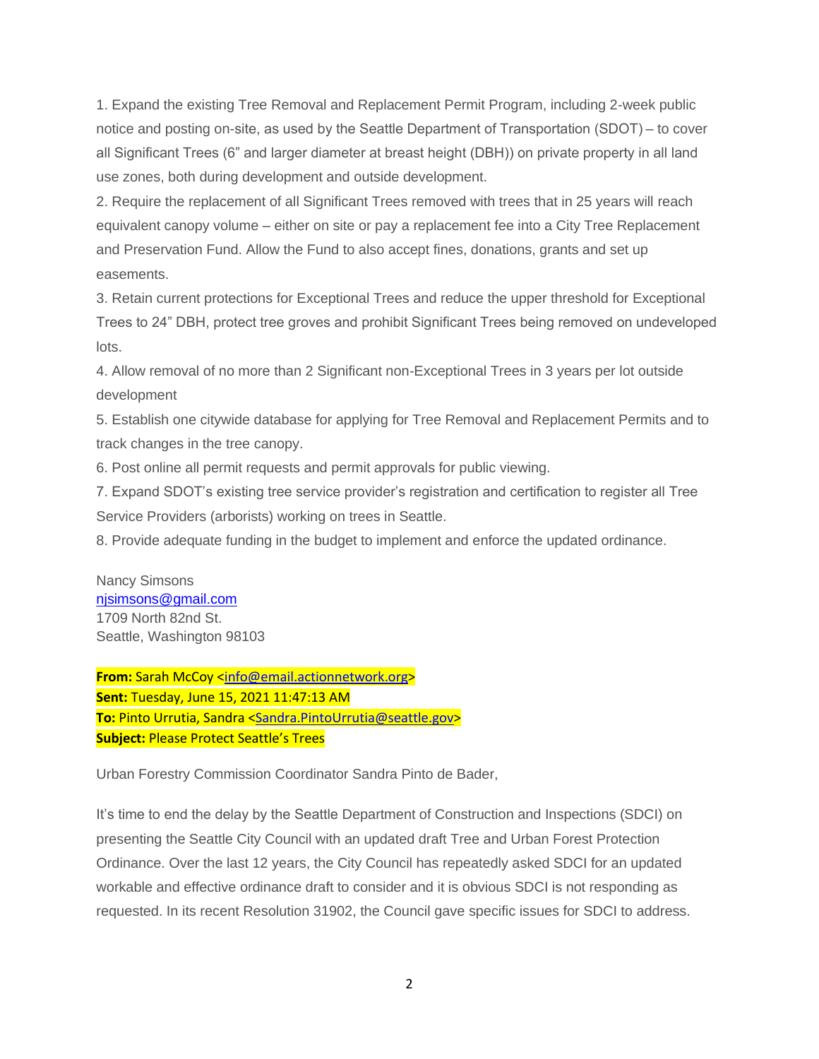1. Expand the existing Tree Removal and Replacement Permit Program, including 2-week public notice and posting on-site, as used by the Seattle Department of Transportation (SDOT) – to cover all Significant Trees (6" and larger diameter at breast height (DBH)) on private property in all land use zones, both during development and outside development.
2. Require the replacement of all Significant Trees removed with trees that in 25 years will reach equivalent canopy volume – either on site or pay a replacement fee into a City Tree Replacement and Preservation Fund. Allow the Fund to also accept fines, donations, grants and set up easements.
3. Retain current protections for Exceptional Trees and reduce the upper threshold for Exceptional Trees to 24" DBH, protect tree groves and prohibit Significant Trees being removed on undeveloped lots.
4. Allow removal of no more than 2 Significant non-Exceptional Trees in 3 years per lot outside development
5. Establish one citywide database for applying for Tree Removal and Replacement Permits and to track changes in the tree canopy.
6. Post online all permit requests and permit approvals for public viewing.
7. Expand SDOT's existing tree service provider's registration and certification to register all Tree Service Providers (arborists) working on trees in Seattle.
8. Provide adequate funding in the budget to implement and enforce the updated ordinance.

Nancy Simsons
njsimsons@gmail.com
1709 North 82nd St.
Seattle, Washington 98103

**From:** Sarah McCoy <info@email.actionnetwork.org>
**Sent:** Tuesday, June 15, 2021 11:47:13 AM
**To:** Pinto Urrutia, Sandra <Sandra.PintoUrrutia@seattle.gov>
**Subject:** Please Protect Seattle's Trees

Urban Forestry Commission Coordinator Sandra Pinto de Bader,

It's time to end the delay by the Seattle Department of Construction and Inspections (SDCI) on presenting the Seattle City Council with an updated draft Tree and Urban Forest Protection Ordinance. Over the last 12 years, the City Council has repeatedly asked SDCI for an updated workable and effective ordinance draft to consider and it is obvious SDCI is not responding as requested. In its recent Resolution 31902, the Council gave specific issues for SDCI to address.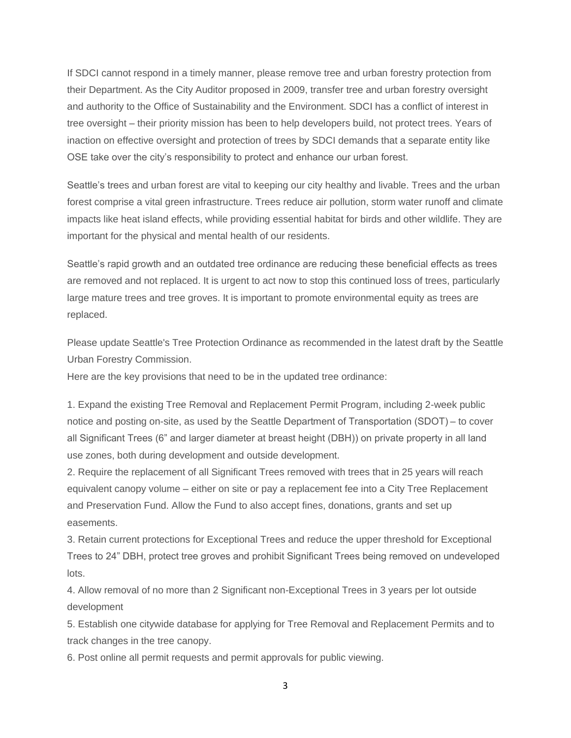If SDCI cannot respond in a timely manner, please remove tree and urban forestry protection from their Department. As the City Auditor proposed in 2009, transfer tree and urban forestry oversight and authority to the Office of Sustainability and the Environment. SDCI has a conflict of interest in tree oversight – their priority mission has been to help developers build, not protect trees. Years of inaction on effective oversight and protection of trees by SDCI demands that a separate entity like OSE take over the city's responsibility to protect and enhance our urban forest.

Seattle's trees and urban forest are vital to keeping our city healthy and livable. Trees and the urban forest comprise a vital green infrastructure. Trees reduce air pollution, storm water runoff and climate impacts like heat island effects, while providing essential habitat for birds and other wildlife. They are important for the physical and mental health of our residents.

Seattle's rapid growth and an outdated tree ordinance are reducing these beneficial effects as trees are removed and not replaced. It is urgent to act now to stop this continued loss of trees, particularly large mature trees and tree groves. It is important to promote environmental equity as trees are replaced.

Please update Seattle's Tree Protection Ordinance as recommended in the latest draft by the Seattle Urban Forestry Commission.

Here are the key provisions that need to be in the updated tree ordinance:

1. Expand the existing Tree Removal and Replacement Permit Program, including 2-week public notice and posting on-site, as used by the Seattle Department of Transportation (SDOT) – to cover all Significant Trees (6" and larger diameter at breast height (DBH)) on private property in all land use zones, both during development and outside development.
2. Require the replacement of all Significant Trees removed with trees that in 25 years will reach equivalent canopy volume – either on site or pay a replacement fee into a City Tree Replacement and Preservation Fund. Allow the Fund to also accept fines, donations, grants and set up easements.
3. Retain current protections for Exceptional Trees and reduce the upper threshold for Exceptional Trees to 24" DBH, protect tree groves and prohibit Significant Trees being removed on undeveloped lots.
4. Allow removal of no more than 2 Significant non-Exceptional Trees in 3 years per lot outside development
5. Establish one citywide database for applying for Tree Removal and Replacement Permits and to track changes in the tree canopy.
6. Post online all permit requests and permit approvals for public viewing.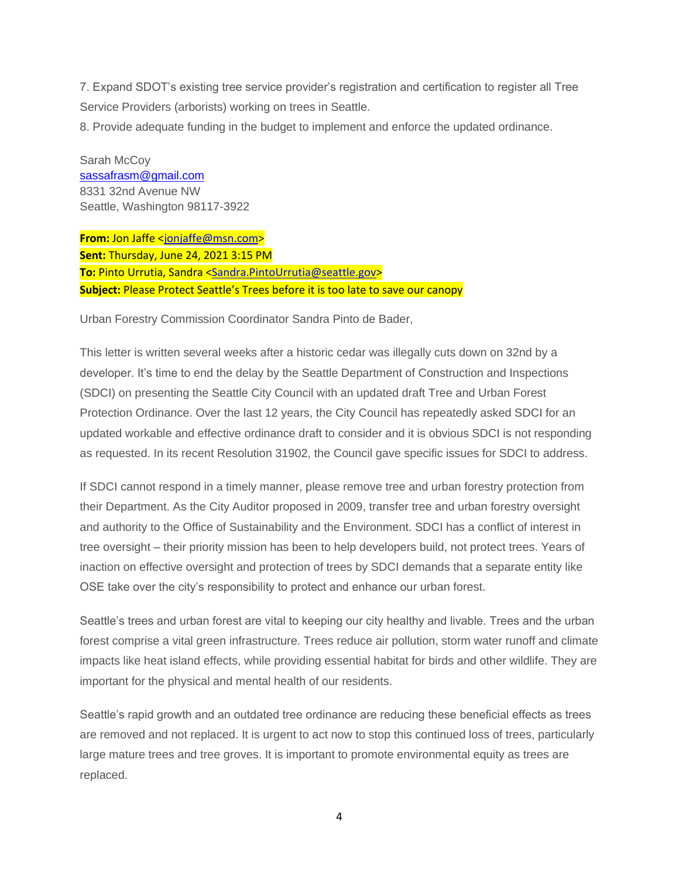7. Expand SDOT's existing tree service provider's registration and certification to register all Tree Service Providers (arborists) working on trees in Seattle.
8. Provide adequate funding in the budget to implement and enforce the updated ordinance.

Sarah McCoy
sassafrasm@gmail.com
8331 32nd Avenue NW
Seattle, Washington 98117-3922

**From:** Jon Jaffe <jonjaffe@msn.com>
**Sent:** Thursday, June 24, 2021 3:15 PM
**To:** Pinto Urrutia, Sandra <Sandra.PintoUrrutia@seattle.gov>
**Subject:** Please Protect Seattle's Trees before it is too late to save our canopy

Urban Forestry Commission Coordinator Sandra Pinto de Bader,

This letter is written several weeks after a historic cedar was illegally cuts down on 32nd by a developer. It's time to end the delay by the Seattle Department of Construction and Inspections (SDCI) on presenting the Seattle City Council with an updated draft Tree and Urban Forest Protection Ordinance. Over the last 12 years, the City Council has repeatedly asked SDCI for an updated workable and effective ordinance draft to consider and it is obvious SDCI is not responding as requested. In its recent Resolution 31902, the Council gave specific issues for SDCI to address.

If SDCI cannot respond in a timely manner, please remove tree and urban forestry protection from their Department. As the City Auditor proposed in 2009, transfer tree and urban forestry oversight and authority to the Office of Sustainability and the Environment. SDCI has a conflict of interest in tree oversight – their priority mission has been to help developers build, not protect trees. Years of inaction on effective oversight and protection of trees by SDCI demands that a separate entity like OSE take over the city's responsibility to protect and enhance our urban forest.

Seattle's trees and urban forest are vital to keeping our city healthy and livable. Trees and the urban forest comprise a vital green infrastructure. Trees reduce air pollution, storm water runoff and climate impacts like heat island effects, while providing essential habitat for birds and other wildlife. They are important for the physical and mental health of our residents.

Seattle's rapid growth and an outdated tree ordinance are reducing these beneficial effects as trees are removed and not replaced. It is urgent to act now to stop this continued loss of trees, particularly large mature trees and tree groves. It is important to promote environmental equity as trees are replaced.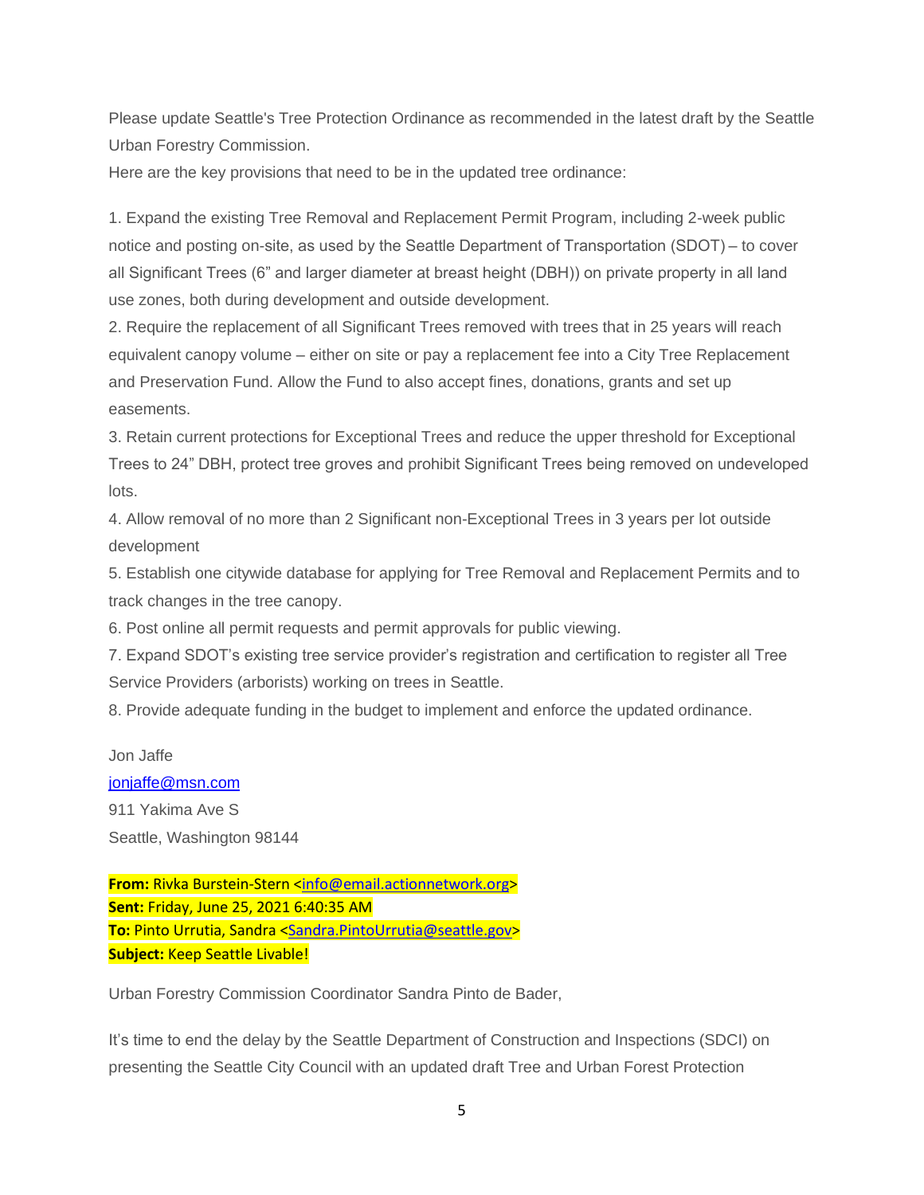Please update Seattle's Tree Protection Ordinance as recommended in the latest draft by the Seattle Urban Forestry Commission.

Here are the key provisions that need to be in the updated tree ordinance:

1. Expand the existing Tree Removal and Replacement Permit Program, including 2-week public notice and posting on-site, as used by the Seattle Department of Transportation (SDOT) – to cover all Significant Trees (6" and larger diameter at breast height (DBH)) on private property in all land use zones, both during development and outside development.
2. Require the replacement of all Significant Trees removed with trees that in 25 years will reach equivalent canopy volume – either on site or pay a replacement fee into a City Tree Replacement and Preservation Fund. Allow the Fund to also accept fines, donations, grants and set up easements.
3. Retain current protections for Exceptional Trees and reduce the upper threshold for Exceptional Trees to 24" DBH, protect tree groves and prohibit Significant Trees being removed on undeveloped lots.
4. Allow removal of no more than 2 Significant non-Exceptional Trees in 3 years per lot outside development
5. Establish one citywide database for applying for Tree Removal and Replacement Permits and to track changes in the tree canopy.
6. Post online all permit requests and permit approvals for public viewing.
7. Expand SDOT's existing tree service provider's registration and certification to register all Tree Service Providers (arborists) working on trees in Seattle.
8. Provide adequate funding in the budget to implement and enforce the updated ordinance.

Jon Jaffe
jonjaffe@msn.com
911 Yakima Ave S
Seattle, Washington 98144

**From:** Rivka Burstein-Stern <info@email.actionnetwork.org>
**Sent:** Friday, June 25, 2021 6:40:35 AM
**To:** Pinto Urrutia, Sandra <Sandra.PintoUrrutia@seattle.gov>
**Subject:** Keep Seattle Livable!

Urban Forestry Commission Coordinator Sandra Pinto de Bader,

It's time to end the delay by the Seattle Department of Construction and Inspections (SDCI) on presenting the Seattle City Council with an updated draft Tree and Urban Forest Protection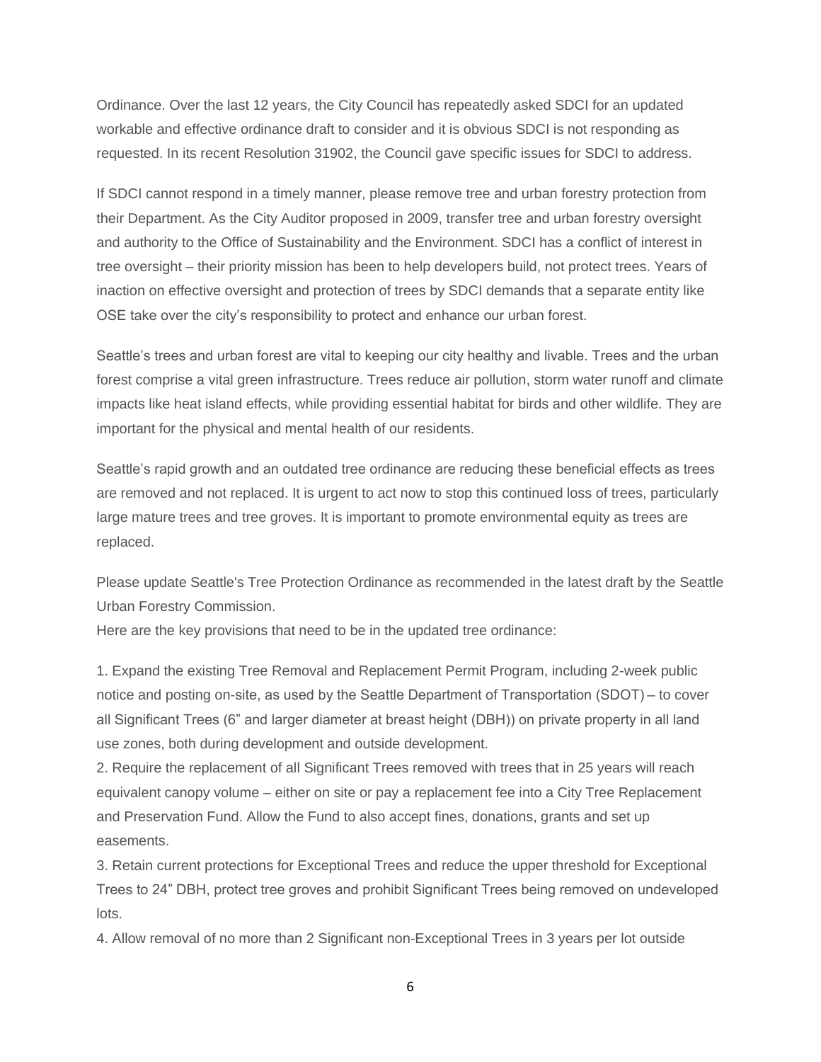Ordinance. Over the last 12 years, the City Council has repeatedly asked SDCI for an updated workable and effective ordinance draft to consider and it is obvious SDCI is not responding as requested. In its recent Resolution 31902, the Council gave specific issues for SDCI to address.

If SDCI cannot respond in a timely manner, please remove tree and urban forestry protection from their Department. As the City Auditor proposed in 2009, transfer tree and urban forestry oversight and authority to the Office of Sustainability and the Environment. SDCI has a conflict of interest in tree oversight – their priority mission has been to help developers build, not protect trees. Years of inaction on effective oversight and protection of trees by SDCI demands that a separate entity like OSE take over the city's responsibility to protect and enhance our urban forest.

Seattle's trees and urban forest are vital to keeping our city healthy and livable. Trees and the urban forest comprise a vital green infrastructure. Trees reduce air pollution, storm water runoff and climate impacts like heat island effects, while providing essential habitat for birds and other wildlife. They are important for the physical and mental health of our residents.

Seattle's rapid growth and an outdated tree ordinance are reducing these beneficial effects as trees are removed and not replaced. It is urgent to act now to stop this continued loss of trees, particularly large mature trees and tree groves. It is important to promote environmental equity as trees are replaced.

Please update Seattle's Tree Protection Ordinance as recommended in the latest draft by the Seattle Urban Forestry Commission.

Here are the key provisions that need to be in the updated tree ordinance:

1. Expand the existing Tree Removal and Replacement Permit Program, including 2-week public notice and posting on-site, as used by the Seattle Department of Transportation (SDOT) – to cover all Significant Trees (6" and larger diameter at breast height (DBH)) on private property in all land use zones, both during development and outside development.
2. Require the replacement of all Significant Trees removed with trees that in 25 years will reach equivalent canopy volume – either on site or pay a replacement fee into a City Tree Replacement and Preservation Fund. Allow the Fund to also accept fines, donations, grants and set up easements.
3. Retain current protections for Exceptional Trees and reduce the upper threshold for Exceptional Trees to 24" DBH, protect tree groves and prohibit Significant Trees being removed on undeveloped lots.
4. Allow removal of no more than 2 Significant non-Exceptional Trees in 3 years per lot outside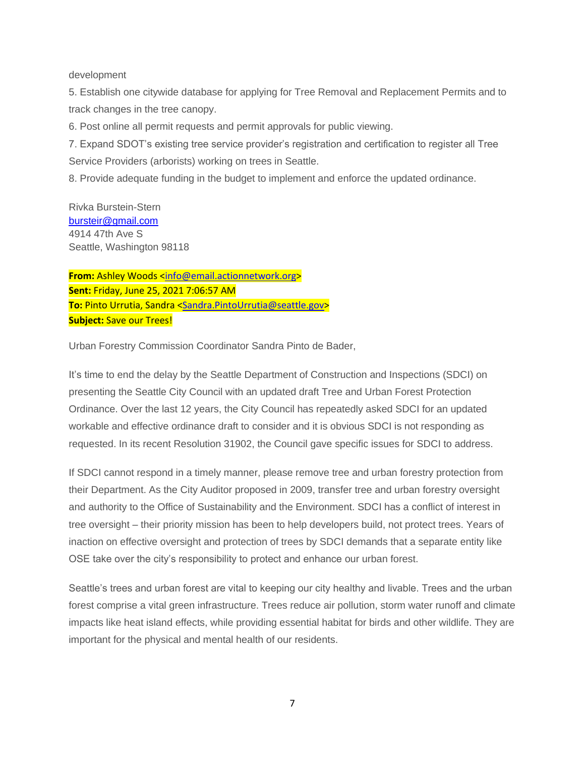development

5. Establish one citywide database for applying for Tree Removal and Replacement Permits and to track changes in the tree canopy.

6. Post online all permit requests and permit approvals for public viewing.

7. Expand SDOT's existing tree service provider's registration and certification to register all Tree Service Providers (arborists) working on trees in Seattle.

8. Provide adequate funding in the budget to implement and enforce the updated ordinance.

Rivka Burstein-Stern
bursteir@gmail.com
4914 47th Ave S
Seattle, Washington 98118

**From:** Ashley Woods <info@email.actionnetwork.org>
**Sent:** Friday, June 25, 2021 7:06:57 AM
**To:** Pinto Urrutia, Sandra <Sandra.PintoUrrutia@seattle.gov>
**Subject:** Save our Trees!

Urban Forestry Commission Coordinator Sandra Pinto de Bader,

It's time to end the delay by the Seattle Department of Construction and Inspections (SDCI) on presenting the Seattle City Council with an updated draft Tree and Urban Forest Protection Ordinance. Over the last 12 years, the City Council has repeatedly asked SDCI for an updated workable and effective ordinance draft to consider and it is obvious SDCI is not responding as requested. In its recent Resolution 31902, the Council gave specific issues for SDCI to address.

If SDCI cannot respond in a timely manner, please remove tree and urban forestry protection from their Department. As the City Auditor proposed in 2009, transfer tree and urban forestry oversight and authority to the Office of Sustainability and the Environment. SDCI has a conflict of interest in tree oversight – their priority mission has been to help developers build, not protect trees. Years of inaction on effective oversight and protection of trees by SDCI demands that a separate entity like OSE take over the city's responsibility to protect and enhance our urban forest.

Seattle's trees and urban forest are vital to keeping our city healthy and livable. Trees and the urban forest comprise a vital green infrastructure. Trees reduce air pollution, storm water runoff and climate impacts like heat island effects, while providing essential habitat for birds and other wildlife. They are important for the physical and mental health of our residents.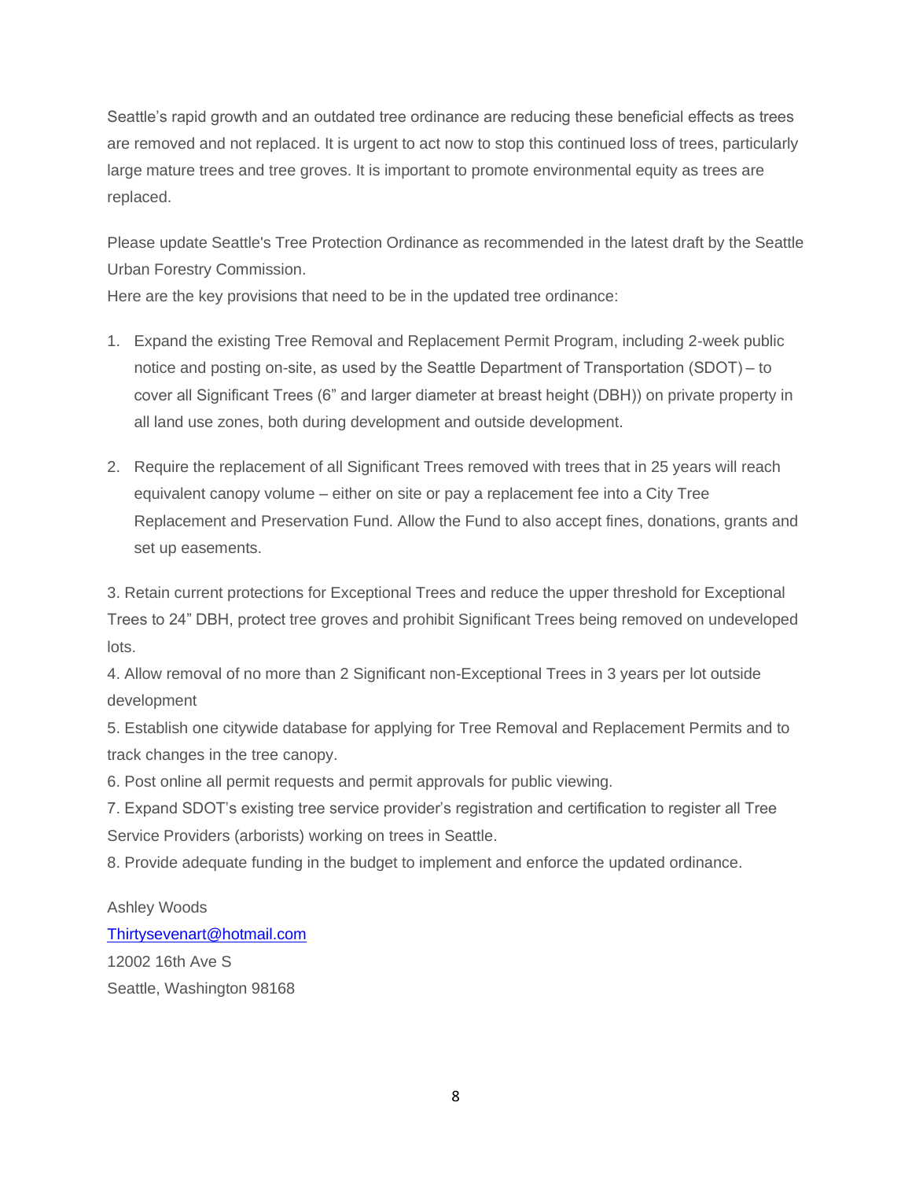Seattle's rapid growth and an outdated tree ordinance are reducing these beneficial effects as trees are removed and not replaced. It is urgent to act now to stop this continued loss of trees, particularly large mature trees and tree groves. It is important to promote environmental equity as trees are replaced.

Please update Seattle's Tree Protection Ordinance as recommended in the latest draft by the Seattle Urban Forestry Commission.
Here are the key provisions that need to be in the updated tree ordinance:

1. Expand the existing Tree Removal and Replacement Permit Program, including 2-week public notice and posting on-site, as used by the Seattle Department of Transportation (SDOT) – to cover all Significant Trees (6" and larger diameter at breast height (DBH)) on private property in all land use zones, both during development and outside development.

2. Require the replacement of all Significant Trees removed with trees that in 25 years will reach equivalent canopy volume – either on site or pay a replacement fee into a City Tree Replacement and Preservation Fund. Allow the Fund to also accept fines, donations, grants and set up easements.

3. Retain current protections for Exceptional Trees and reduce the upper threshold for Exceptional Trees to 24" DBH, protect tree groves and prohibit Significant Trees being removed on undeveloped lots.
4. Allow removal of no more than 2 Significant non-Exceptional Trees in 3 years per lot outside development
5. Establish one citywide database for applying for Tree Removal and Replacement Permits and to track changes in the tree canopy.
6. Post online all permit requests and permit approvals for public viewing.
7. Expand SDOT's existing tree service provider's registration and certification to register all Tree Service Providers (arborists) working on trees in Seattle.
8. Provide adequate funding in the budget to implement and enforce the updated ordinance.

Ashley Woods
Thirtysevenart@hotmail.com
12002 16th Ave S
Seattle, Washington 98168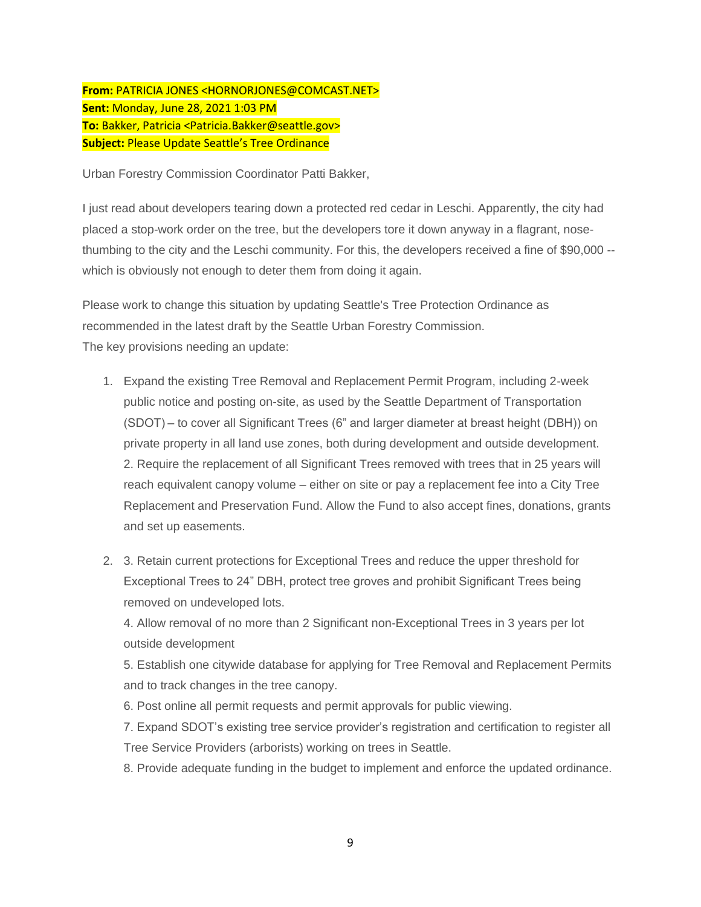**From:** PATRICIA JONES <HORNORJONES@COMCAST.NET>
**Sent:** Monday, June 28, 2021 1:03 PM
**To:** Bakker, Patricia <Patricia.Bakker@seattle.gov>
**Subject:** Please Update Seattle's Tree Ordinance

Urban Forestry Commission Coordinator Patti Bakker,

I just read about developers tearing down a protected red cedar in Leschi. Apparently, the city had placed a stop-work order on the tree, but the developers tore it down anyway in a flagrant, nose-thumbing to the city and the Leschi community. For this, the developers received a fine of $90,000 -- which is obviously not enough to deter them from doing it again.

Please work to change this situation by updating Seattle's Tree Protection Ordinance as recommended in the latest draft by the Seattle Urban Forestry Commission.
The key provisions needing an update:

1. Expand the existing Tree Removal and Replacement Permit Program, including 2-week public notice and posting on-site, as used by the Seattle Department of Transportation (SDOT) – to cover all Significant Trees (6" and larger diameter at breast height (DBH)) on private property in all land use zones, both during development and outside development.
   2. Require the replacement of all Significant Trees removed with trees that in 25 years will reach equivalent canopy volume – either on site or pay a replacement fee into a City Tree Replacement and Preservation Fund. Allow the Fund to also accept fines, donations, grants and set up easements.

2. 3. Retain current protections for Exceptional Trees and reduce the upper threshold for Exceptional Trees to 24" DBH, protect tree groves and prohibit Significant Trees being removed on undeveloped lots.
   4. Allow removal of no more than 2 Significant non-Exceptional Trees in 3 years per lot outside development
   5. Establish one citywide database for applying for Tree Removal and Replacement Permits and to track changes in the tree canopy.
   6. Post online all permit requests and permit approvals for public viewing.
   7. Expand SDOT's existing tree service provider's registration and certification to register all Tree Service Providers (arborists) working on trees in Seattle.
   8. Provide adequate funding in the budget to implement and enforce the updated ordinance.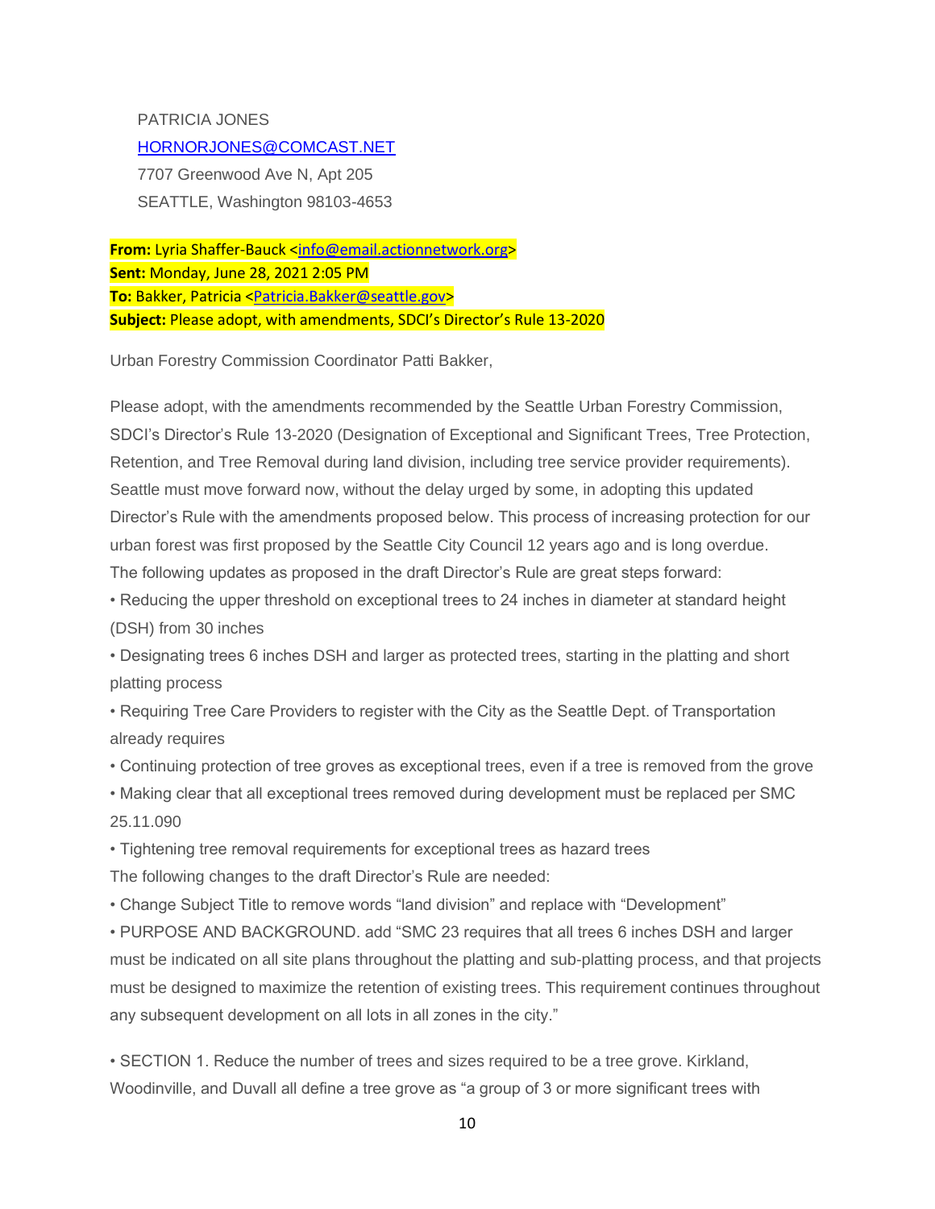PATRICIA JONES
HORNORJONES@COMCAST.NET
7707 Greenwood Ave N, Apt 205
SEATTLE, Washington 98103-4653

**From:** Lyria Shaffer-Bauck <info@email.actionnetwork.org>
**Sent:** Monday, June 28, 2021 2:05 PM
**To:** Bakker, Patricia <Patricia.Bakker@seattle.gov>
**Subject:** Please adopt, with amendments, SDCI's Director's Rule 13-2020

Urban Forestry Commission Coordinator Patti Bakker,

Please adopt, with the amendments recommended by the Seattle Urban Forestry Commission, SDCI's Director's Rule 13-2020 (Designation of Exceptional and Significant Trees, Tree Protection, Retention, and Tree Removal during land division, including tree service provider requirements). Seattle must move forward now, without the delay urged by some, in adopting this updated Director's Rule with the amendments proposed below. This process of increasing protection for our urban forest was first proposed by the Seattle City Council 12 years ago and is long overdue.
The following updates as proposed in the draft Director's Rule are great steps forward:

- Reducing the upper threshold on exceptional trees to 24 inches in diameter at standard height (DSH) from 30 inches
- Designating trees 6 inches DSH and larger as protected trees, starting in the platting and short platting process
- Requiring Tree Care Providers to register with the City as the Seattle Dept. of Transportation already requires
- Continuing protection of tree groves as exceptional trees, even if a tree is removed from the grove
- Making clear that all exceptional trees removed during development must be replaced per SMC 25.11.090
- Tightening tree removal requirements for exceptional trees as hazard trees

The following changes to the draft Director's Rule are needed:

- Change Subject Title to remove words "land division" and replace with "Development"
- PURPOSE AND BACKGROUND. add "SMC 23 requires that all trees 6 inches DSH and larger must be indicated on all site plans throughout the platting and sub-platting process, and that projects must be designed to maximize the retention of existing trees. This requirement continues throughout any subsequent development on all lots in all zones in the city."

- SECTION 1. Reduce the number of trees and sizes required to be a tree grove. Kirkland, Woodinville, and Duvall all define a tree grove as "a group of 3 or more significant trees with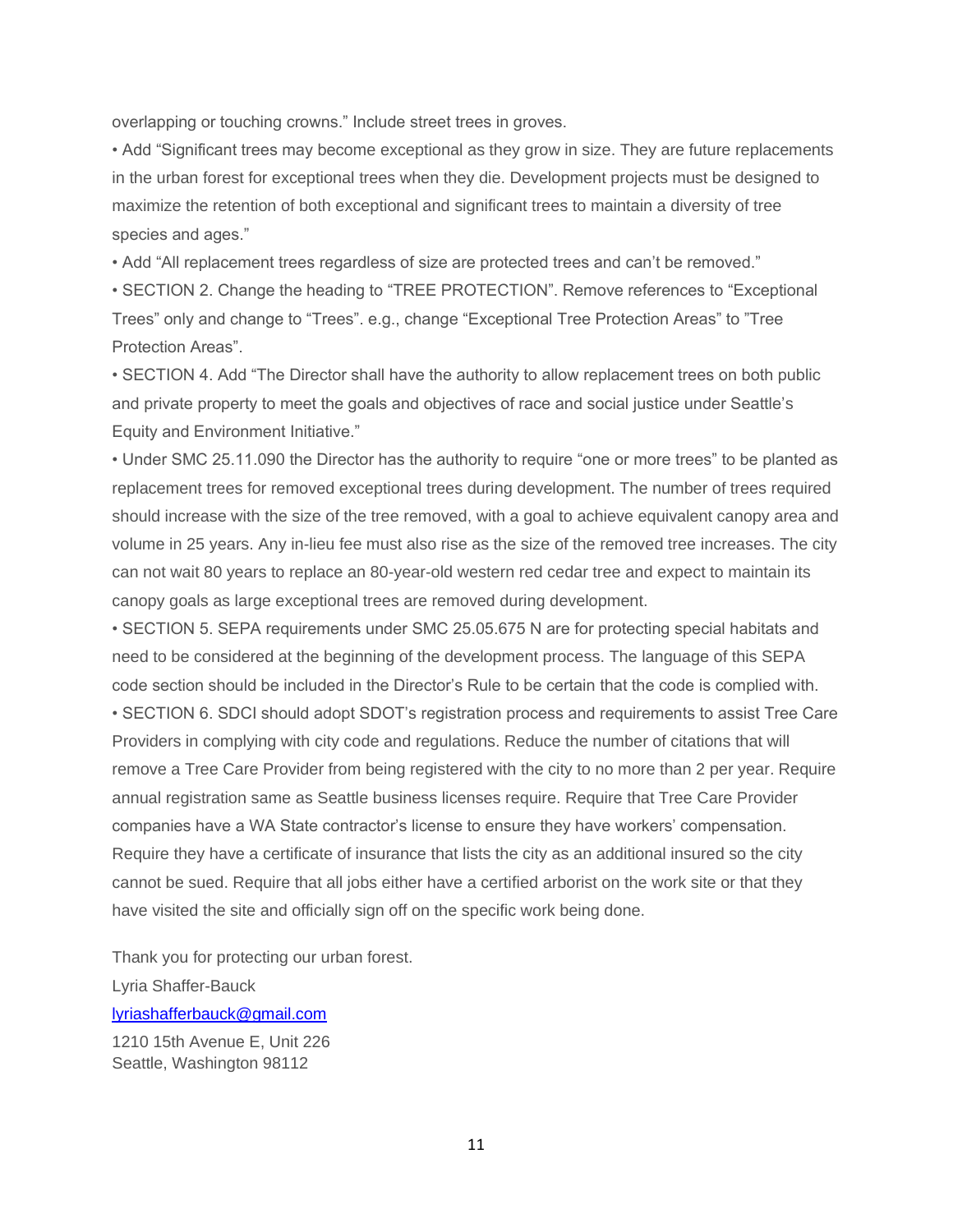overlapping or touching crowns." Include street trees in groves.

- Add "Significant trees may become exceptional as they grow in size. They are future replacements in the urban forest for exceptional trees when they die. Development projects must be designed to maximize the retention of both exceptional and significant trees to maintain a diversity of tree species and ages."
- Add "All replacement trees regardless of size are protected trees and can't be removed."
- SECTION 2. Change the heading to "TREE PROTECTION". Remove references to "Exceptional Trees" only and change to "Trees". e.g., change "Exceptional Tree Protection Areas" to "Tree Protection Areas".
- SECTION 4. Add "The Director shall have the authority to allow replacement trees on both public and private property to meet the goals and objectives of race and social justice under Seattle's Equity and Environment Initiative."
- Under SMC 25.11.090 the Director has the authority to require "one or more trees" to be planted as replacement trees for removed exceptional trees during development. The number of trees required should increase with the size of the tree removed, with a goal to achieve equivalent canopy area and volume in 25 years. Any in-lieu fee must also rise as the size of the removed tree increases. The city can not wait 80 years to replace an 80-year-old western red cedar tree and expect to maintain its canopy goals as large exceptional trees are removed during development.
- SECTION 5. SEPA requirements under SMC 25.05.675 N are for protecting special habitats and need to be considered at the beginning of the development process. The language of this SEPA code section should be included in the Director's Rule to be certain that the code is complied with.
- SECTION 6. SDCI should adopt SDOT's registration process and requirements to assist Tree Care Providers in complying with city code and regulations. Reduce the number of citations that will remove a Tree Care Provider from being registered with the city to no more than 2 per year. Require annual registration same as Seattle business licenses require. Require that Tree Care Provider companies have a WA State contractor's license to ensure they have workers' compensation. Require they have a certificate of insurance that lists the city as an additional insured so the city cannot be sued. Require that all jobs either have a certified arborist on the work site or that they have visited the site and officially sign off on the specific work being done.

Thank you for protecting our urban forest.

Lyria Shaffer-Bauck

lyriashafferbauck@gmail.com

1210 15th Avenue E, Unit 226
Seattle, Washington 98112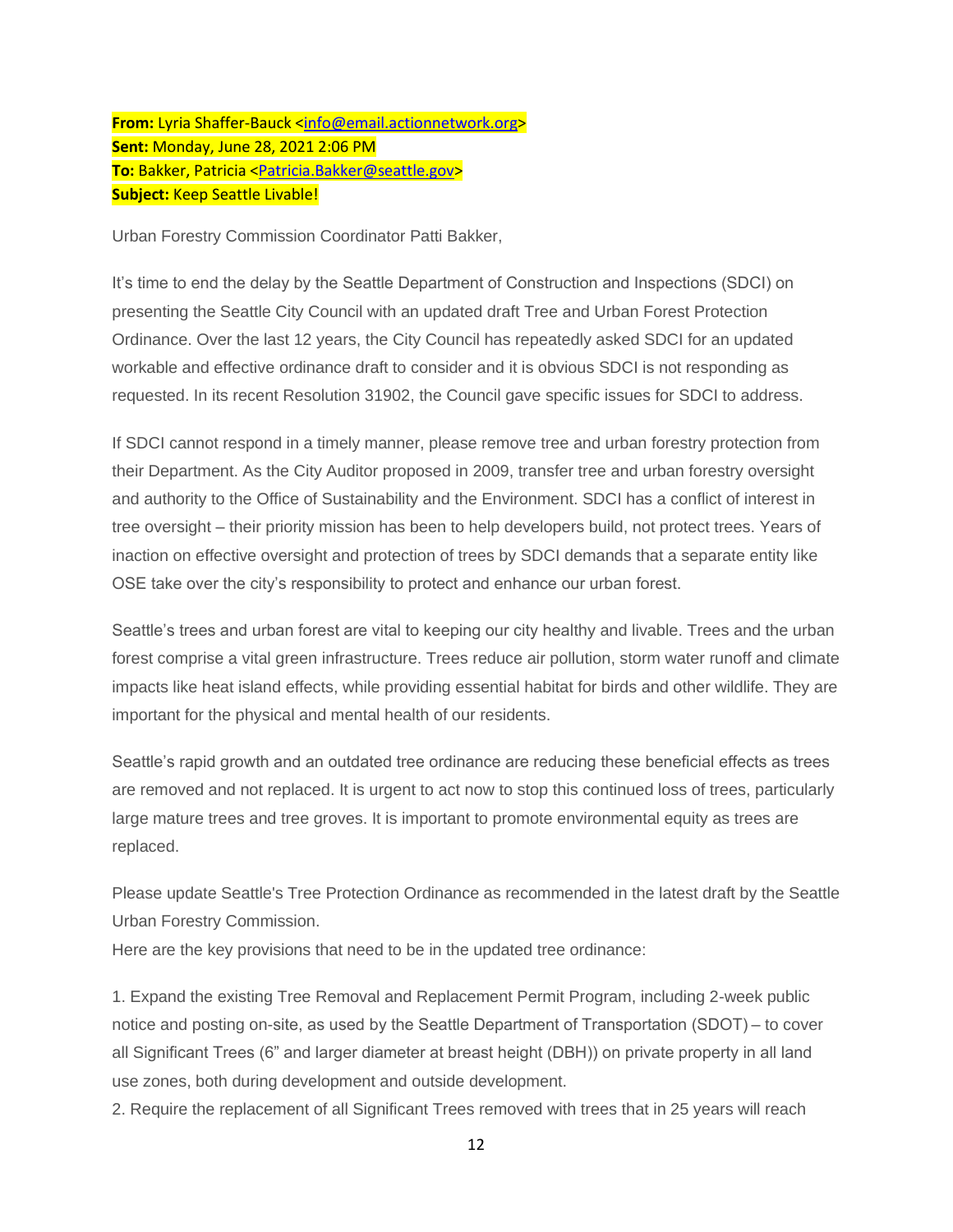**From:** Lyria Shaffer-Bauck <info@email.actionnetwork.org>
**Sent:** Monday, June 28, 2021 2:06 PM
**To:** Bakker, Patricia <Patricia.Bakker@seattle.gov>
**Subject:** Keep Seattle Livable!

Urban Forestry Commission Coordinator Patti Bakker,

It's time to end the delay by the Seattle Department of Construction and Inspections (SDCI) on presenting the Seattle City Council with an updated draft Tree and Urban Forest Protection Ordinance. Over the last 12 years, the City Council has repeatedly asked SDCI for an updated workable and effective ordinance draft to consider and it is obvious SDCI is not responding as requested. In its recent Resolution 31902, the Council gave specific issues for SDCI to address.

If SDCI cannot respond in a timely manner, please remove tree and urban forestry protection from their Department. As the City Auditor proposed in 2009, transfer tree and urban forestry oversight and authority to the Office of Sustainability and the Environment. SDCI has a conflict of interest in tree oversight – their priority mission has been to help developers build, not protect trees. Years of inaction on effective oversight and protection of trees by SDCI demands that a separate entity like OSE take over the city's responsibility to protect and enhance our urban forest.

Seattle's trees and urban forest are vital to keeping our city healthy and livable. Trees and the urban forest comprise a vital green infrastructure. Trees reduce air pollution, storm water runoff and climate impacts like heat island effects, while providing essential habitat for birds and other wildlife. They are important for the physical and mental health of our residents.

Seattle's rapid growth and an outdated tree ordinance are reducing these beneficial effects as trees are removed and not replaced. It is urgent to act now to stop this continued loss of trees, particularly large mature trees and tree groves. It is important to promote environmental equity as trees are replaced.

Please update Seattle's Tree Protection Ordinance as recommended in the latest draft by the Seattle Urban Forestry Commission.
Here are the key provisions that need to be in the updated tree ordinance:

1. Expand the existing Tree Removal and Replacement Permit Program, including 2-week public notice and posting on-site, as used by the Seattle Department of Transportation (SDOT) – to cover all Significant Trees (6" and larger diameter at breast height (DBH)) on private property in all land use zones, both during development and outside development.
2. Require the replacement of all Significant Trees removed with trees that in 25 years will reach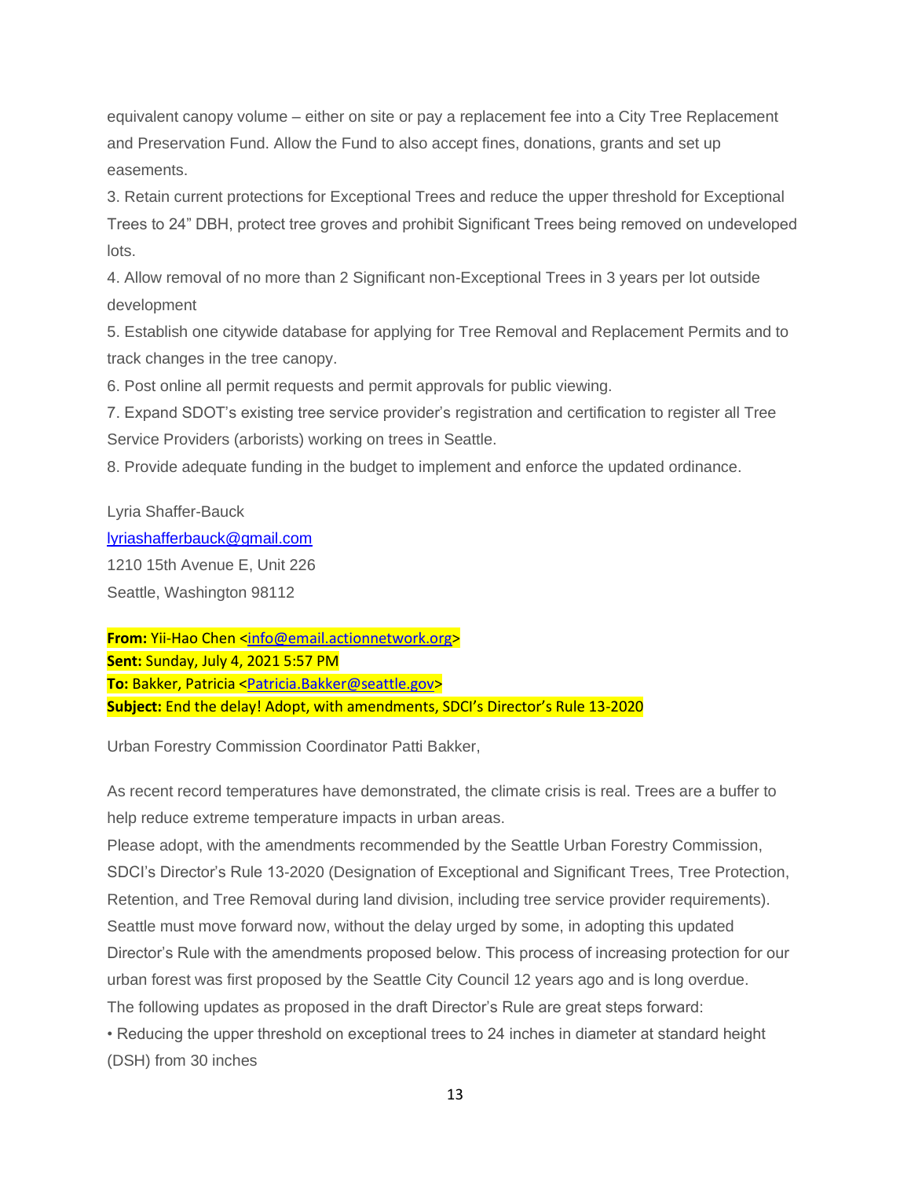equivalent canopy volume – either on site or pay a replacement fee into a City Tree Replacement and Preservation Fund. Allow the Fund to also accept fines, donations, grants and set up easements.

3. Retain current protections for Exceptional Trees and reduce the upper threshold for Exceptional Trees to 24" DBH, protect tree groves and prohibit Significant Trees being removed on undeveloped lots.
4. Allow removal of no more than 2 Significant non-Exceptional Trees in 3 years per lot outside development
5. Establish one citywide database for applying for Tree Removal and Replacement Permits and to track changes in the tree canopy.
6. Post online all permit requests and permit approvals for public viewing.
7. Expand SDOT's existing tree service provider's registration and certification to register all Tree Service Providers (arborists) working on trees in Seattle.
8. Provide adequate funding in the budget to implement and enforce the updated ordinance.

Lyria Shaffer-Bauck
lyriashafferbauck@gmail.com
1210 15th Avenue E, Unit 226
Seattle, Washington 98112

**From:** Yii-Hao Chen <info@email.actionnetwork.org>
**Sent:** Sunday, July 4, 2021 5:57 PM
**To:** Bakker, Patricia <Patricia.Bakker@seattle.gov>
**Subject:** End the delay! Adopt, with amendments, SDCI's Director's Rule 13-2020

Urban Forestry Commission Coordinator Patti Bakker,

As recent record temperatures have demonstrated, the climate crisis is real. Trees are a buffer to help reduce extreme temperature impacts in urban areas.
Please adopt, with the amendments recommended by the Seattle Urban Forestry Commission, SDCI's Director's Rule 13-2020 (Designation of Exceptional and Significant Trees, Tree Protection, Retention, and Tree Removal during land division, including tree service provider requirements).
Seattle must move forward now, without the delay urged by some, in adopting this updated Director's Rule with the amendments proposed below. This process of increasing protection for our urban forest was first proposed by the Seattle City Council 12 years ago and is long overdue.
The following updates as proposed in the draft Director's Rule are great steps forward:
• Reducing the upper threshold on exceptional trees to 24 inches in diameter at standard height (DSH) from 30 inches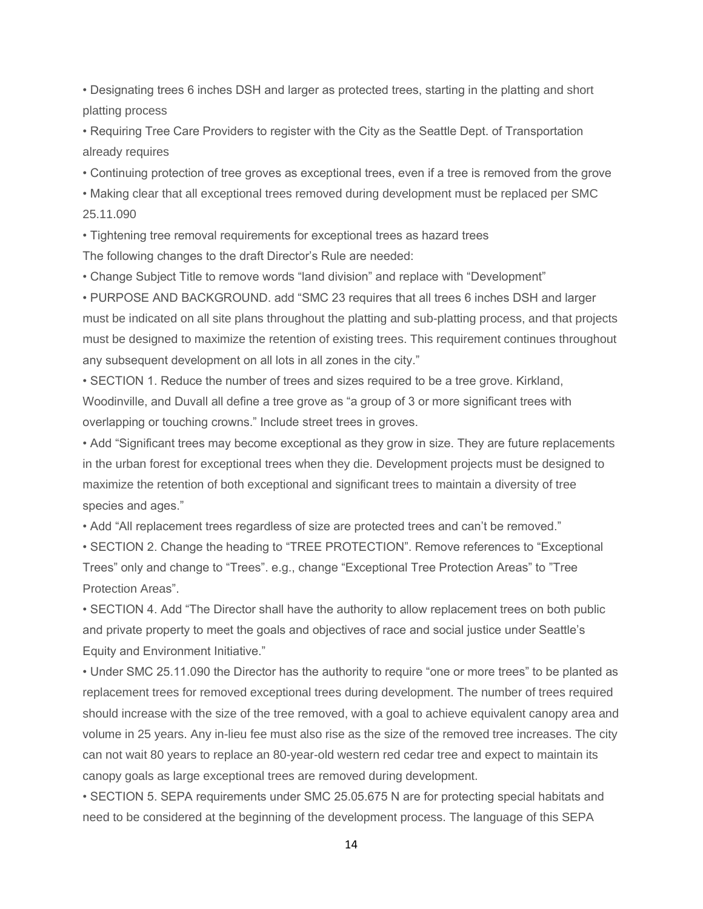- Designating trees 6 inches DSH and larger as protected trees, starting in the platting and short platting process
- Requiring Tree Care Providers to register with the City as the Seattle Dept. of Transportation already requires
- Continuing protection of tree groves as exceptional trees, even if a tree is removed from the grove
- Making clear that all exceptional trees removed during development must be replaced per SMC 25.11.090
- Tightening tree removal requirements for exceptional trees as hazard trees

The following changes to the draft Director's Rule are needed:

- Change Subject Title to remove words "land division" and replace with "Development"
- PURPOSE AND BACKGROUND. add "SMC 23 requires that all trees 6 inches DSH and larger must be indicated on all site plans throughout the platting and sub-platting process, and that projects must be designed to maximize the retention of existing trees. This requirement continues throughout any subsequent development on all lots in all zones in the city."
- SECTION 1. Reduce the number of trees and sizes required to be a tree grove. Kirkland, Woodinville, and Duvall all define a tree grove as "a group of 3 or more significant trees with overlapping or touching crowns." Include street trees in groves.
- Add "Significant trees may become exceptional as they grow in size. They are future replacements in the urban forest for exceptional trees when they die. Development projects must be designed to maximize the retention of both exceptional and significant trees to maintain a diversity of tree species and ages."
- Add "All replacement trees regardless of size are protected trees and can't be removed."
- SECTION 2. Change the heading to "TREE PROTECTION". Remove references to "Exceptional Trees" only and change to "Trees". e.g., change "Exceptional Tree Protection Areas" to "Tree Protection Areas".
- SECTION 4. Add "The Director shall have the authority to allow replacement trees on both public and private property to meet the goals and objectives of race and social justice under Seattle's Equity and Environment Initiative."
- Under SMC 25.11.090 the Director has the authority to require "one or more trees" to be planted as replacement trees for removed exceptional trees during development. The number of trees required should increase with the size of the tree removed, with a goal to achieve equivalent canopy area and volume in 25 years. Any in-lieu fee must also rise as the size of the removed tree increases. The city can not wait 80 years to replace an 80-year-old western red cedar tree and expect to maintain its canopy goals as large exceptional trees are removed during development.
- SECTION 5. SEPA requirements under SMC 25.05.675 N are for protecting special habitats and need to be considered at the beginning of the development process. The language of this SEPA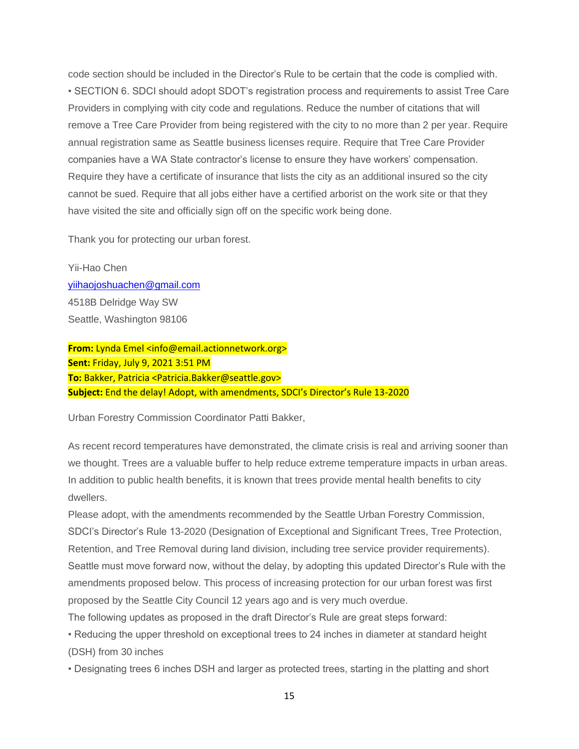code section should be included in the Director's Rule to be certain that the code is complied with.
• SECTION 6. SDCI should adopt SDOT's registration process and requirements to assist Tree Care Providers in complying with city code and regulations. Reduce the number of citations that will remove a Tree Care Provider from being registered with the city to no more than 2 per year. Require annual registration same as Seattle business licenses require. Require that Tree Care Provider companies have a WA State contractor's license to ensure they have workers' compensation. Require they have a certificate of insurance that lists the city as an additional insured so the city cannot be sued. Require that all jobs either have a certified arborist on the work site or that they have visited the site and officially sign off on the specific work being done.

Thank you for protecting our urban forest.

Yii-Hao Chen
yiihaojoshuachen@gmail.com
4518B Delridge Way SW
Seattle, Washington 98106

**From:** Lynda Emel <info@email.actionnetwork.org>
**Sent:** Friday, July 9, 2021 3:51 PM
**To:** Bakker, Patricia <Patricia.Bakker@seattle.gov>
**Subject:** End the delay! Adopt, with amendments, SDCI's Director's Rule 13-2020

Urban Forestry Commission Coordinator Patti Bakker,

As recent record temperatures have demonstrated, the climate crisis is real and arriving sooner than we thought. Trees are a valuable buffer to help reduce extreme temperature impacts in urban areas. In addition to public health benefits, it is known that trees provide mental health benefits to city dwellers.
Please adopt, with the amendments recommended by the Seattle Urban Forestry Commission, SDCI's Director's Rule 13-2020 (Designation of Exceptional and Significant Trees, Tree Protection, Retention, and Tree Removal during land division, including tree service provider requirements). Seattle must move forward now, without the delay, by adopting this updated Director's Rule with the amendments proposed below. This process of increasing protection for our urban forest was first proposed by the Seattle City Council 12 years ago and is very much overdue.
The following updates as proposed in the draft Director's Rule are great steps forward:
• Reducing the upper threshold on exceptional trees to 24 inches in diameter at standard height (DSH) from 30 inches
• Designating trees 6 inches DSH and larger as protected trees, starting in the platting and short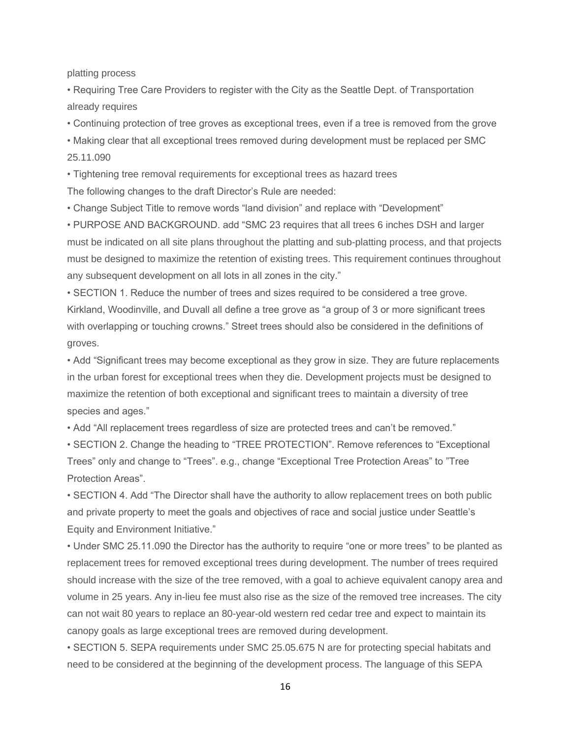platting process

- Requiring Tree Care Providers to register with the City as the Seattle Dept. of Transportation already requires
- Continuing protection of tree groves as exceptional trees, even if a tree is removed from the grove
- Making clear that all exceptional trees removed during development must be replaced per SMC 25.11.090
- Tightening tree removal requirements for exceptional trees as hazard trees

The following changes to the draft Director's Rule are needed:

- Change Subject Title to remove words "land division" and replace with "Development"
- PURPOSE AND BACKGROUND. add "SMC 23 requires that all trees 6 inches DSH and larger must be indicated on all site plans throughout the platting and sub-platting process, and that projects must be designed to maximize the retention of existing trees. This requirement continues throughout any subsequent development on all lots in all zones in the city."
- SECTION 1. Reduce the number of trees and sizes required to be considered a tree grove. Kirkland, Woodinville, and Duvall all define a tree grove as "a group of 3 or more significant trees with overlapping or touching crowns." Street trees should also be considered in the definitions of groves.
- Add "Significant trees may become exceptional as they grow in size. They are future replacements in the urban forest for exceptional trees when they die. Development projects must be designed to maximize the retention of both exceptional and significant trees to maintain a diversity of tree species and ages."
- Add "All replacement trees regardless of size are protected trees and can't be removed."
- SECTION 2. Change the heading to "TREE PROTECTION". Remove references to "Exceptional Trees" only and change to "Trees". e.g., change "Exceptional Tree Protection Areas" to "Tree Protection Areas".
- SECTION 4. Add "The Director shall have the authority to allow replacement trees on both public and private property to meet the goals and objectives of race and social justice under Seattle's Equity and Environment Initiative."
- Under SMC 25.11.090 the Director has the authority to require "one or more trees" to be planted as replacement trees for removed exceptional trees during development. The number of trees required should increase with the size of the tree removed, with a goal to achieve equivalent canopy area and volume in 25 years. Any in-lieu fee must also rise as the size of the removed tree increases. The city can not wait 80 years to replace an 80-year-old western red cedar tree and expect to maintain its canopy goals as large exceptional trees are removed during development.
- SECTION 5. SEPA requirements under SMC 25.05.675 N are for protecting special habitats and need to be considered at the beginning of the development process. The language of this SEPA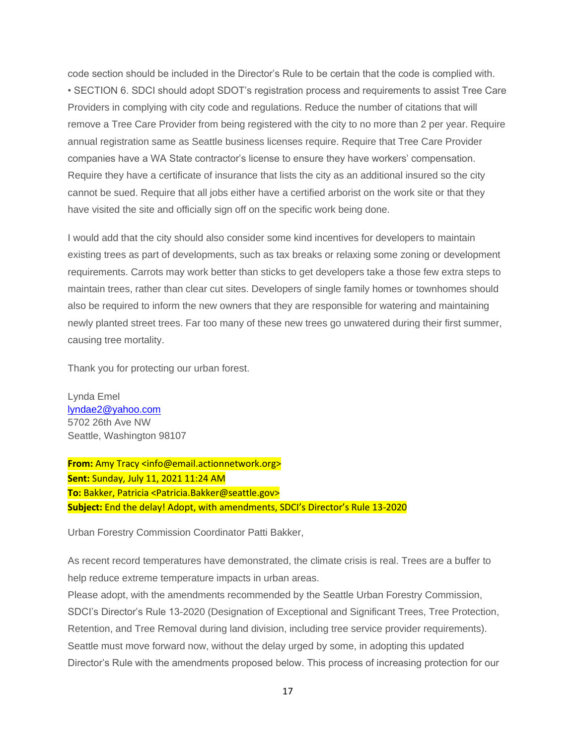code section should be included in the Director's Rule to be certain that the code is complied with.
• SECTION 6. SDCI should adopt SDOT's registration process and requirements to assist Tree Care Providers in complying with city code and regulations. Reduce the number of citations that will remove a Tree Care Provider from being registered with the city to no more than 2 per year. Require annual registration same as Seattle business licenses require. Require that Tree Care Provider companies have a WA State contractor's license to ensure they have workers' compensation. Require they have a certificate of insurance that lists the city as an additional insured so the city cannot be sued. Require that all jobs either have a certified arborist on the work site or that they have visited the site and officially sign off on the specific work being done.

I would add that the city should also consider some kind incentives for developers to maintain existing trees as part of developments, such as tax breaks or relaxing some zoning or development requirements. Carrots may work better than sticks to get developers take a those few extra steps to maintain trees, rather than clear cut sites. Developers of single family homes or townhomes should also be required to inform the new owners that they are responsible for watering and maintaining newly planted street trees. Far too many of these new trees go unwatered during their first summer, causing tree mortality.

Thank you for protecting our urban forest.

Lynda Emel
lyndae2@yahoo.com
5702 26th Ave NW
Seattle, Washington 98107

**From:** Amy Tracy <info@email.actionnetwork.org>
**Sent:** Sunday, July 11, 2021 11:24 AM
**To:** Bakker, Patricia <Patricia.Bakker@seattle.gov>
**Subject:** End the delay! Adopt, with amendments, SDCI's Director's Rule 13-2020

Urban Forestry Commission Coordinator Patti Bakker,

As recent record temperatures have demonstrated, the climate crisis is real. Trees are a buffer to help reduce extreme temperature impacts in urban areas.
Please adopt, with the amendments recommended by the Seattle Urban Forestry Commission, SDCI's Director's Rule 13-2020 (Designation of Exceptional and Significant Trees, Tree Protection, Retention, and Tree Removal during land division, including tree service provider requirements). Seattle must move forward now, without the delay urged by some, in adopting this updated Director's Rule with the amendments proposed below. This process of increasing protection for our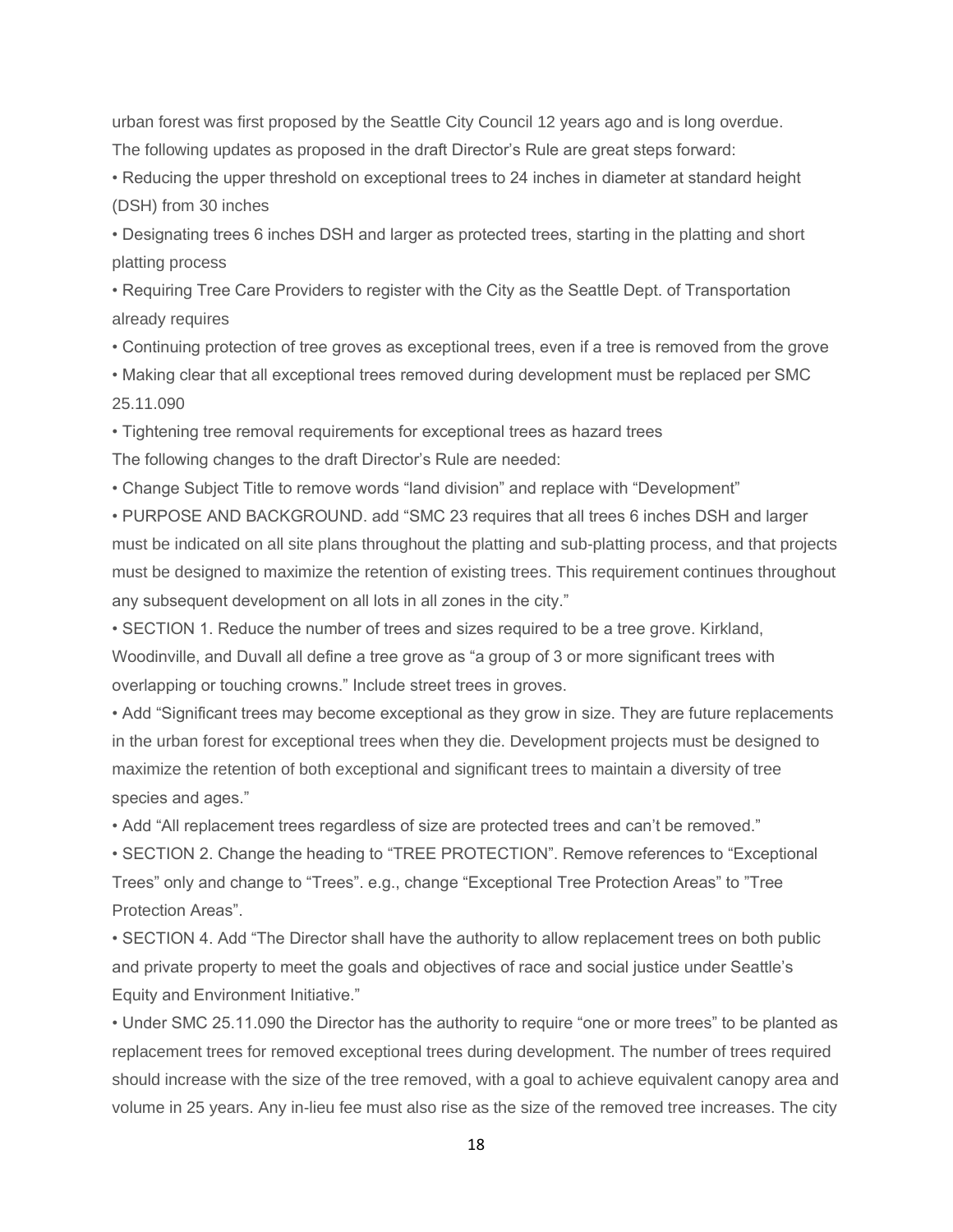urban forest was first proposed by the Seattle City Council 12 years ago and is long overdue.

The following updates as proposed in the draft Director's Rule are great steps forward:

- Reducing the upper threshold on exceptional trees to 24 inches in diameter at standard height (DSH) from 30 inches
- Designating trees 6 inches DSH and larger as protected trees, starting in the platting and short platting process
- Requiring Tree Care Providers to register with the City as the Seattle Dept. of Transportation already requires
- Continuing protection of tree groves as exceptional trees, even if a tree is removed from the grove
- Making clear that all exceptional trees removed during development must be replaced per SMC 25.11.090
- Tightening tree removal requirements for exceptional trees as hazard trees

The following changes to the draft Director's Rule are needed:

- Change Subject Title to remove words "land division" and replace with "Development"
- PURPOSE AND BACKGROUND. add "SMC 23 requires that all trees 6 inches DSH and larger must be indicated on all site plans throughout the platting and sub-platting process, and that projects must be designed to maximize the retention of existing trees. This requirement continues throughout any subsequent development on all lots in all zones in the city."
- SECTION 1. Reduce the number of trees and sizes required to be a tree grove. Kirkland, Woodinville, and Duvall all define a tree grove as "a group of 3 or more significant trees with overlapping or touching crowns." Include street trees in groves.
- Add "Significant trees may become exceptional as they grow in size. They are future replacements in the urban forest for exceptional trees when they die. Development projects must be designed to maximize the retention of both exceptional and significant trees to maintain a diversity of tree species and ages."
- Add "All replacement trees regardless of size are protected trees and can't be removed."
- SECTION 2. Change the heading to "TREE PROTECTION". Remove references to "Exceptional Trees" only and change to "Trees". e.g., change "Exceptional Tree Protection Areas" to "Tree Protection Areas".
- SECTION 4. Add "The Director shall have the authority to allow replacement trees on both public and private property to meet the goals and objectives of race and social justice under Seattle's Equity and Environment Initiative."
- Under SMC 25.11.090 the Director has the authority to require "one or more trees" to be planted as replacement trees for removed exceptional trees during development. The number of trees required should increase with the size of the tree removed, with a goal to achieve equivalent canopy area and volume in 25 years. Any in-lieu fee must also rise as the size of the removed tree increases. The city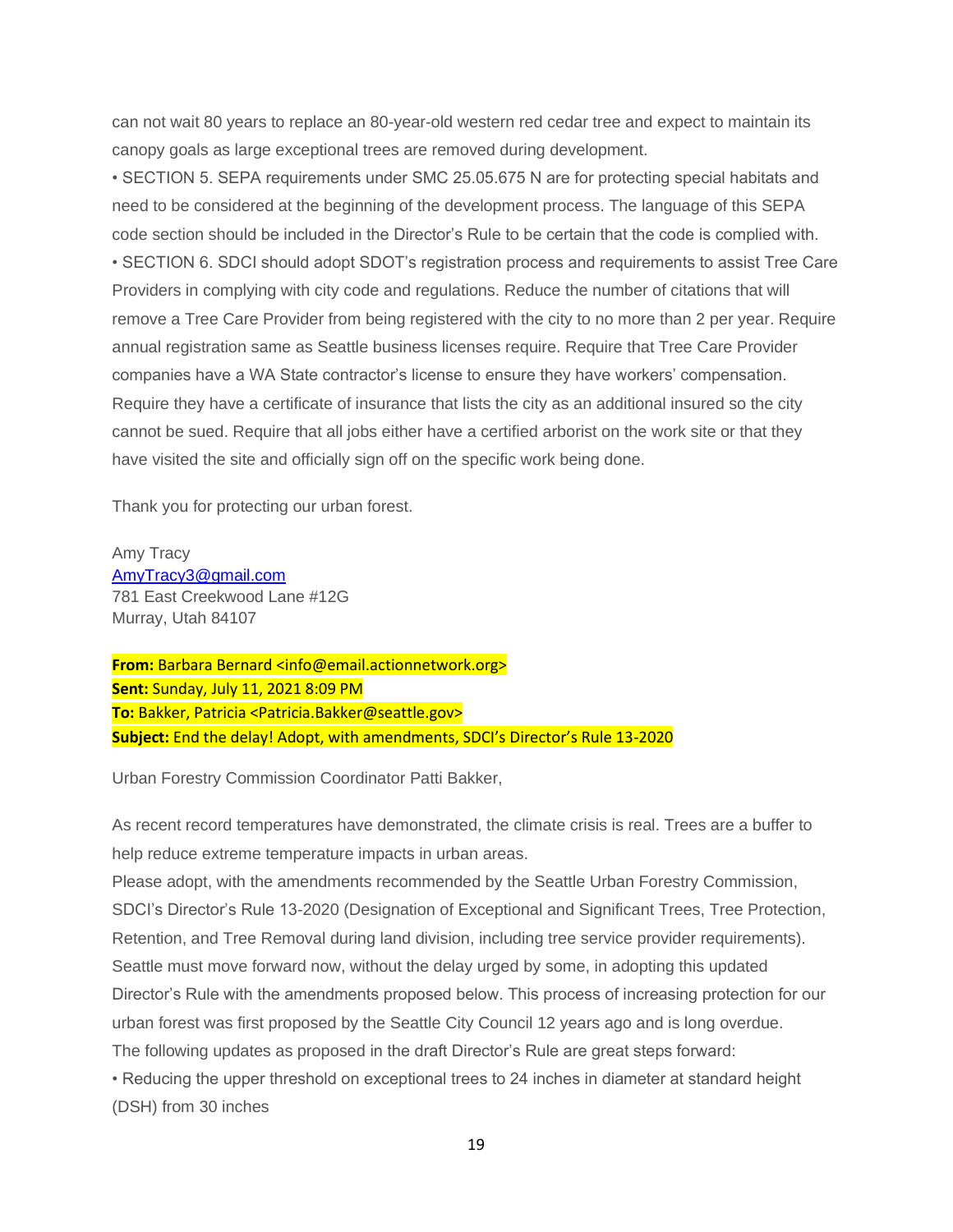can not wait 80 years to replace an 80-year-old western red cedar tree and expect to maintain its canopy goals as large exceptional trees are removed during development.

• SECTION 5. SEPA requirements under SMC 25.05.675 N are for protecting special habitats and need to be considered at the beginning of the development process. The language of this SEPA code section should be included in the Director's Rule to be certain that the code is complied with.

• SECTION 6. SDCI should adopt SDOT's registration process and requirements to assist Tree Care Providers in complying with city code and regulations. Reduce the number of citations that will remove a Tree Care Provider from being registered with the city to no more than 2 per year. Require annual registration same as Seattle business licenses require. Require that Tree Care Provider companies have a WA State contractor's license to ensure they have workers' compensation. Require they have a certificate of insurance that lists the city as an additional insured so the city cannot be sued. Require that all jobs either have a certified arborist on the work site or that they have visited the site and officially sign off on the specific work being done.

Thank you for protecting our urban forest.

Amy Tracy
AmyTracy3@gmail.com
781 East Creekwood Lane #12G
Murray, Utah 84107

**From:** Barbara Bernard <info@email.actionnetwork.org>
**Sent:** Sunday, July 11, 2021 8:09 PM
**To:** Bakker, Patricia <Patricia.Bakker@seattle.gov>
**Subject:** End the delay! Adopt, with amendments, SDCI's Director's Rule 13-2020

Urban Forestry Commission Coordinator Patti Bakker,

As recent record temperatures have demonstrated, the climate crisis is real. Trees are a buffer to help reduce extreme temperature impacts in urban areas.

Please adopt, with the amendments recommended by the Seattle Urban Forestry Commission, SDCI's Director's Rule 13-2020 (Designation of Exceptional and Significant Trees, Tree Protection, Retention, and Tree Removal during land division, including tree service provider requirements). Seattle must move forward now, without the delay urged by some, in adopting this updated Director's Rule with the amendments proposed below. This process of increasing protection for our urban forest was first proposed by the Seattle City Council 12 years ago and is long overdue.

The following updates as proposed in the draft Director's Rule are great steps forward:

• Reducing the upper threshold on exceptional trees to 24 inches in diameter at standard height (DSH) from 30 inches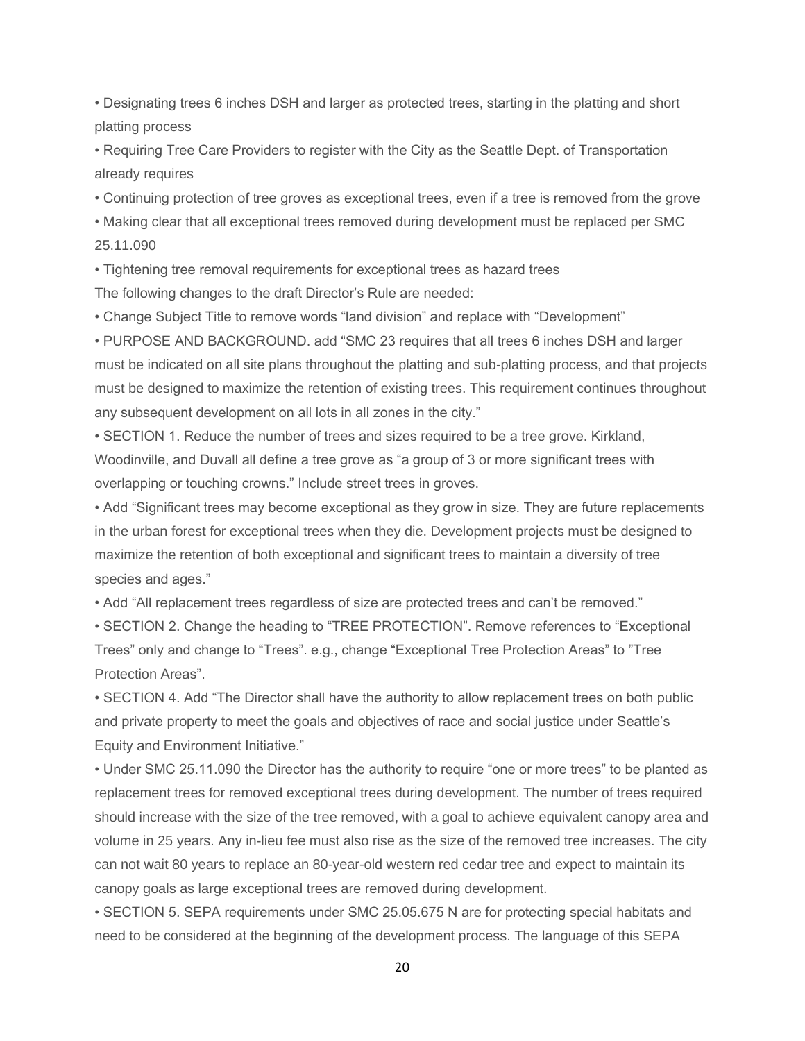- Designating trees 6 inches DSH and larger as protected trees, starting in the platting and short platting process
- Requiring Tree Care Providers to register with the City as the Seattle Dept. of Transportation already requires
- Continuing protection of tree groves as exceptional trees, even if a tree is removed from the grove
- Making clear that all exceptional trees removed during development must be replaced per SMC 25.11.090
- Tightening tree removal requirements for exceptional trees as hazard trees

The following changes to the draft Director's Rule are needed:

- Change Subject Title to remove words "land division" and replace with "Development"
- PURPOSE AND BACKGROUND. add "SMC 23 requires that all trees 6 inches DSH and larger must be indicated on all site plans throughout the platting and sub-platting process, and that projects must be designed to maximize the retention of existing trees. This requirement continues throughout any subsequent development on all lots in all zones in the city."
- SECTION 1. Reduce the number of trees and sizes required to be a tree grove. Kirkland, Woodinville, and Duvall all define a tree grove as "a group of 3 or more significant trees with overlapping or touching crowns." Include street trees in groves.
- Add "Significant trees may become exceptional as they grow in size. They are future replacements in the urban forest for exceptional trees when they die. Development projects must be designed to maximize the retention of both exceptional and significant trees to maintain a diversity of tree species and ages."
- Add "All replacement trees regardless of size are protected trees and can't be removed."
- SECTION 2. Change the heading to "TREE PROTECTION". Remove references to "Exceptional Trees" only and change to "Trees". e.g., change "Exceptional Tree Protection Areas" to "Tree Protection Areas".
- SECTION 4. Add "The Director shall have the authority to allow replacement trees on both public and private property to meet the goals and objectives of race and social justice under Seattle's Equity and Environment Initiative."
- Under SMC 25.11.090 the Director has the authority to require "one or more trees" to be planted as replacement trees for removed exceptional trees during development. The number of trees required should increase with the size of the tree removed, with a goal to achieve equivalent canopy area and volume in 25 years. Any in-lieu fee must also rise as the size of the removed tree increases. The city can not wait 80 years to replace an 80-year-old western red cedar tree and expect to maintain its canopy goals as large exceptional trees are removed during development.
- SECTION 5. SEPA requirements under SMC 25.05.675 N are for protecting special habitats and need to be considered at the beginning of the development process. The language of this SEPA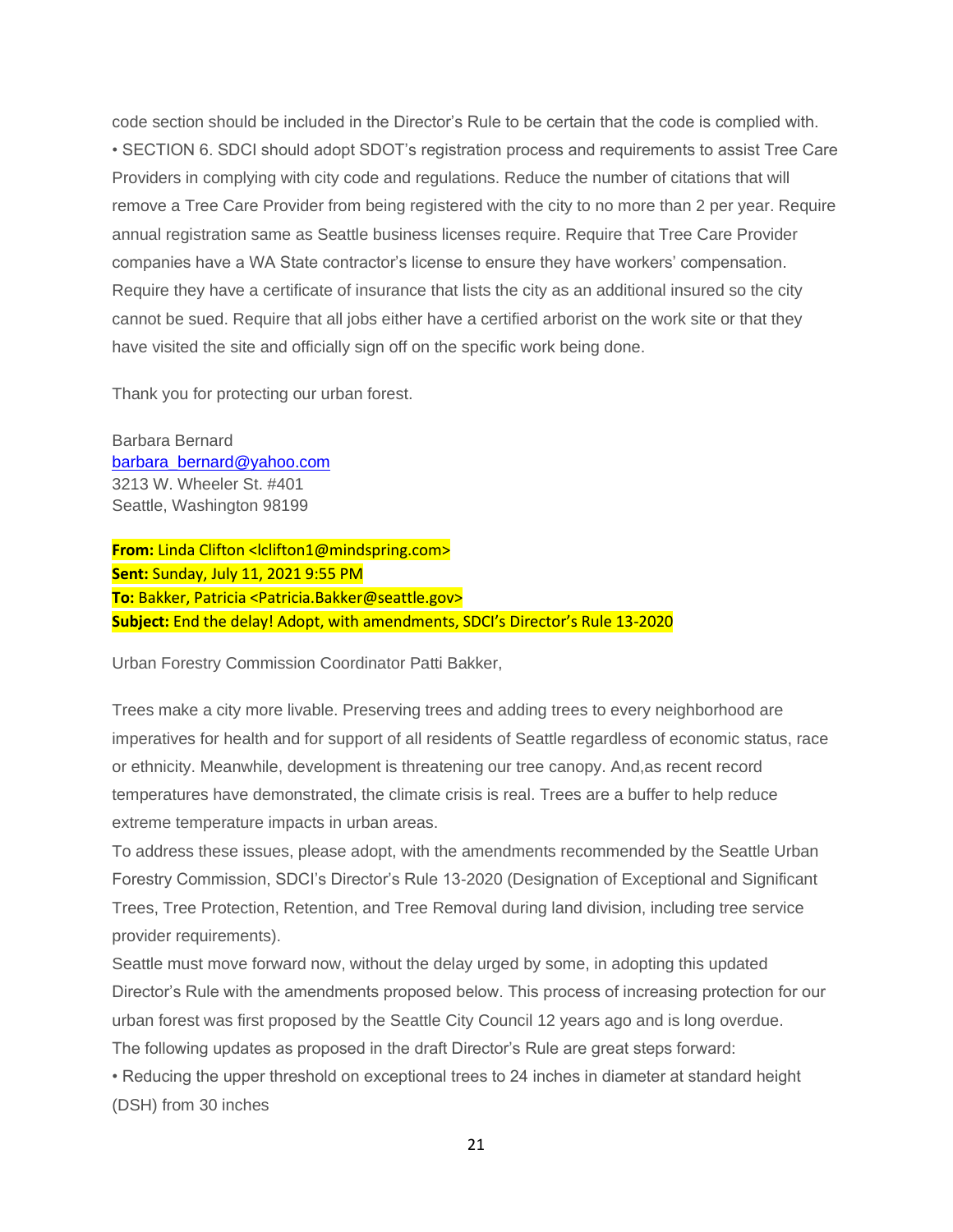code section should be included in the Director's Rule to be certain that the code is complied with.

• SECTION 6. SDCI should adopt SDOT's registration process and requirements to assist Tree Care Providers in complying with city code and regulations. Reduce the number of citations that will remove a Tree Care Provider from being registered with the city to no more than 2 per year. Require annual registration same as Seattle business licenses require. Require that Tree Care Provider companies have a WA State contractor's license to ensure they have workers' compensation. Require they have a certificate of insurance that lists the city as an additional insured so the city cannot be sued. Require that all jobs either have a certified arborist on the work site or that they have visited the site and officially sign off on the specific work being done.

Thank you for protecting our urban forest.

Barbara Bernard
barbara_bernard@yahoo.com
3213 W. Wheeler St. #401
Seattle, Washington 98199

**From:** Linda Clifton <lclifton1@mindspring.com>
**Sent:** Sunday, July 11, 2021 9:55 PM
**To:** Bakker, Patricia <Patricia.Bakker@seattle.gov>
**Subject:** End the delay! Adopt, with amendments, SDCI's Director's Rule 13-2020

Urban Forestry Commission Coordinator Patti Bakker,

Trees make a city more livable. Preserving trees and adding trees to every neighborhood are imperatives for health and for support of all residents of Seattle regardless of economic status, race or ethnicity. Meanwhile, development is threatening our tree canopy. And,as recent record temperatures have demonstrated, the climate crisis is real. Trees are a buffer to help reduce extreme temperature impacts in urban areas.

To address these issues, please adopt, with the amendments recommended by the Seattle Urban Forestry Commission, SDCI's Director's Rule 13-2020 (Designation of Exceptional and Significant Trees, Tree Protection, Retention, and Tree Removal during land division, including tree service provider requirements).

Seattle must move forward now, without the delay urged by some, in adopting this updated Director's Rule with the amendments proposed below. This process of increasing protection for our urban forest was first proposed by the Seattle City Council 12 years ago and is long overdue.

The following updates as proposed in the draft Director's Rule are great steps forward:

• Reducing the upper threshold on exceptional trees to 24 inches in diameter at standard height (DSH) from 30 inches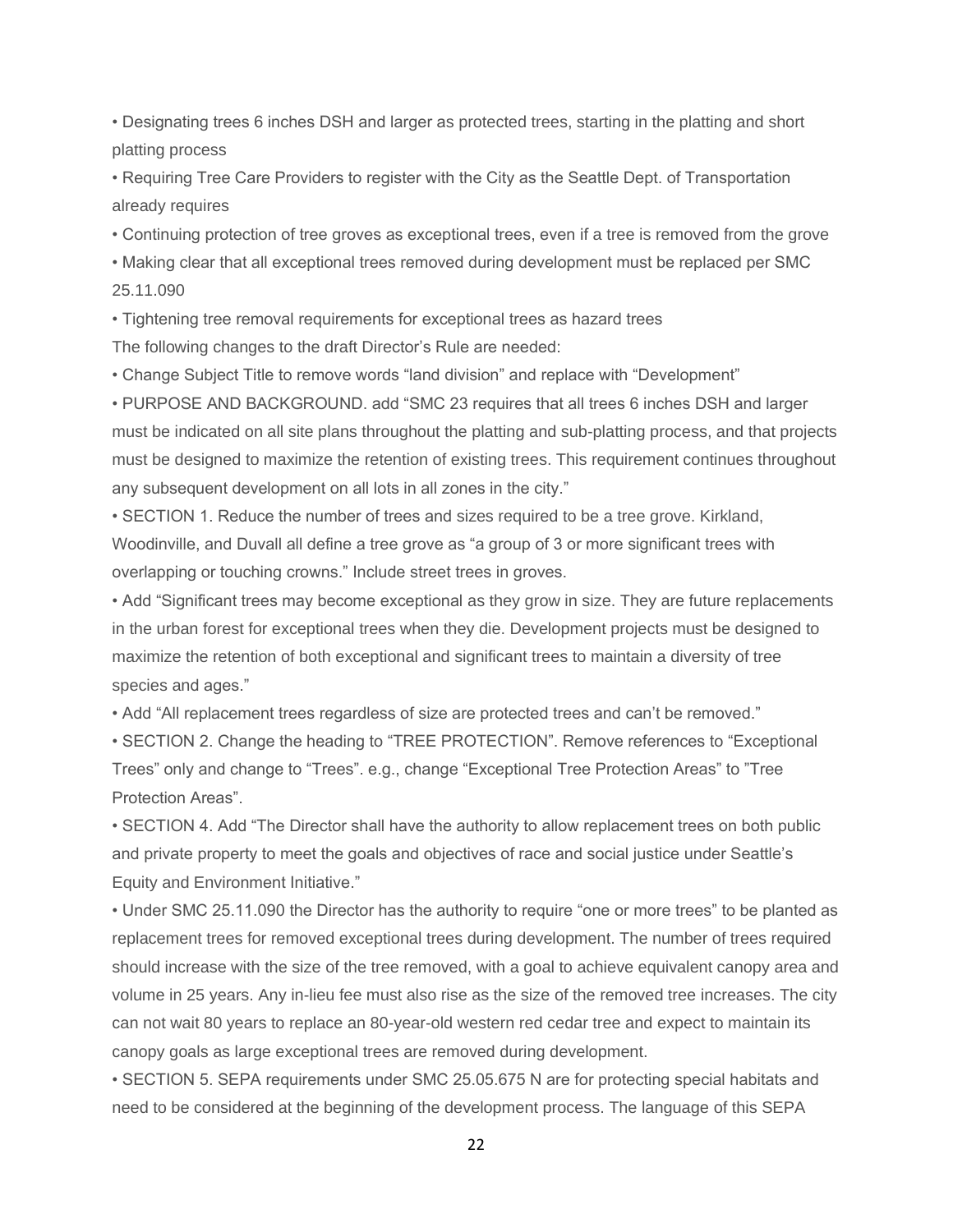- Designating trees 6 inches DSH and larger as protected trees, starting in the platting and short platting process
- Requiring Tree Care Providers to register with the City as the Seattle Dept. of Transportation already requires
- Continuing protection of tree groves as exceptional trees, even if a tree is removed from the grove
- Making clear that all exceptional trees removed during development must be replaced per SMC 25.11.090
- Tightening tree removal requirements for exceptional trees as hazard trees

The following changes to the draft Director's Rule are needed:

- Change Subject Title to remove words "land division" and replace with "Development"
- PURPOSE AND BACKGROUND. add "SMC 23 requires that all trees 6 inches DSH and larger must be indicated on all site plans throughout the platting and sub-platting process, and that projects must be designed to maximize the retention of existing trees. This requirement continues throughout any subsequent development on all lots in all zones in the city."
- SECTION 1. Reduce the number of trees and sizes required to be a tree grove. Kirkland, Woodinville, and Duvall all define a tree grove as "a group of 3 or more significant trees with overlapping or touching crowns." Include street trees in groves.
- Add "Significant trees may become exceptional as they grow in size. They are future replacements in the urban forest for exceptional trees when they die. Development projects must be designed to maximize the retention of both exceptional and significant trees to maintain a diversity of tree species and ages."
- Add "All replacement trees regardless of size are protected trees and can't be removed."
- SECTION 2. Change the heading to "TREE PROTECTION". Remove references to "Exceptional Trees" only and change to "Trees". e.g., change "Exceptional Tree Protection Areas" to "Tree Protection Areas".
- SECTION 4. Add "The Director shall have the authority to allow replacement trees on both public and private property to meet the goals and objectives of race and social justice under Seattle's Equity and Environment Initiative."
- Under SMC 25.11.090 the Director has the authority to require "one or more trees" to be planted as replacement trees for removed exceptional trees during development. The number of trees required should increase with the size of the tree removed, with a goal to achieve equivalent canopy area and volume in 25 years. Any in-lieu fee must also rise as the size of the removed tree increases. The city can not wait 80 years to replace an 80-year-old western red cedar tree and expect to maintain its canopy goals as large exceptional trees are removed during development.
- SECTION 5. SEPA requirements under SMC 25.05.675 N are for protecting special habitats and need to be considered at the beginning of the development process. The language of this SEPA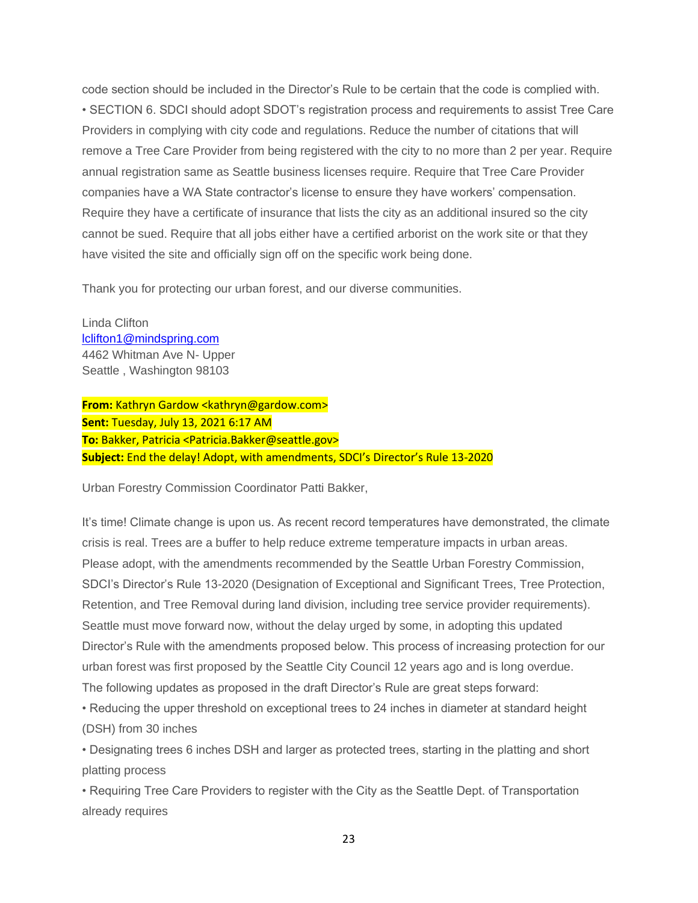code section should be included in the Director's Rule to be certain that the code is complied with.
• SECTION 6. SDCI should adopt SDOT's registration process and requirements to assist Tree Care Providers in complying with city code and regulations. Reduce the number of citations that will remove a Tree Care Provider from being registered with the city to no more than 2 per year. Require annual registration same as Seattle business licenses require. Require that Tree Care Provider companies have a WA State contractor's license to ensure they have workers' compensation. Require they have a certificate of insurance that lists the city as an additional insured so the city cannot be sued. Require that all jobs either have a certified arborist on the work site or that they have visited the site and officially sign off on the specific work being done.

Thank you for protecting our urban forest, and our diverse communities.

Linda Clifton
lclifton1@mindspring.com
4462 Whitman Ave N- Upper
Seattle , Washington 98103

**From:** Kathryn Gardow <kathryn@gardow.com>
**Sent:** Tuesday, July 13, 2021 6:17 AM
**To:** Bakker, Patricia <Patricia.Bakker@seattle.gov>
**Subject:** End the delay! Adopt, with amendments, SDCI's Director's Rule 13-2020

Urban Forestry Commission Coordinator Patti Bakker,

It's time! Climate change is upon us. As recent record temperatures have demonstrated, the climate crisis is real. Trees are a buffer to help reduce extreme temperature impacts in urban areas. Please adopt, with the amendments recommended by the Seattle Urban Forestry Commission, SDCI's Director's Rule 13-2020 (Designation of Exceptional and Significant Trees, Tree Protection, Retention, and Tree Removal during land division, including tree service provider requirements). Seattle must move forward now, without the delay urged by some, in adopting this updated Director's Rule with the amendments proposed below. This process of increasing protection for our urban forest was first proposed by the Seattle City Council 12 years ago and is long overdue.
The following updates as proposed in the draft Director's Rule are great steps forward:
• Reducing the upper threshold on exceptional trees to 24 inches in diameter at standard height (DSH) from 30 inches
• Designating trees 6 inches DSH and larger as protected trees, starting in the platting and short platting process
• Requiring Tree Care Providers to register with the City as the Seattle Dept. of Transportation already requires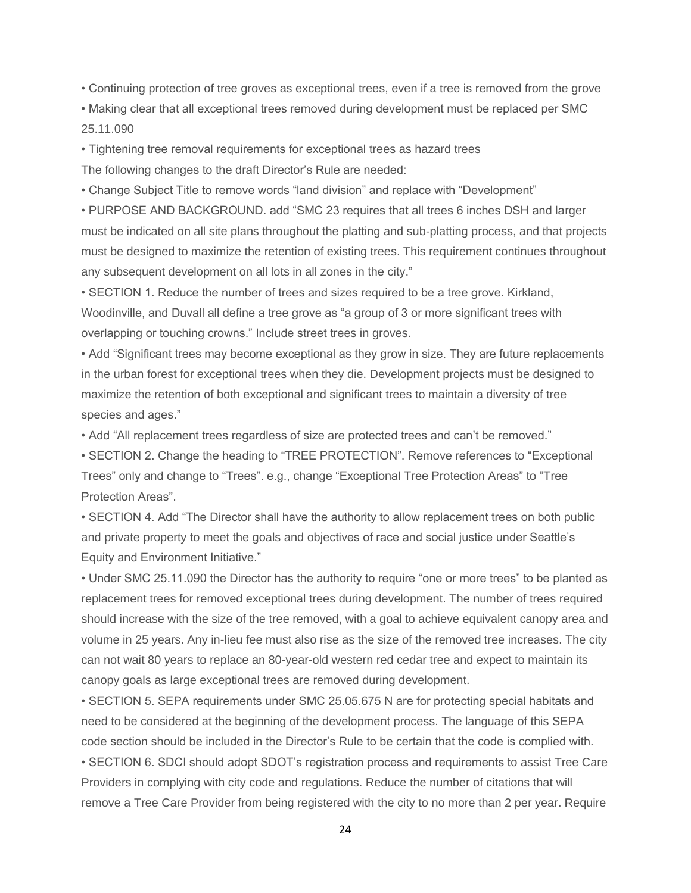- Continuing protection of tree groves as exceptional trees, even if a tree is removed from the grove
- Making clear that all exceptional trees removed during development must be replaced per SMC 25.11.090
- Tightening tree removal requirements for exceptional trees as hazard trees

The following changes to the draft Director's Rule are needed:

- Change Subject Title to remove words "land division" and replace with "Development"
- PURPOSE AND BACKGROUND. add "SMC 23 requires that all trees 6 inches DSH and larger must be indicated on all site plans throughout the platting and sub-platting process, and that projects must be designed to maximize the retention of existing trees. This requirement continues throughout any subsequent development on all lots in all zones in the city."
- SECTION 1. Reduce the number of trees and sizes required to be a tree grove. Kirkland, Woodinville, and Duvall all define a tree grove as "a group of 3 or more significant trees with overlapping or touching crowns." Include street trees in groves.
- Add "Significant trees may become exceptional as they grow in size. They are future replacements in the urban forest for exceptional trees when they die. Development projects must be designed to maximize the retention of both exceptional and significant trees to maintain a diversity of tree species and ages."
- Add "All replacement trees regardless of size are protected trees and can't be removed."
- SECTION 2. Change the heading to "TREE PROTECTION". Remove references to "Exceptional Trees" only and change to "Trees". e.g., change "Exceptional Tree Protection Areas" to "Tree Protection Areas".
- SECTION 4. Add "The Director shall have the authority to allow replacement trees on both public and private property to meet the goals and objectives of race and social justice under Seattle's Equity and Environment Initiative."
- Under SMC 25.11.090 the Director has the authority to require "one or more trees" to be planted as replacement trees for removed exceptional trees during development. The number of trees required should increase with the size of the tree removed, with a goal to achieve equivalent canopy area and volume in 25 years. Any in-lieu fee must also rise as the size of the removed tree increases. The city can not wait 80 years to replace an 80-year-old western red cedar tree and expect to maintain its canopy goals as large exceptional trees are removed during development.
- SECTION 5. SEPA requirements under SMC 25.05.675 N are for protecting special habitats and need to be considered at the beginning of the development process. The language of this SEPA code section should be included in the Director's Rule to be certain that the code is complied with.
- SECTION 6. SDCI should adopt SDOT's registration process and requirements to assist Tree Care Providers in complying with city code and regulations. Reduce the number of citations that will remove a Tree Care Provider from being registered with the city to no more than 2 per year. Require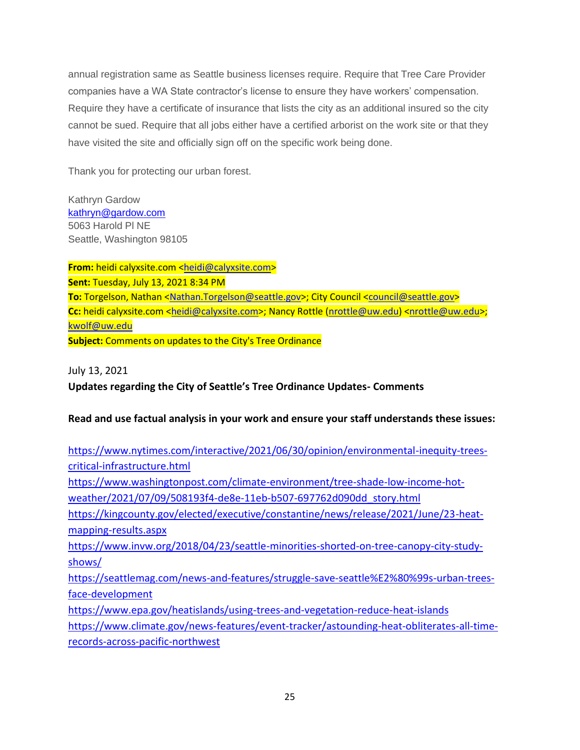annual registration same as Seattle business licenses require. Require that Tree Care Provider companies have a WA State contractor's license to ensure they have workers' compensation. Require they have a certificate of insurance that lists the city as an additional insured so the city cannot be sued. Require that all jobs either have a certified arborist on the work site or that they have visited the site and officially sign off on the specific work being done.

Thank you for protecting our urban forest.

Kathryn Gardow
kathryn@gardow.com
5063 Harold Pl NE
Seattle, Washington 98105

**From:** heidi calyxsite.com <heidi@calyxsite.com>
**Sent:** Tuesday, July 13, 2021 8:34 PM
**To:** Torgelson, Nathan <Nathan.Torgelson@seattle.gov>; City Council <council@seattle.gov>
**Cc:** heidi calyxsite.com <heidi@calyxsite.com>; Nancy Rottle (nrottle@uw.edu) <nrottle@uw.edu>; kwolf@uw.edu
**Subject:** Comments on updates to the City's Tree Ordinance

July 13, 2021

**Updates regarding the City of Seattle's Tree Ordinance Updates- Comments**

**Read and use factual analysis in your work and ensure your staff understands these issues:**

https://www.nytimes.com/interactive/2021/06/30/opinion/environmental-inequity-trees-critical-infrastructure.html
https://www.washingtonpost.com/climate-environment/tree-shade-low-income-hot-weather/2021/07/09/508193f4-de8e-11eb-b507-697762d090dd_story.html
https://kingcounty.gov/elected/executive/constantine/news/release/2021/June/23-heat-mapping-results.aspx
https://www.invw.org/2018/04/23/seattle-minorities-shorted-on-tree-canopy-city-study-shows/
https://seattlemag.com/news-and-features/struggle-save-seattle%E2%80%99s-urban-trees-face-development
https://www.epa.gov/heatislands/using-trees-and-vegetation-reduce-heat-islands
https://www.climate.gov/news-features/event-tracker/astounding-heat-obliterates-all-time-records-across-pacific-northwest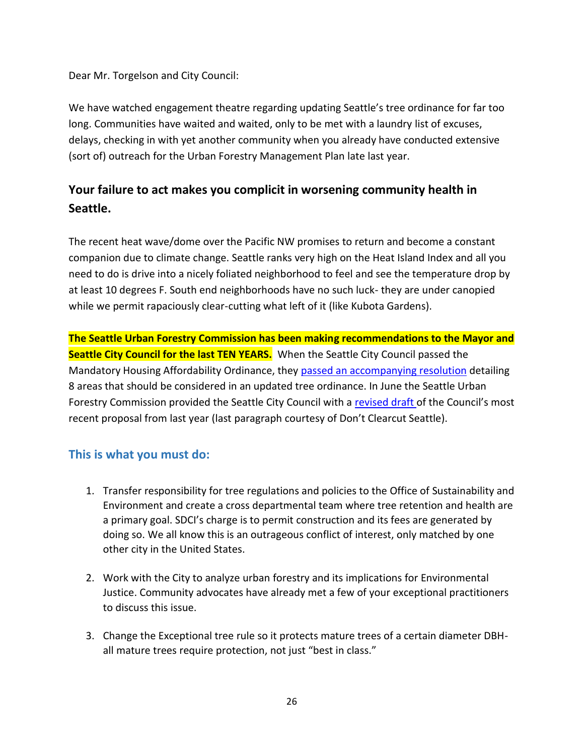Dear Mr. Torgelson and City Council:

We have watched engagement theatre regarding updating Seattle's tree ordinance for far too long. Communities have waited and waited, only to be met with a laundry list of excuses, delays, checking in with yet another community when you already have conducted extensive (sort of) outreach for the Urban Forestry Management Plan late last year.

## Your failure to act makes you complicit in worsening community health in Seattle.

The recent heat wave/dome over the Pacific NW promises to return and become a constant companion due to climate change. Seattle ranks very high on the Heat Island Index and all you need to do is drive into a nicely foliated neighborhood to feel and see the temperature drop by at least 10 degrees F. South end neighborhoods have no such luck- they are under canopied while we permit rapaciously clear-cutting what left of it (like Kubota Gardens).

**The Seattle Urban Forestry Commission has been making recommendations to the Mayor and Seattle City Council for the last TEN YEARS.** When the Seattle City Council passed the Mandatory Housing Affordability Ordinance, they passed an accompanying resolution detailing 8 areas that should be considered in an updated tree ordinance. In June the Seattle Urban Forestry Commission provided the Seattle City Council with a revised draft of the Council's most recent proposal from last year (last paragraph courtesy of Don't Clearcut Seattle).

### This is what you must do:

1. Transfer responsibility for tree regulations and policies to the Office of Sustainability and Environment and create a cross departmental team where tree retention and health are a primary goal. SDCI's charge is to permit construction and its fees are generated by doing so. We all know this is an outrageous conflict of interest, only matched by one other city in the United States.

2. Work with the City to analyze urban forestry and its implications for Environmental Justice. Community advocates have already met a few of your exceptional practitioners to discuss this issue.

3. Change the Exceptional tree rule so it protects mature trees of a certain diameter DBH- all mature trees require protection, not just "best in class."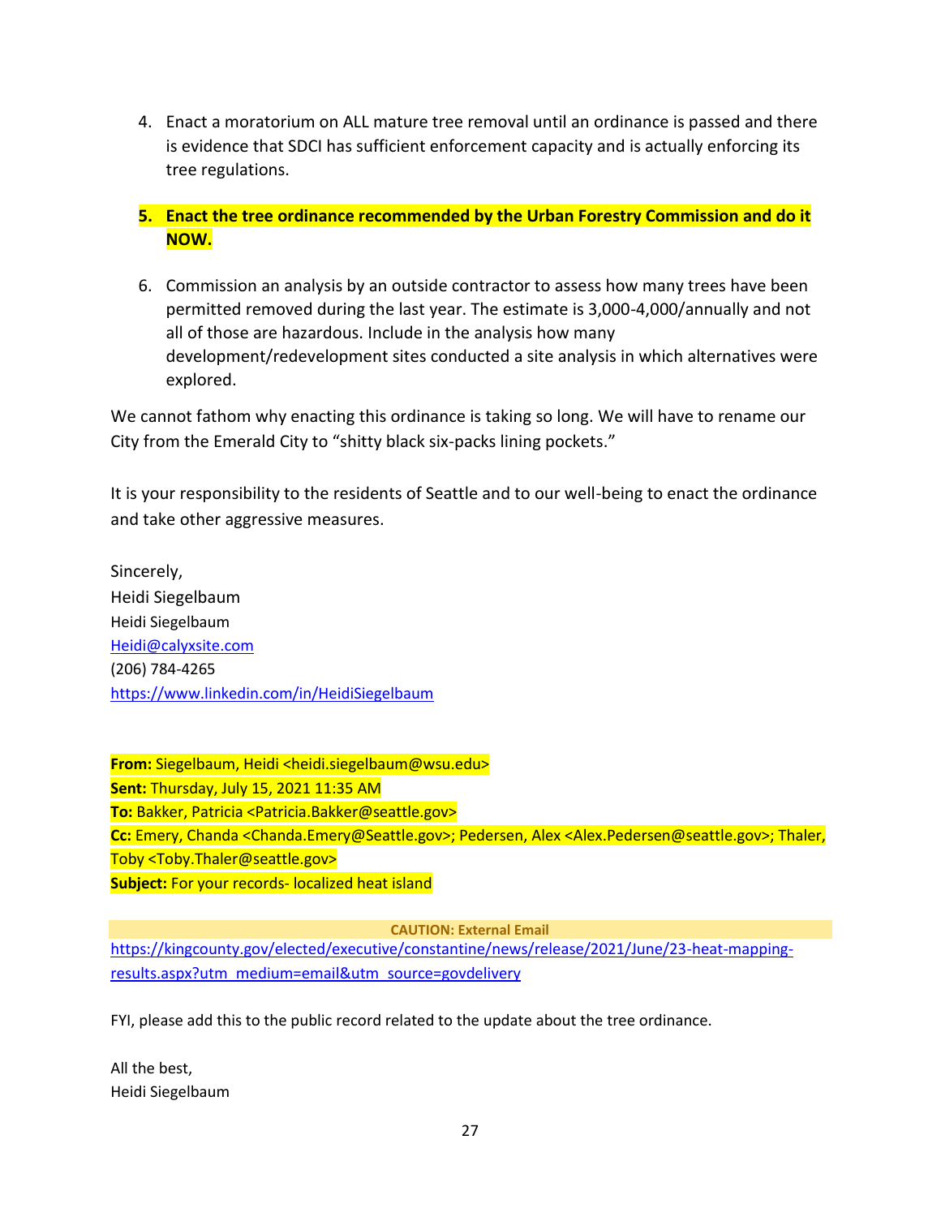4. Enact a moratorium on ALL mature tree removal until an ordinance is passed and there is evidence that SDCI has sufficient enforcement capacity and is actually enforcing its tree regulations.

5. **Enact the tree ordinance recommended by the Urban Forestry Commission and do it NOW.**

6. Commission an analysis by an outside contractor to assess how many trees have been permitted removed during the last year. The estimate is 3,000-4,000/annually and not all of those are hazardous. Include in the analysis how many development/redevelopment sites conducted a site analysis in which alternatives were explored.

We cannot fathom why enacting this ordinance is taking so long. We will have to rename our City from the Emerald City to "shitty black six-packs lining pockets."

It is your responsibility to the residents of Seattle and to our well-being to enact the ordinance and take other aggressive measures.

Sincerely,
Heidi Siegelbaum
Heidi Siegelbaum
Heidi@calyxsite.com
(206) 784-4265
https://www.linkedin.com/in/HeidiSiegelbaum

**From:** Siegelbaum, Heidi <heidi.siegelbaum@wsu.edu>
**Sent:** Thursday, July 15, 2021 11:35 AM
**To:** Bakker, Patricia <Patricia.Bakker@seattle.gov>
**Cc:** Emery, Chanda <Chanda.Emery@Seattle.gov>; Pedersen, Alex <Alex.Pedersen@seattle.gov>; Thaler, Toby <Toby.Thaler@seattle.gov>
**Subject:** For your records- localized heat island

**CAUTION: External Email**

https://kingcounty.gov/elected/executive/constantine/news/release/2021/June/23-heat-mapping-results.aspx?utm_medium=email&utm_source=govdelivery

FYI, please add this to the public record related to the update about the tree ordinance.

All the best,
Heidi Siegelbaum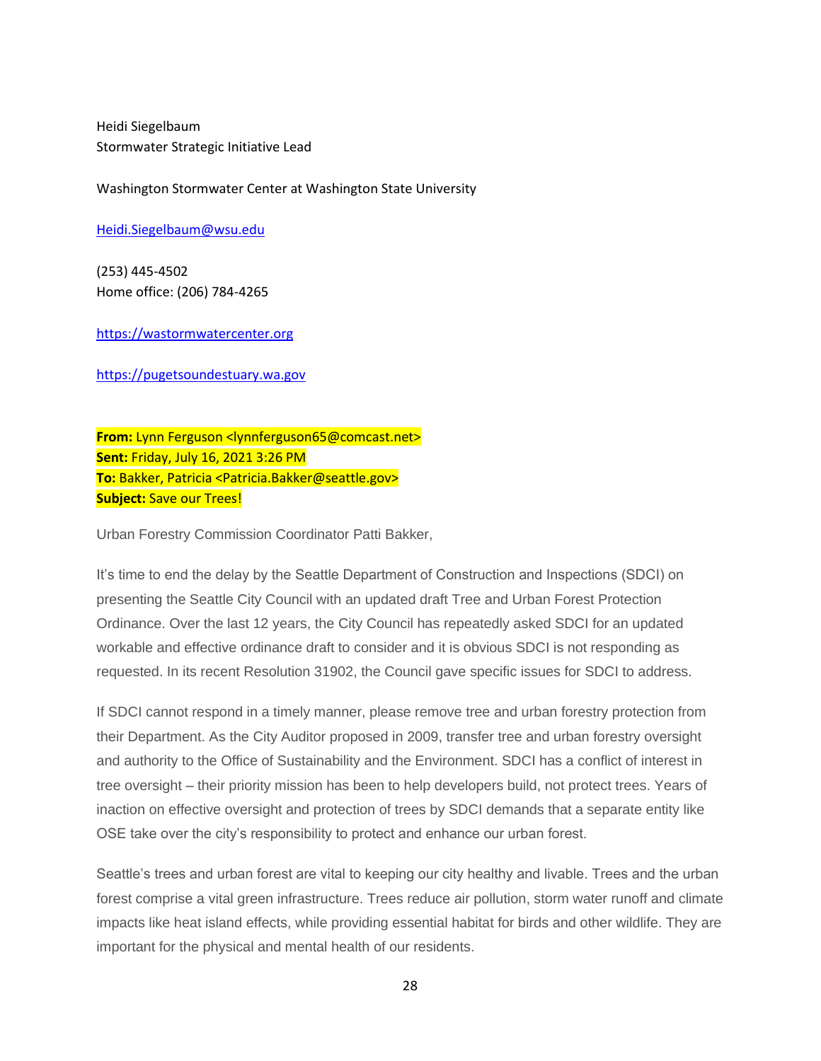Heidi Siegelbaum
Stormwater Strategic Initiative Lead

Washington Stormwater Center at Washington State University

[Heidi.Siegelbaum@wsu.edu](mailto:Heidi.Siegelbaum@wsu.edu)

(253) 445-4502
Home office: (206) 784-4265

[https://wastormwatercenter.org](https://wastormwatercenter.org)

[https://pugetsoundestuary.wa.gov](https://pugetsoundestuary.wa.gov)

**From:** Lynn Ferguson <lynnferguson65@comcast.net>
**Sent:** Friday, July 16, 2021 3:26 PM
**To:** Bakker, Patricia <Patricia.Bakker@seattle.gov>
**Subject:** Save our Trees!

Urban Forestry Commission Coordinator Patti Bakker,

It's time to end the delay by the Seattle Department of Construction and Inspections (SDCI) on presenting the Seattle City Council with an updated draft Tree and Urban Forest Protection Ordinance. Over the last 12 years, the City Council has repeatedly asked SDCI for an updated workable and effective ordinance draft to consider and it is obvious SDCI is not responding as requested. In its recent Resolution 31902, the Council gave specific issues for SDCI to address.

If SDCI cannot respond in a timely manner, please remove tree and urban forestry protection from their Department. As the City Auditor proposed in 2009, transfer tree and urban forestry oversight and authority to the Office of Sustainability and the Environment. SDCI has a conflict of interest in tree oversight – their priority mission has been to help developers build, not protect trees. Years of inaction on effective oversight and protection of trees by SDCI demands that a separate entity like OSE take over the city's responsibility to protect and enhance our urban forest.

Seattle's trees and urban forest are vital to keeping our city healthy and livable. Trees and the urban forest comprise a vital green infrastructure. Trees reduce air pollution, storm water runoff and climate impacts like heat island effects, while providing essential habitat for birds and other wildlife. They are important for the physical and mental health of our residents.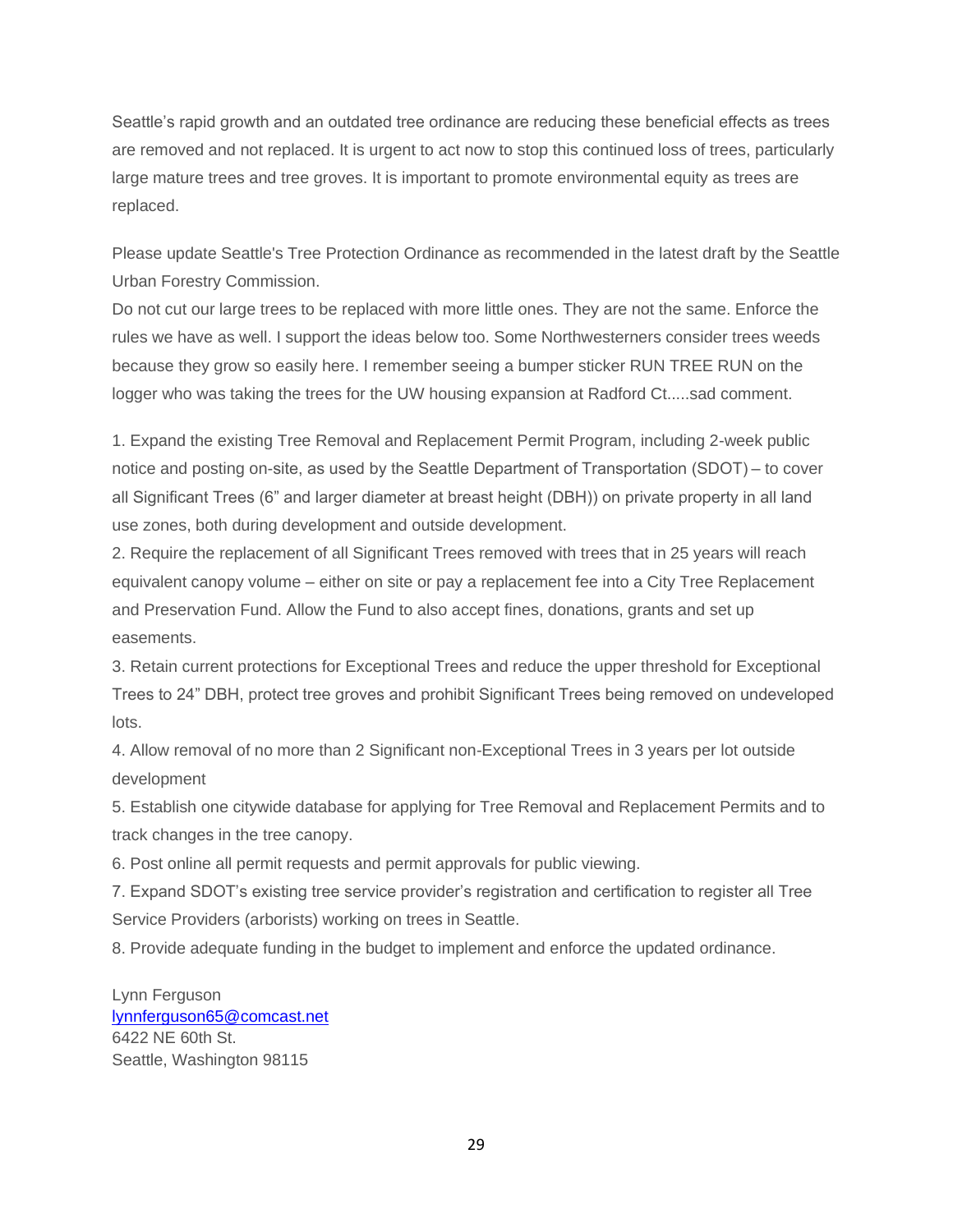Seattle's rapid growth and an outdated tree ordinance are reducing these beneficial effects as trees are removed and not replaced. It is urgent to act now to stop this continued loss of trees, particularly large mature trees and tree groves. It is important to promote environmental equity as trees are replaced.

Please update Seattle's Tree Protection Ordinance as recommended in the latest draft by the Seattle Urban Forestry Commission.
Do not cut our large trees to be replaced with more little ones. They are not the same. Enforce the rules we have as well. I support the ideas below too. Some Northwesterners consider trees weeds because they grow so easily here. I remember seeing a bumper sticker RUN TREE RUN on the logger who was taking the trees for the UW housing expansion at Radford Ct.....sad comment.

1. Expand the existing Tree Removal and Replacement Permit Program, including 2-week public notice and posting on-site, as used by the Seattle Department of Transportation (SDOT) – to cover all Significant Trees (6" and larger diameter at breast height (DBH)) on private property in all land use zones, both during development and outside development.
2. Require the replacement of all Significant Trees removed with trees that in 25 years will reach equivalent canopy volume – either on site or pay a replacement fee into a City Tree Replacement and Preservation Fund. Allow the Fund to also accept fines, donations, grants and set up easements.
3. Retain current protections for Exceptional Trees and reduce the upper threshold for Exceptional Trees to 24" DBH, protect tree groves and prohibit Significant Trees being removed on undeveloped lots.
4. Allow removal of no more than 2 Significant non-Exceptional Trees in 3 years per lot outside development
5. Establish one citywide database for applying for Tree Removal and Replacement Permits and to track changes in the tree canopy.
6. Post online all permit requests and permit approvals for public viewing.
7. Expand SDOT's existing tree service provider's registration and certification to register all Tree Service Providers (arborists) working on trees in Seattle.
8. Provide adequate funding in the budget to implement and enforce the updated ordinance.

Lynn Ferguson
lynnferguson65@comcast.net
6422 NE 60th St.
Seattle, Washington 98115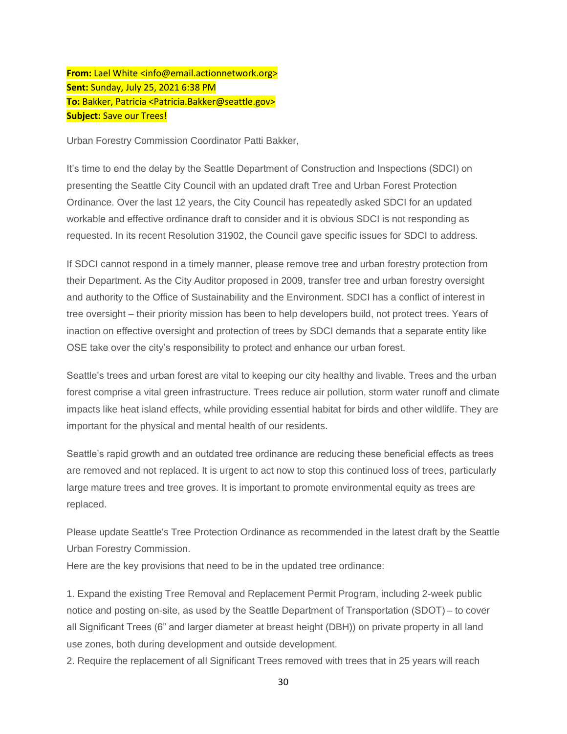**From:** Lael White <info@email.actionnetwork.org>
**Sent:** Sunday, July 25, 2021 6:38 PM
**To:** Bakker, Patricia <Patricia.Bakker@seattle.gov>
**Subject:** Save our Trees!

Urban Forestry Commission Coordinator Patti Bakker,

It's time to end the delay by the Seattle Department of Construction and Inspections (SDCI) on presenting the Seattle City Council with an updated draft Tree and Urban Forest Protection Ordinance. Over the last 12 years, the City Council has repeatedly asked SDCI for an updated workable and effective ordinance draft to consider and it is obvious SDCI is not responding as requested. In its recent Resolution 31902, the Council gave specific issues for SDCI to address.

If SDCI cannot respond in a timely manner, please remove tree and urban forestry protection from their Department. As the City Auditor proposed in 2009, transfer tree and urban forestry oversight and authority to the Office of Sustainability and the Environment. SDCI has a conflict of interest in tree oversight – their priority mission has been to help developers build, not protect trees. Years of inaction on effective oversight and protection of trees by SDCI demands that a separate entity like OSE take over the city's responsibility to protect and enhance our urban forest.

Seattle's trees and urban forest are vital to keeping our city healthy and livable. Trees and the urban forest comprise a vital green infrastructure. Trees reduce air pollution, storm water runoff and climate impacts like heat island effects, while providing essential habitat for birds and other wildlife. They are important for the physical and mental health of our residents.

Seattle's rapid growth and an outdated tree ordinance are reducing these beneficial effects as trees are removed and not replaced. It is urgent to act now to stop this continued loss of trees, particularly large mature trees and tree groves. It is important to promote environmental equity as trees are replaced.

Please update Seattle's Tree Protection Ordinance as recommended in the latest draft by the Seattle Urban Forestry Commission.
Here are the key provisions that need to be in the updated tree ordinance:

1. Expand the existing Tree Removal and Replacement Permit Program, including 2-week public notice and posting on-site, as used by the Seattle Department of Transportation (SDOT) – to cover all Significant Trees (6" and larger diameter at breast height (DBH)) on private property in all land use zones, both during development and outside development.
2. Require the replacement of all Significant Trees removed with trees that in 25 years will reach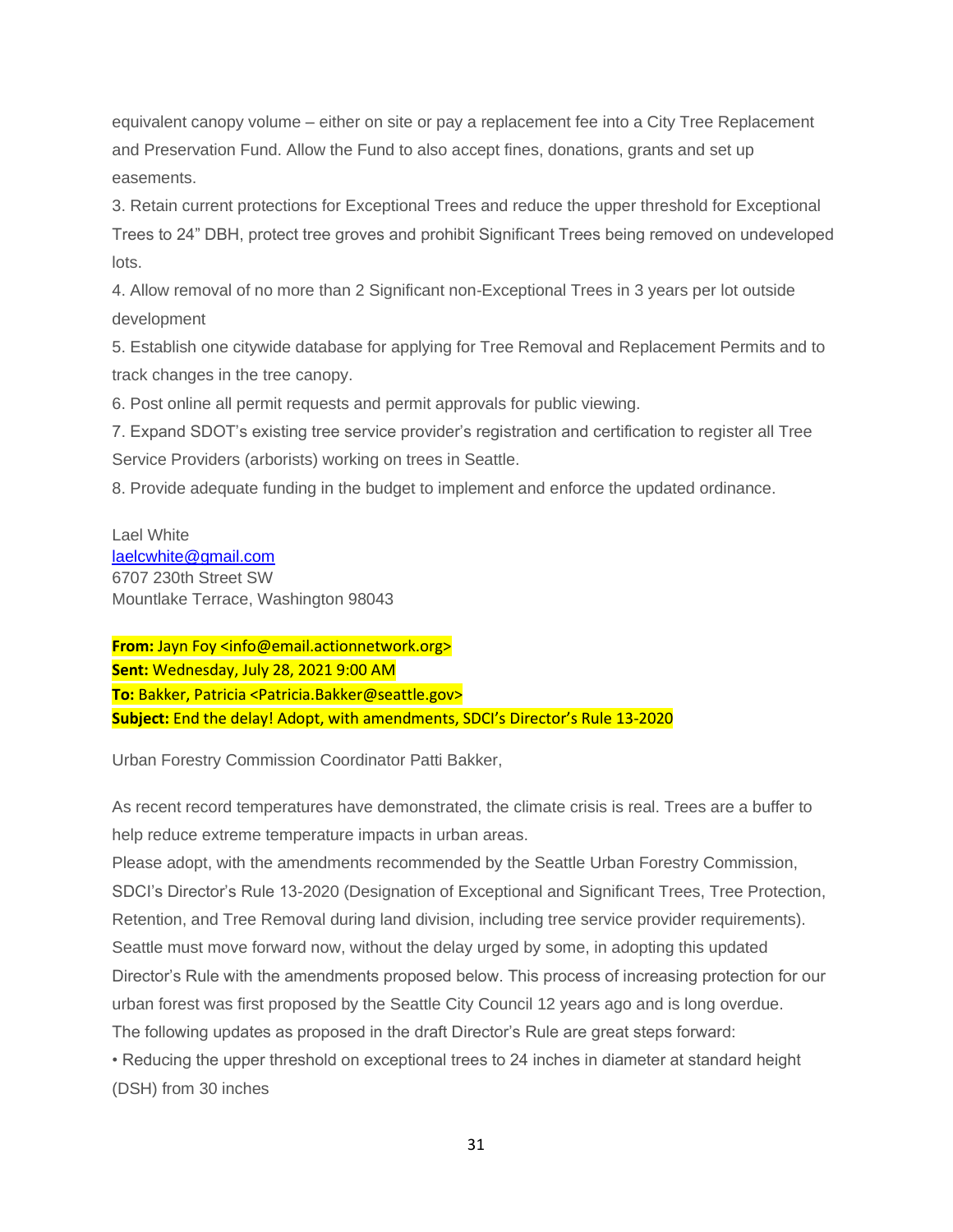equivalent canopy volume – either on site or pay a replacement fee into a City Tree Replacement and Preservation Fund. Allow the Fund to also accept fines, donations, grants and set up easements.

3. Retain current protections for Exceptional Trees and reduce the upper threshold for Exceptional Trees to 24" DBH, protect tree groves and prohibit Significant Trees being removed on undeveloped lots.
4. Allow removal of no more than 2 Significant non-Exceptional Trees in 3 years per lot outside development
5. Establish one citywide database for applying for Tree Removal and Replacement Permits and to track changes in the tree canopy.
6. Post online all permit requests and permit approvals for public viewing.
7. Expand SDOT's existing tree service provider's registration and certification to register all Tree Service Providers (arborists) working on trees in Seattle.
8. Provide adequate funding in the budget to implement and enforce the updated ordinance.

Lael White
laelcwhite@gmail.com
6707 230th Street SW
Mountlake Terrace, Washington 98043

**From:** Jayn Foy <info@email.actionnetwork.org>
**Sent:** Wednesday, July 28, 2021 9:00 AM
**To:** Bakker, Patricia <Patricia.Bakker@seattle.gov>
**Subject:** End the delay! Adopt, with amendments, SDCI's Director's Rule 13-2020

Urban Forestry Commission Coordinator Patti Bakker,

As recent record temperatures have demonstrated, the climate crisis is real. Trees are a buffer to help reduce extreme temperature impacts in urban areas.
Please adopt, with the amendments recommended by the Seattle Urban Forestry Commission, SDCI's Director's Rule 13-2020 (Designation of Exceptional and Significant Trees, Tree Protection, Retention, and Tree Removal during land division, including tree service provider requirements).
Seattle must move forward now, without the delay urged by some, in adopting this updated Director's Rule with the amendments proposed below. This process of increasing protection for our urban forest was first proposed by the Seattle City Council 12 years ago and is long overdue.
The following updates as proposed in the draft Director's Rule are great steps forward:
• Reducing the upper threshold on exceptional trees to 24 inches in diameter at standard height (DSH) from 30 inches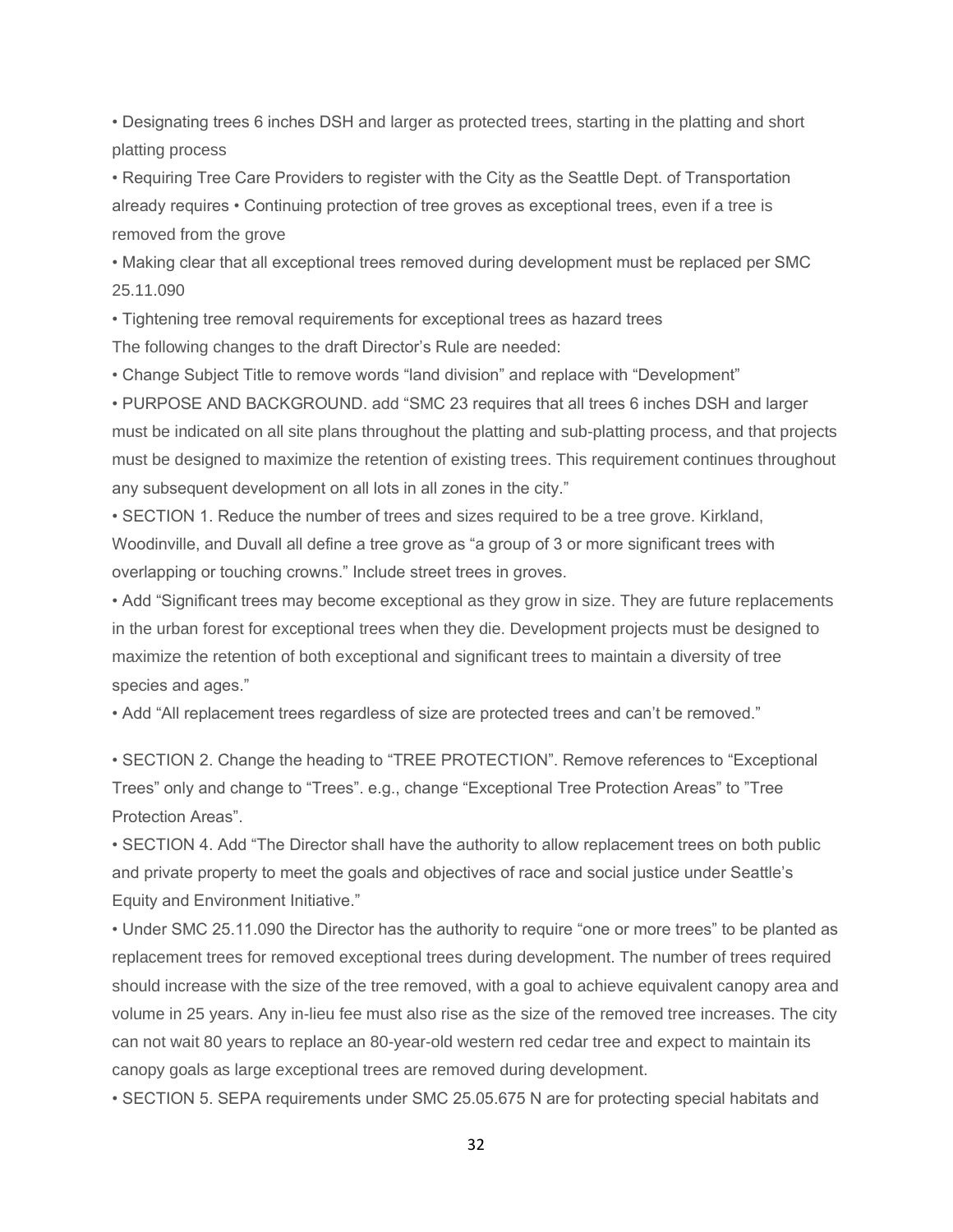- Designating trees 6 inches DSH and larger as protected trees, starting in the platting and short platting process
- Requiring Tree Care Providers to register with the City as the Seattle Dept. of Transportation already requires • Continuing protection of tree groves as exceptional trees, even if a tree is removed from the grove
- Making clear that all exceptional trees removed during development must be replaced per SMC 25.11.090
- Tightening tree removal requirements for exceptional trees as hazard trees

The following changes to the draft Director's Rule are needed:

- Change Subject Title to remove words "land division" and replace with "Development"
- PURPOSE AND BACKGROUND. add "SMC 23 requires that all trees 6 inches DSH and larger must be indicated on all site plans throughout the platting and sub-platting process, and that projects must be designed to maximize the retention of existing trees. This requirement continues throughout any subsequent development on all lots in all zones in the city."
- SECTION 1. Reduce the number of trees and sizes required to be a tree grove. Kirkland, Woodinville, and Duvall all define a tree grove as "a group of 3 or more significant trees with overlapping or touching crowns." Include street trees in groves.
- Add "Significant trees may become exceptional as they grow in size. They are future replacements in the urban forest for exceptional trees when they die. Development projects must be designed to maximize the retention of both exceptional and significant trees to maintain a diversity of tree species and ages."
- Add "All replacement trees regardless of size are protected trees and can't be removed."
- SECTION 2. Change the heading to "TREE PROTECTION". Remove references to "Exceptional Trees" only and change to "Trees". e.g., change "Exceptional Tree Protection Areas" to "Tree Protection Areas".
- SECTION 4. Add "The Director shall have the authority to allow replacement trees on both public and private property to meet the goals and objectives of race and social justice under Seattle's Equity and Environment Initiative."
- Under SMC 25.11.090 the Director has the authority to require "one or more trees" to be planted as replacement trees for removed exceptional trees during development. The number of trees required should increase with the size of the tree removed, with a goal to achieve equivalent canopy area and volume in 25 years. Any in-lieu fee must also rise as the size of the removed tree increases. The city can not wait 80 years to replace an 80-year-old western red cedar tree and expect to maintain its canopy goals as large exceptional trees are removed during development.
- SECTION 5. SEPA requirements under SMC 25.05.675 N are for protecting special habitats and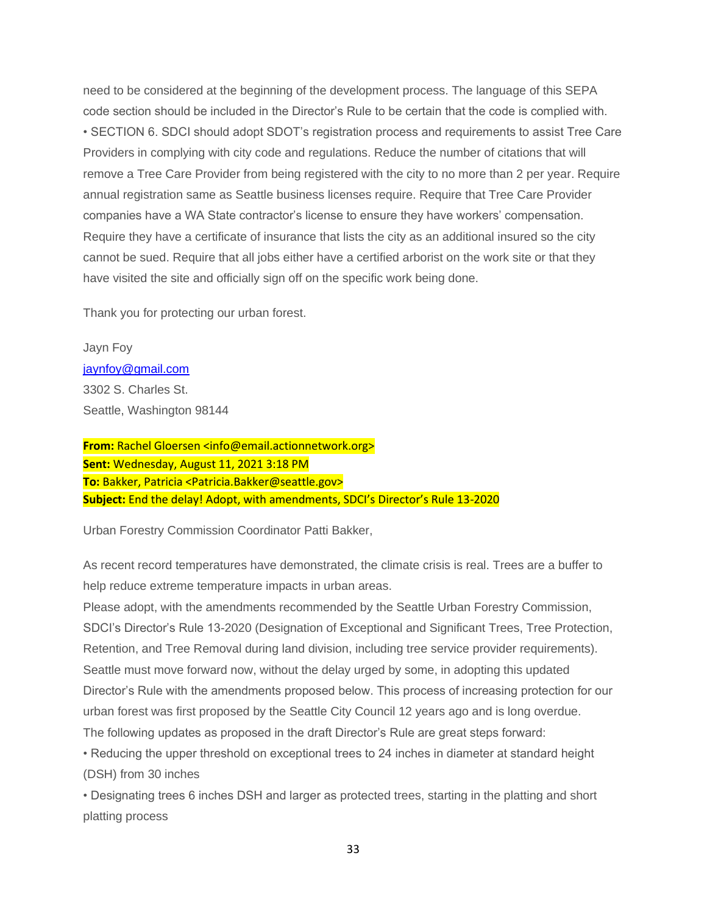need to be considered at the beginning of the development process. The language of this SEPA code section should be included in the Director's Rule to be certain that the code is complied with.
• SECTION 6. SDCI should adopt SDOT's registration process and requirements to assist Tree Care Providers in complying with city code and regulations. Reduce the number of citations that will remove a Tree Care Provider from being registered with the city to no more than 2 per year. Require annual registration same as Seattle business licenses require. Require that Tree Care Provider companies have a WA State contractor's license to ensure they have workers' compensation. Require they have a certificate of insurance that lists the city as an additional insured so the city cannot be sued. Require that all jobs either have a certified arborist on the work site or that they have visited the site and officially sign off on the specific work being done.

Thank you for protecting our urban forest.

Jayn Foy
jaynfoy@gmail.com
3302 S. Charles St.
Seattle, Washington 98144

**From:** Rachel Gloersen <info@email.actionnetwork.org>
**Sent:** Wednesday, August 11, 2021 3:18 PM
**To:** Bakker, Patricia <Patricia.Bakker@seattle.gov>
**Subject:** End the delay! Adopt, with amendments, SDCI's Director's Rule 13-2020

Urban Forestry Commission Coordinator Patti Bakker,

As recent record temperatures have demonstrated, the climate crisis is real. Trees are a buffer to help reduce extreme temperature impacts in urban areas.
Please adopt, with the amendments recommended by the Seattle Urban Forestry Commission, SDCI's Director's Rule 13-2020 (Designation of Exceptional and Significant Trees, Tree Protection, Retention, and Tree Removal during land division, including tree service provider requirements). Seattle must move forward now, without the delay urged by some, in adopting this updated Director's Rule with the amendments proposed below. This process of increasing protection for our urban forest was first proposed by the Seattle City Council 12 years ago and is long overdue.
The following updates as proposed in the draft Director's Rule are great steps forward:
• Reducing the upper threshold on exceptional trees to 24 inches in diameter at standard height (DSH) from 30 inches
• Designating trees 6 inches DSH and larger as protected trees, starting in the platting and short platting process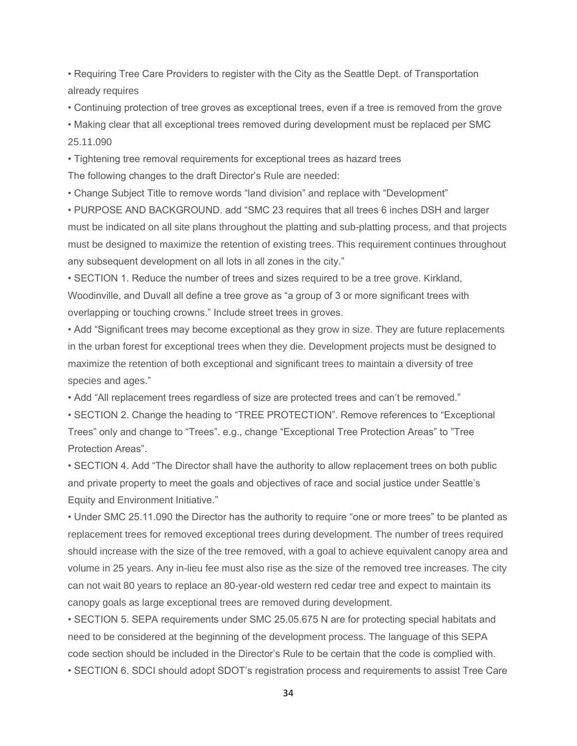- Requiring Tree Care Providers to register with the City as the Seattle Dept. of Transportation already requires
- Continuing protection of tree groves as exceptional trees, even if a tree is removed from the grove
- Making clear that all exceptional trees removed during development must be replaced per SMC 25.11.090
- Tightening tree removal requirements for exceptional trees as hazard trees

The following changes to the draft Director's Rule are needed:

- Change Subject Title to remove words "land division" and replace with "Development"
- PURPOSE AND BACKGROUND. add "SMC 23 requires that all trees 6 inches DSH and larger must be indicated on all site plans throughout the platting and sub-platting process, and that projects must be designed to maximize the retention of existing trees. This requirement continues throughout any subsequent development on all lots in all zones in the city."
- SECTION 1. Reduce the number of trees and sizes required to be a tree grove. Kirkland, Woodinville, and Duvall all define a tree grove as "a group of 3 or more significant trees with overlapping or touching crowns." Include street trees in groves.
- Add "Significant trees may become exceptional as they grow in size. They are future replacements in the urban forest for exceptional trees when they die. Development projects must be designed to maximize the retention of both exceptional and significant trees to maintain a diversity of tree species and ages."
- Add "All replacement trees regardless of size are protected trees and can't be removed."
- SECTION 2. Change the heading to "TREE PROTECTION". Remove references to "Exceptional Trees" only and change to "Trees". e.g., change "Exceptional Tree Protection Areas" to "Tree Protection Areas".
- SECTION 4. Add "The Director shall have the authority to allow replacement trees on both public and private property to meet the goals and objectives of race and social justice under Seattle's Equity and Environment Initiative."
- Under SMC 25.11.090 the Director has the authority to require "one or more trees" to be planted as replacement trees for removed exceptional trees during development. The number of trees required should increase with the size of the tree removed, with a goal to achieve equivalent canopy area and volume in 25 years. Any in-lieu fee must also rise as the size of the removed tree increases. The city can not wait 80 years to replace an 80-year-old western red cedar tree and expect to maintain its canopy goals as large exceptional trees are removed during development.
- SECTION 5. SEPA requirements under SMC 25.05.675 N are for protecting special habitats and need to be considered at the beginning of the development process. The language of this SEPA code section should be included in the Director's Rule to be certain that the code is complied with.
- SECTION 6. SDCI should adopt SDOT's registration process and requirements to assist Tree Care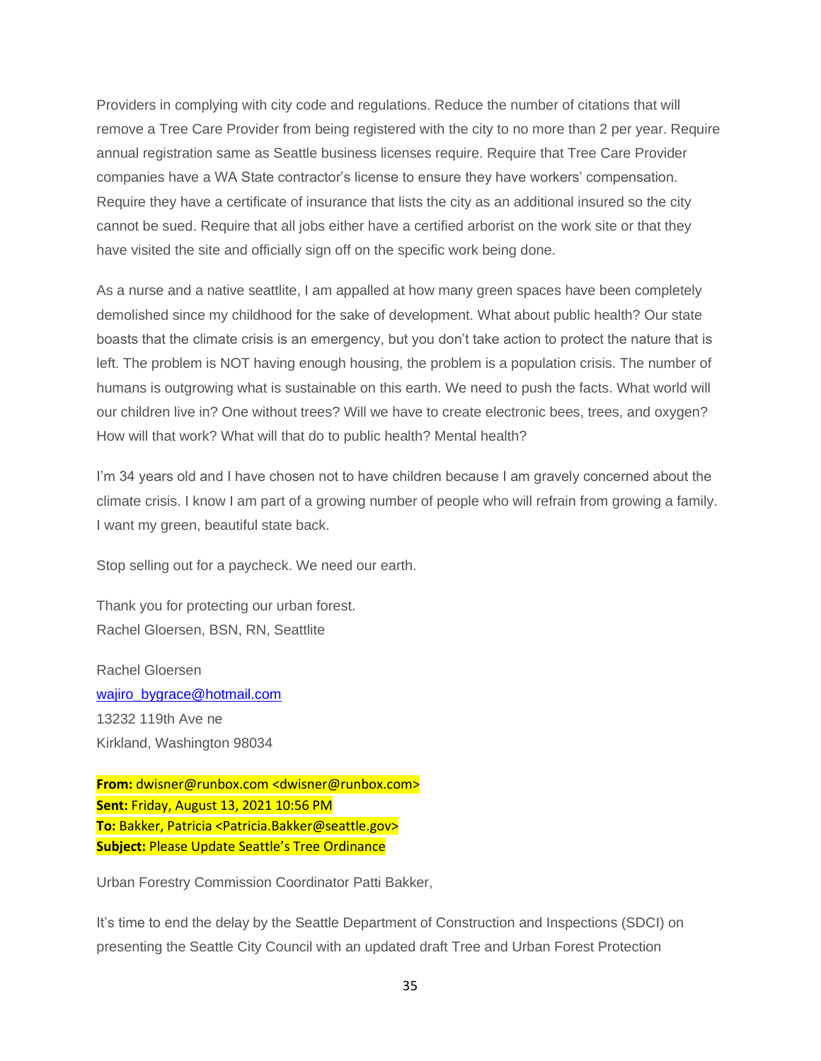Providers in complying with city code and regulations. Reduce the number of citations that will remove a Tree Care Provider from being registered with the city to no more than 2 per year. Require annual registration same as Seattle business licenses require. Require that Tree Care Provider companies have a WA State contractor's license to ensure they have workers' compensation. Require they have a certificate of insurance that lists the city as an additional insured so the city cannot be sued. Require that all jobs either have a certified arborist on the work site or that they have visited the site and officially sign off on the specific work being done.

As a nurse and a native seattlite, I am appalled at how many green spaces have been completely demolished since my childhood for the sake of development. What about public health? Our state boasts that the climate crisis is an emergency, but you don't take action to protect the nature that is left. The problem is NOT having enough housing, the problem is a population crisis. The number of humans is outgrowing what is sustainable on this earth. We need to push the facts. What world will our children live in? One without trees? Will we have to create electronic bees, trees, and oxygen? How will that work? What will that do to public health? Mental health?

I'm 34 years old and I have chosen not to have children because I am gravely concerned about the climate crisis. I know I am part of a growing number of people who will refrain from growing a family. I want my green, beautiful state back.

Stop selling out for a paycheck. We need our earth.

Thank you for protecting our urban forest.
Rachel Gloersen, BSN, RN, Seattlite

Rachel Gloersen
wajiro_bygrace@hotmail.com
13232 119th Ave ne
Kirkland, Washington 98034

**From:** dwisner@runbox.com <dwisner@runbox.com>
**Sent:** Friday, August 13, 2021 10:56 PM
**To:** Bakker, Patricia <Patricia.Bakker@seattle.gov>
**Subject:** Please Update Seattle's Tree Ordinance

Urban Forestry Commission Coordinator Patti Bakker,

It's time to end the delay by the Seattle Department of Construction and Inspections (SDCI) on presenting the Seattle City Council with an updated draft Tree and Urban Forest Protection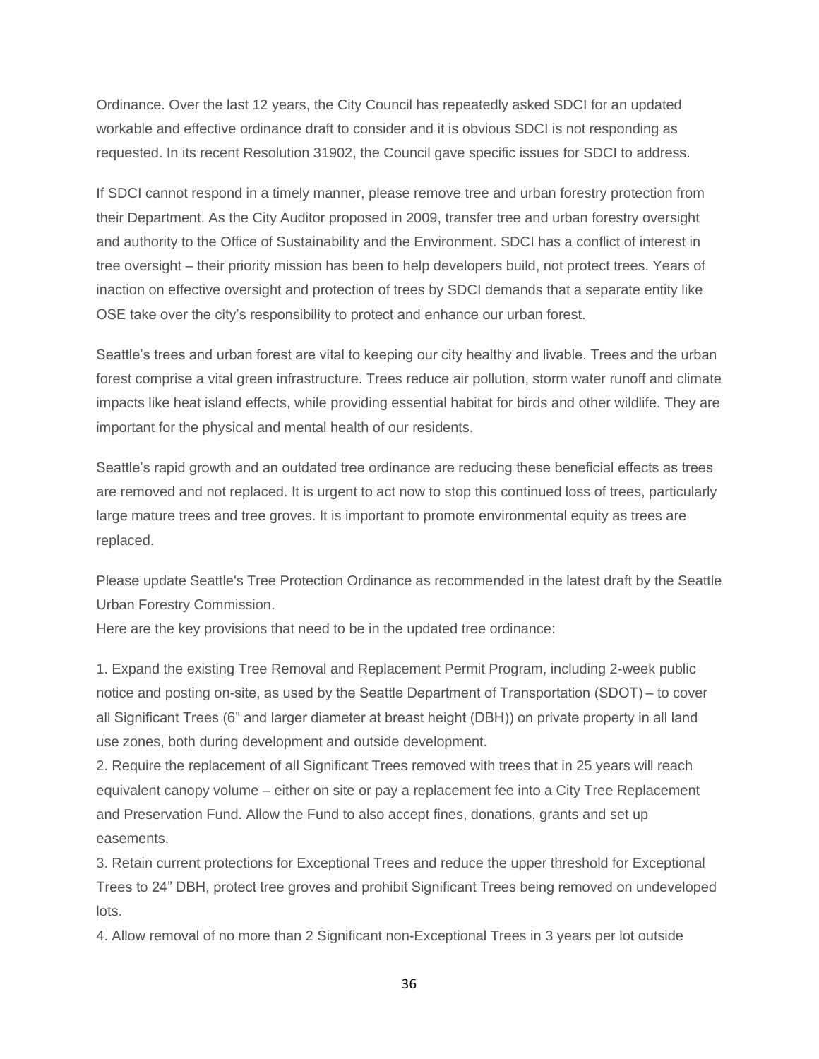Ordinance. Over the last 12 years, the City Council has repeatedly asked SDCI for an updated workable and effective ordinance draft to consider and it is obvious SDCI is not responding as requested. In its recent Resolution 31902, the Council gave specific issues for SDCI to address.

If SDCI cannot respond in a timely manner, please remove tree and urban forestry protection from their Department. As the City Auditor proposed in 2009, transfer tree and urban forestry oversight and authority to the Office of Sustainability and the Environment. SDCI has a conflict of interest in tree oversight – their priority mission has been to help developers build, not protect trees. Years of inaction on effective oversight and protection of trees by SDCI demands that a separate entity like OSE take over the city's responsibility to protect and enhance our urban forest.

Seattle's trees and urban forest are vital to keeping our city healthy and livable. Trees and the urban forest comprise a vital green infrastructure. Trees reduce air pollution, storm water runoff and climate impacts like heat island effects, while providing essential habitat for birds and other wildlife. They are important for the physical and mental health of our residents.

Seattle's rapid growth and an outdated tree ordinance are reducing these beneficial effects as trees are removed and not replaced. It is urgent to act now to stop this continued loss of trees, particularly large mature trees and tree groves. It is important to promote environmental equity as trees are replaced.

Please update Seattle's Tree Protection Ordinance as recommended in the latest draft by the Seattle Urban Forestry Commission.

Here are the key provisions that need to be in the updated tree ordinance:

1. Expand the existing Tree Removal and Replacement Permit Program, including 2-week public notice and posting on-site, as used by the Seattle Department of Transportation (SDOT) – to cover all Significant Trees (6" and larger diameter at breast height (DBH)) on private property in all land use zones, both during development and outside development.
2. Require the replacement of all Significant Trees removed with trees that in 25 years will reach equivalent canopy volume – either on site or pay a replacement fee into a City Tree Replacement and Preservation Fund. Allow the Fund to also accept fines, donations, grants and set up easements.
3. Retain current protections for Exceptional Trees and reduce the upper threshold for Exceptional Trees to 24" DBH, protect tree groves and prohibit Significant Trees being removed on undeveloped lots.
4. Allow removal of no more than 2 Significant non-Exceptional Trees in 3 years per lot outside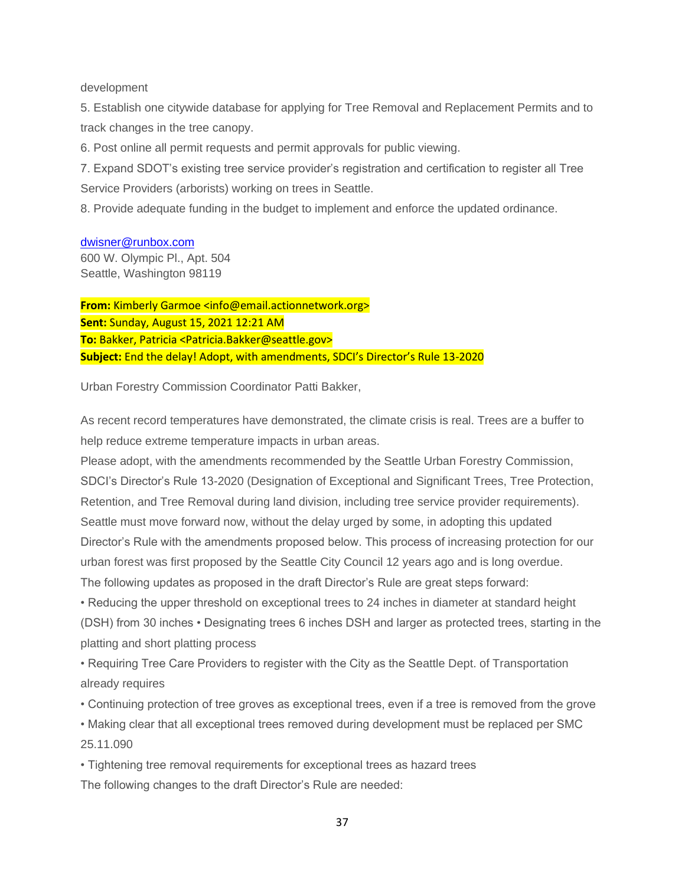development

5. Establish one citywide database for applying for Tree Removal and Replacement Permits and to track changes in the tree canopy.

6. Post online all permit requests and permit approvals for public viewing.

7. Expand SDOT's existing tree service provider's registration and certification to register all Tree Service Providers (arborists) working on trees in Seattle.

8. Provide adequate funding in the budget to implement and enforce the updated ordinance.

dwisner@runbox.com
600 W. Olympic Pl., Apt. 504
Seattle, Washington 98119

**From:** Kimberly Garmoe <info@email.actionnetwork.org>
**Sent:** Sunday, August 15, 2021 12:21 AM
**To:** Bakker, Patricia <Patricia.Bakker@seattle.gov>
**Subject:** End the delay! Adopt, with amendments, SDCI's Director's Rule 13-2020

Urban Forestry Commission Coordinator Patti Bakker,

As recent record temperatures have demonstrated, the climate crisis is real. Trees are a buffer to help reduce extreme temperature impacts in urban areas.

Please adopt, with the amendments recommended by the Seattle Urban Forestry Commission, SDCI's Director's Rule 13-2020 (Designation of Exceptional and Significant Trees, Tree Protection, Retention, and Tree Removal during land division, including tree service provider requirements). Seattle must move forward now, without the delay urged by some, in adopting this updated Director's Rule with the amendments proposed below. This process of increasing protection for our urban forest was first proposed by the Seattle City Council 12 years ago and is long overdue.

The following updates as proposed in the draft Director's Rule are great steps forward:

• Reducing the upper threshold on exceptional trees to 24 inches in diameter at standard height (DSH) from 30 inches • Designating trees 6 inches DSH and larger as protected trees, starting in the platting and short platting process

• Requiring Tree Care Providers to register with the City as the Seattle Dept. of Transportation already requires

• Continuing protection of tree groves as exceptional trees, even if a tree is removed from the grove

• Making clear that all exceptional trees removed during development must be replaced per SMC 25.11.090

• Tightening tree removal requirements for exceptional trees as hazard trees

The following changes to the draft Director's Rule are needed: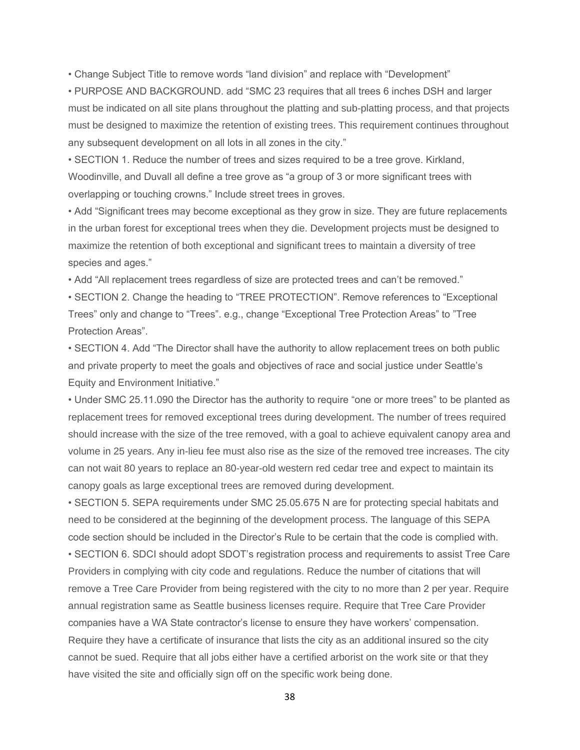- Change Subject Title to remove words “land division” and replace with “Development”
- PURPOSE AND BACKGROUND. add “SMC 23 requires that all trees 6 inches DSH and larger must be indicated on all site plans throughout the platting and sub-platting process, and that projects must be designed to maximize the retention of existing trees. This requirement continues throughout any subsequent development on all lots in all zones in the city.”
- SECTION 1. Reduce the number of trees and sizes required to be a tree grove. Kirkland, Woodinville, and Duvall all define a tree grove as “a group of 3 or more significant trees with overlapping or touching crowns.” Include street trees in groves.
- Add “Significant trees may become exceptional as they grow in size. They are future replacements in the urban forest for exceptional trees when they die. Development projects must be designed to maximize the retention of both exceptional and significant trees to maintain a diversity of tree species and ages.”
- Add “All replacement trees regardless of size are protected trees and can’t be removed.”
- SECTION 2. Change the heading to “TREE PROTECTION”. Remove references to “Exceptional Trees” only and change to “Trees”. e.g., change “Exceptional Tree Protection Areas” to ”Tree Protection Areas”.
- SECTION 4. Add “The Director shall have the authority to allow replacement trees on both public and private property to meet the goals and objectives of race and social justice under Seattle’s Equity and Environment Initiative.”
- Under SMC 25.11.090 the Director has the authority to require “one or more trees” to be planted as replacement trees for removed exceptional trees during development. The number of trees required should increase with the size of the tree removed, with a goal to achieve equivalent canopy area and volume in 25 years. Any in-lieu fee must also rise as the size of the removed tree increases. The city can not wait 80 years to replace an 80-year-old western red cedar tree and expect to maintain its canopy goals as large exceptional trees are removed during development.
- SECTION 5. SEPA requirements under SMC 25.05.675 N are for protecting special habitats and need to be considered at the beginning of the development process. The language of this SEPA code section should be included in the Director’s Rule to be certain that the code is complied with.
- SECTION 6. SDCI should adopt SDOT’s registration process and requirements to assist Tree Care Providers in complying with city code and regulations. Reduce the number of citations that will remove a Tree Care Provider from being registered with the city to no more than 2 per year. Require annual registration same as Seattle business licenses require. Require that Tree Care Provider companies have a WA State contractor’s license to ensure they have workers’ compensation. Require they have a certificate of insurance that lists the city as an additional insured so the city cannot be sued. Require that all jobs either have a certified arborist on the work site or that they have visited the site and officially sign off on the specific work being done.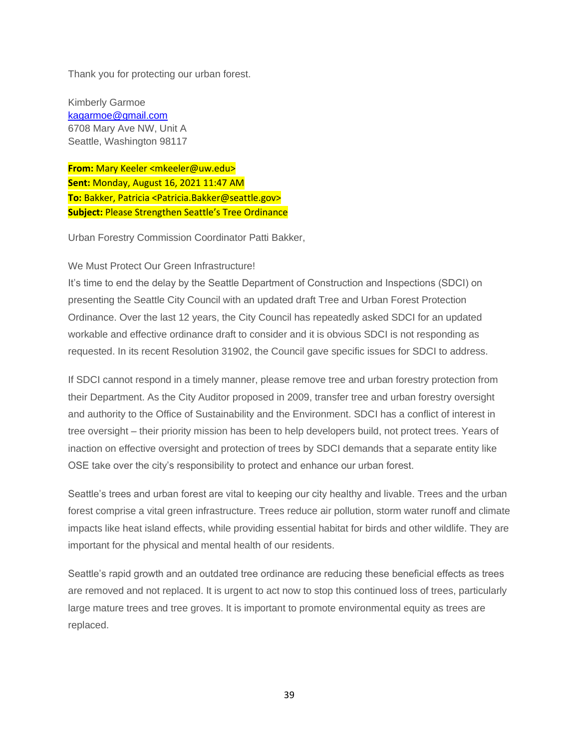Thank you for protecting our urban forest.

Kimberly Garmoe
kagarmoe@gmail.com
6708 Mary Ave NW, Unit A
Seattle, Washington 98117

**From:** Mary Keeler <mkeeler@uw.edu>
**Sent:** Monday, August 16, 2021 11:47 AM
**To:** Bakker, Patricia <Patricia.Bakker@seattle.gov>
**Subject:** Please Strengthen Seattle's Tree Ordinance

Urban Forestry Commission Coordinator Patti Bakker,

We Must Protect Our Green Infrastructure!
It's time to end the delay by the Seattle Department of Construction and Inspections (SDCI) on presenting the Seattle City Council with an updated draft Tree and Urban Forest Protection Ordinance. Over the last 12 years, the City Council has repeatedly asked SDCI for an updated workable and effective ordinance draft to consider and it is obvious SDCI is not responding as requested. In its recent Resolution 31902, the Council gave specific issues for SDCI to address.

If SDCI cannot respond in a timely manner, please remove tree and urban forestry protection from their Department. As the City Auditor proposed in 2009, transfer tree and urban forestry oversight and authority to the Office of Sustainability and the Environment. SDCI has a conflict of interest in tree oversight – their priority mission has been to help developers build, not protect trees. Years of inaction on effective oversight and protection of trees by SDCI demands that a separate entity like OSE take over the city's responsibility to protect and enhance our urban forest.

Seattle's trees and urban forest are vital to keeping our city healthy and livable. Trees and the urban forest comprise a vital green infrastructure. Trees reduce air pollution, storm water runoff and climate impacts like heat island effects, while providing essential habitat for birds and other wildlife. They are important for the physical and mental health of our residents.

Seattle's rapid growth and an outdated tree ordinance are reducing these beneficial effects as trees are removed and not replaced. It is urgent to act now to stop this continued loss of trees, particularly large mature trees and tree groves. It is important to promote environmental equity as trees are replaced.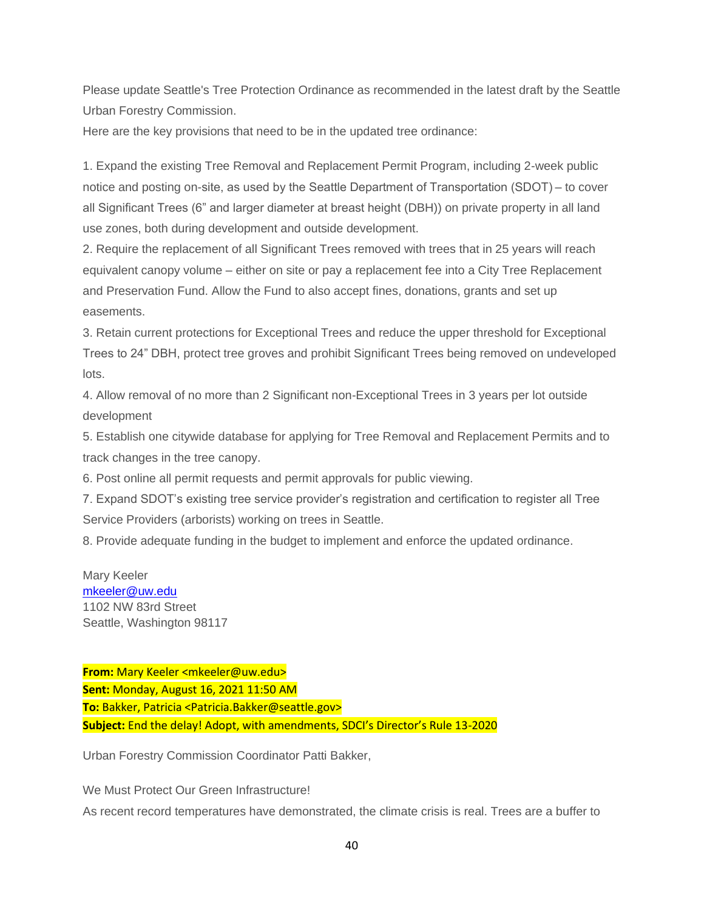Please update Seattle's Tree Protection Ordinance as recommended in the latest draft by the Seattle Urban Forestry Commission.

Here are the key provisions that need to be in the updated tree ordinance:

1. Expand the existing Tree Removal and Replacement Permit Program, including 2-week public notice and posting on-site, as used by the Seattle Department of Transportation (SDOT) – to cover all Significant Trees (6" and larger diameter at breast height (DBH)) on private property in all land use zones, both during development and outside development.
2. Require the replacement of all Significant Trees removed with trees that in 25 years will reach equivalent canopy volume – either on site or pay a replacement fee into a City Tree Replacement and Preservation Fund. Allow the Fund to also accept fines, donations, grants and set up easements.
3. Retain current protections for Exceptional Trees and reduce the upper threshold for Exceptional Trees to 24" DBH, protect tree groves and prohibit Significant Trees being removed on undeveloped lots.
4. Allow removal of no more than 2 Significant non-Exceptional Trees in 3 years per lot outside development
5. Establish one citywide database for applying for Tree Removal and Replacement Permits and to track changes in the tree canopy.
6. Post online all permit requests and permit approvals for public viewing.
7. Expand SDOT's existing tree service provider's registration and certification to register all Tree Service Providers (arborists) working on trees in Seattle.
8. Provide adequate funding in the budget to implement and enforce the updated ordinance.

Mary Keeler
mkeeler@uw.edu
1102 NW 83rd Street
Seattle, Washington 98117

**From:** Mary Keeler <mkeeler@uw.edu>
**Sent:** Monday, August 16, 2021 11:50 AM
**To:** Bakker, Patricia <Patricia.Bakker@seattle.gov>
**Subject:** End the delay! Adopt, with amendments, SDCI's Director's Rule 13-2020

Urban Forestry Commission Coordinator Patti Bakker,

We Must Protect Our Green Infrastructure!

As recent record temperatures have demonstrated, the climate crisis is real. Trees are a buffer to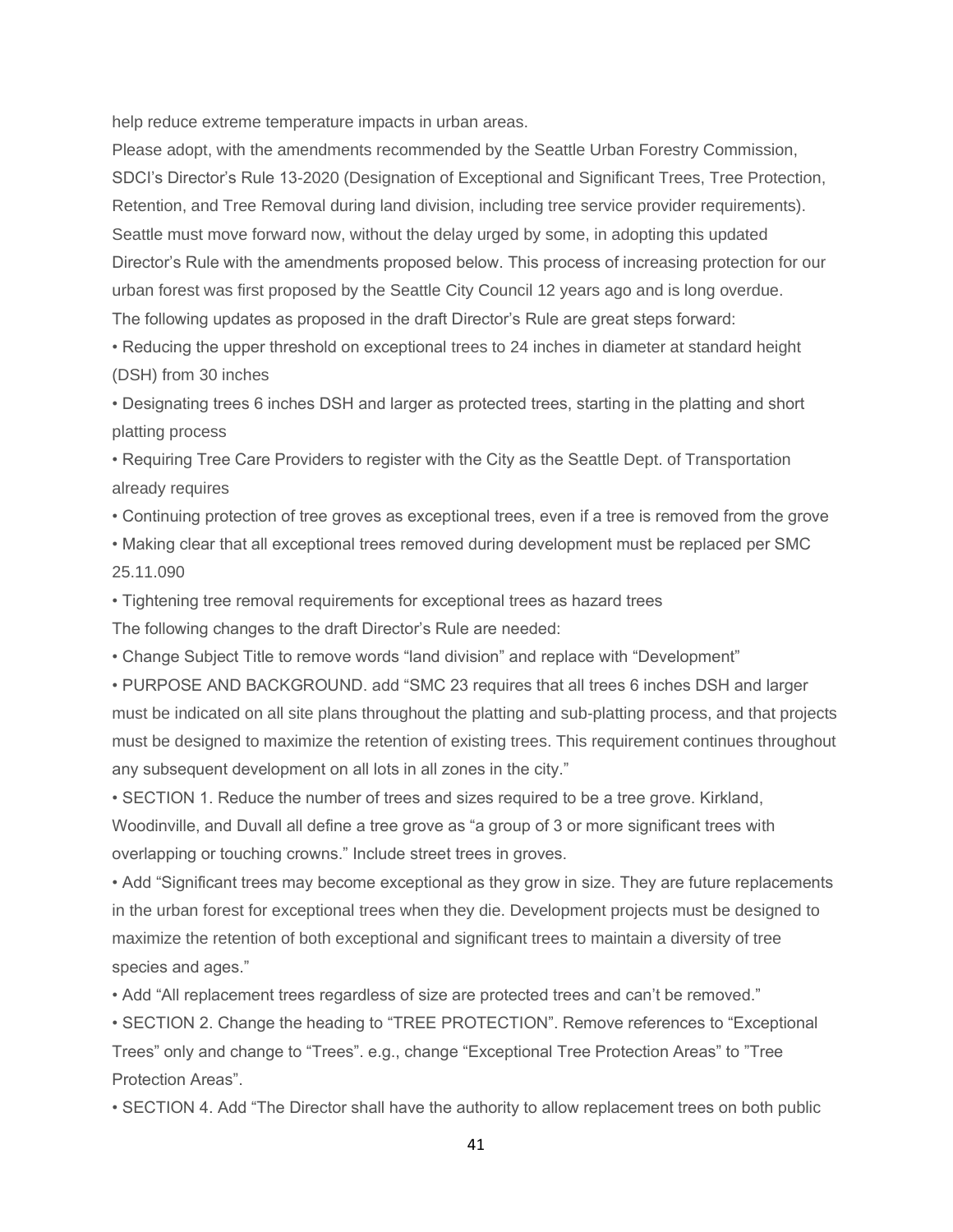help reduce extreme temperature impacts in urban areas.

Please adopt, with the amendments recommended by the Seattle Urban Forestry Commission, SDCI's Director's Rule 13-2020 (Designation of Exceptional and Significant Trees, Tree Protection, Retention, and Tree Removal during land division, including tree service provider requirements). Seattle must move forward now, without the delay urged by some, in adopting this updated Director's Rule with the amendments proposed below. This process of increasing protection for our urban forest was first proposed by the Seattle City Council 12 years ago and is long overdue.

The following updates as proposed in the draft Director's Rule are great steps forward:

- Reducing the upper threshold on exceptional trees to 24 inches in diameter at standard height (DSH) from 30 inches
- Designating trees 6 inches DSH and larger as protected trees, starting in the platting and short platting process
- Requiring Tree Care Providers to register with the City as the Seattle Dept. of Transportation already requires
- Continuing protection of tree groves as exceptional trees, even if a tree is removed from the grove
- Making clear that all exceptional trees removed during development must be replaced per SMC 25.11.090
- Tightening tree removal requirements for exceptional trees as hazard trees

The following changes to the draft Director's Rule are needed:

- Change Subject Title to remove words "land division" and replace with "Development"
- PURPOSE AND BACKGROUND. add "SMC 23 requires that all trees 6 inches DSH and larger must be indicated on all site plans throughout the platting and sub-platting process, and that projects must be designed to maximize the retention of existing trees. This requirement continues throughout any subsequent development on all lots in all zones in the city."
- SECTION 1. Reduce the number of trees and sizes required to be a tree grove. Kirkland, Woodinville, and Duvall all define a tree grove as "a group of 3 or more significant trees with overlapping or touching crowns." Include street trees in groves.
- Add "Significant trees may become exceptional as they grow in size. They are future replacements in the urban forest for exceptional trees when they die. Development projects must be designed to maximize the retention of both exceptional and significant trees to maintain a diversity of tree species and ages."
- Add "All replacement trees regardless of size are protected trees and can't be removed."
- SECTION 2. Change the heading to "TREE PROTECTION". Remove references to "Exceptional Trees" only and change to "Trees". e.g., change "Exceptional Tree Protection Areas" to "Tree Protection Areas".
- SECTION 4. Add "The Director shall have the authority to allow replacement trees on both public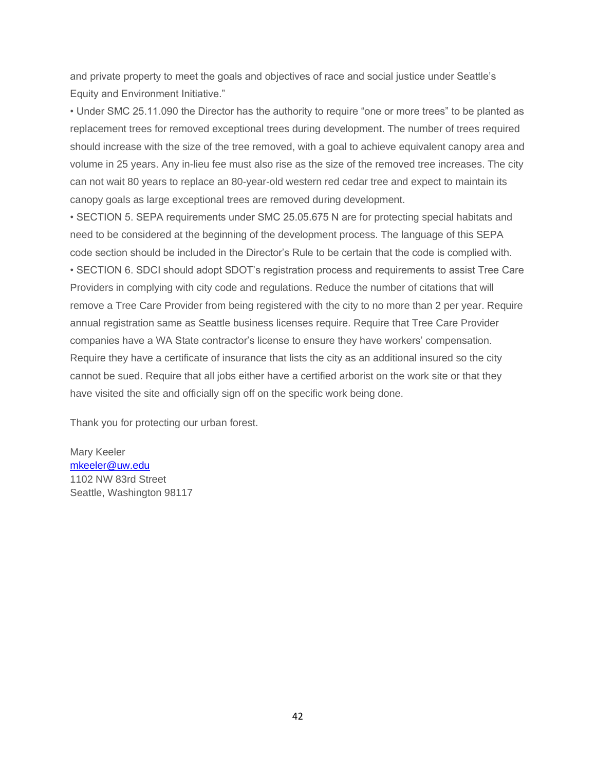and private property to meet the goals and objectives of race and social justice under Seattle's Equity and Environment Initiative."

- Under SMC 25.11.090 the Director has the authority to require "one or more trees" to be planted as replacement trees for removed exceptional trees during development. The number of trees required should increase with the size of the tree removed, with a goal to achieve equivalent canopy area and volume in 25 years. Any in-lieu fee must also rise as the size of the removed tree increases. The city can not wait 80 years to replace an 80-year-old western red cedar tree and expect to maintain its canopy goals as large exceptional trees are removed during development.
- SECTION 5. SEPA requirements under SMC 25.05.675 N are for protecting special habitats and need to be considered at the beginning of the development process. The language of this SEPA code section should be included in the Director's Rule to be certain that the code is complied with.
- SECTION 6. SDCI should adopt SDOT's registration process and requirements to assist Tree Care Providers in complying with city code and regulations. Reduce the number of citations that will remove a Tree Care Provider from being registered with the city to no more than 2 per year. Require annual registration same as Seattle business licenses require. Require that Tree Care Provider companies have a WA State contractor's license to ensure they have workers' compensation. Require they have a certificate of insurance that lists the city as an additional insured so the city cannot be sued. Require that all jobs either have a certified arborist on the work site or that they have visited the site and officially sign off on the specific work being done.

Thank you for protecting our urban forest.

Mary Keeler
mkeeler@uw.edu
1102 NW 83rd Street
Seattle, Washington 98117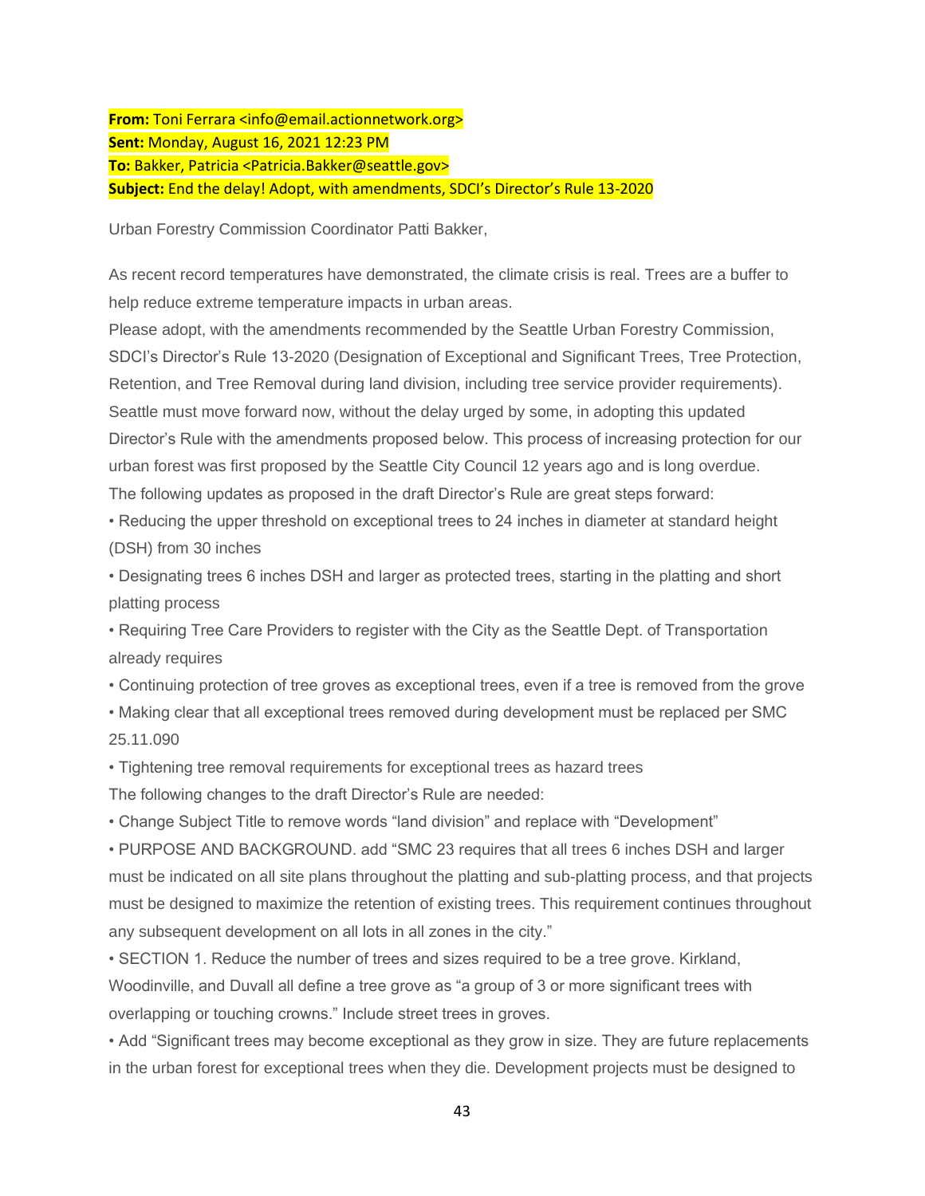**From:** Toni Ferrara <info@email.actionnetwork.org>
**Sent:** Monday, August 16, 2021 12:23 PM
**To:** Bakker, Patricia <Patricia.Bakker@seattle.gov>
**Subject:** End the delay! Adopt, with amendments, SDCI's Director's Rule 13-2020

Urban Forestry Commission Coordinator Patti Bakker,

As recent record temperatures have demonstrated, the climate crisis is real. Trees are a buffer to help reduce extreme temperature impacts in urban areas.
Please adopt, with the amendments recommended by the Seattle Urban Forestry Commission, SDCI's Director's Rule 13-2020 (Designation of Exceptional and Significant Trees, Tree Protection, Retention, and Tree Removal during land division, including tree service provider requirements). Seattle must move forward now, without the delay urged by some, in adopting this updated Director's Rule with the amendments proposed below. This process of increasing protection for our urban forest was first proposed by the Seattle City Council 12 years ago and is long overdue.
The following updates as proposed in the draft Director's Rule are great steps forward:

- Reducing the upper threshold on exceptional trees to 24 inches in diameter at standard height (DSH) from 30 inches
- Designating trees 6 inches DSH and larger as protected trees, starting in the platting and short platting process
- Requiring Tree Care Providers to register with the City as the Seattle Dept. of Transportation already requires
- Continuing protection of tree groves as exceptional trees, even if a tree is removed from the grove
- Making clear that all exceptional trees removed during development must be replaced per SMC 25.11.090
- Tightening tree removal requirements for exceptional trees as hazard trees

The following changes to the draft Director's Rule are needed:

- Change Subject Title to remove words "land division" and replace with "Development"
- PURPOSE AND BACKGROUND. add "SMC 23 requires that all trees 6 inches DSH and larger must be indicated on all site plans throughout the platting and sub-platting process, and that projects must be designed to maximize the retention of existing trees. This requirement continues throughout any subsequent development on all lots in all zones in the city."
- SECTION 1. Reduce the number of trees and sizes required to be a tree grove. Kirkland, Woodinville, and Duvall all define a tree grove as "a group of 3 or more significant trees with overlapping or touching crowns." Include street trees in groves.
- Add "Significant trees may become exceptional as they grow in size. They are future replacements in the urban forest for exceptional trees when they die. Development projects must be designed to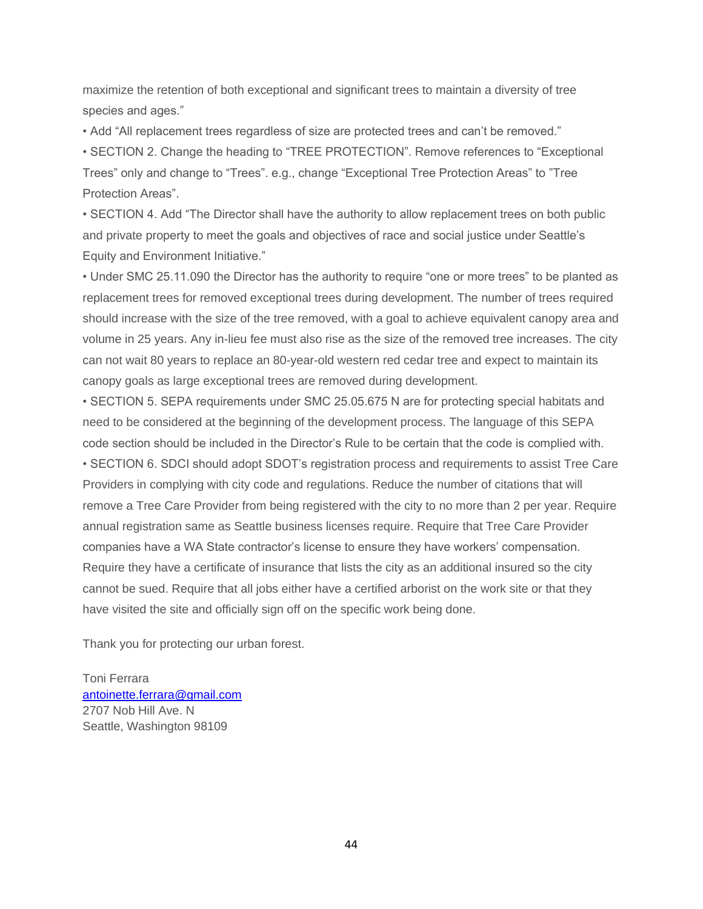maximize the retention of both exceptional and significant trees to maintain a diversity of tree species and ages."

- Add "All replacement trees regardless of size are protected trees and can't be removed."
- SECTION 2. Change the heading to "TREE PROTECTION". Remove references to "Exceptional Trees" only and change to "Trees". e.g., change "Exceptional Tree Protection Areas" to "Tree Protection Areas".
- SECTION 4. Add "The Director shall have the authority to allow replacement trees on both public and private property to meet the goals and objectives of race and social justice under Seattle's Equity and Environment Initiative."
- Under SMC 25.11.090 the Director has the authority to require "one or more trees" to be planted as replacement trees for removed exceptional trees during development. The number of trees required should increase with the size of the tree removed, with a goal to achieve equivalent canopy area and volume in 25 years. Any in-lieu fee must also rise as the size of the removed tree increases. The city can not wait 80 years to replace an 80-year-old western red cedar tree and expect to maintain its canopy goals as large exceptional trees are removed during development.
- SECTION 5. SEPA requirements under SMC 25.05.675 N are for protecting special habitats and need to be considered at the beginning of the development process. The language of this SEPA code section should be included in the Director's Rule to be certain that the code is complied with.
- SECTION 6. SDCI should adopt SDOT's registration process and requirements to assist Tree Care Providers in complying with city code and regulations. Reduce the number of citations that will remove a Tree Care Provider from being registered with the city to no more than 2 per year. Require annual registration same as Seattle business licenses require. Require that Tree Care Provider companies have a WA State contractor's license to ensure they have workers' compensation. Require they have a certificate of insurance that lists the city as an additional insured so the city cannot be sued. Require that all jobs either have a certified arborist on the work site or that they have visited the site and officially sign off on the specific work being done.

Thank you for protecting our urban forest.

Toni Ferrara
antoinette.ferrara@gmail.com
2707 Nob Hill Ave. N
Seattle, Washington 98109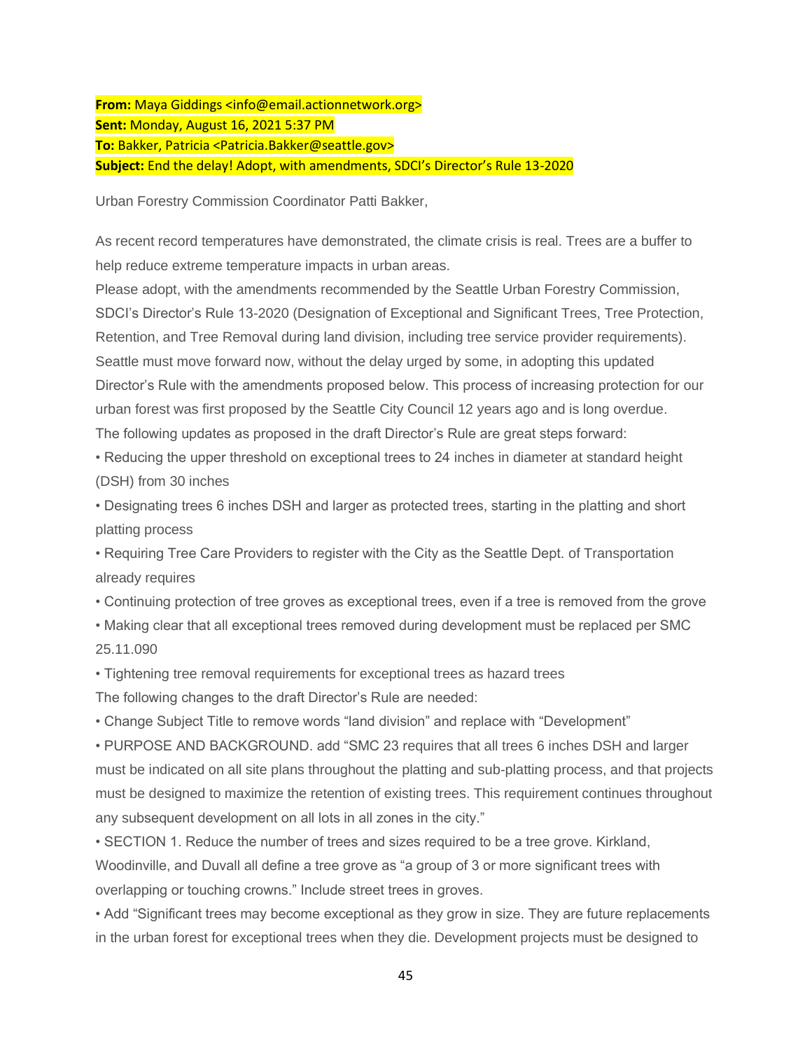**From:** Maya Giddings <info@email.actionnetwork.org>
**Sent:** Monday, August 16, 2021 5:37 PM
**To:** Bakker, Patricia <Patricia.Bakker@seattle.gov>
**Subject:** End the delay! Adopt, with amendments, SDCI's Director's Rule 13-2020

Urban Forestry Commission Coordinator Patti Bakker,

As recent record temperatures have demonstrated, the climate crisis is real. Trees are a buffer to help reduce extreme temperature impacts in urban areas.

Please adopt, with the amendments recommended by the Seattle Urban Forestry Commission, SDCI's Director's Rule 13-2020 (Designation of Exceptional and Significant Trees, Tree Protection, Retention, and Tree Removal during land division, including tree service provider requirements).

Seattle must move forward now, without the delay urged by some, in adopting this updated Director's Rule with the amendments proposed below. This process of increasing protection for our urban forest was first proposed by the Seattle City Council 12 years ago and is long overdue.

The following updates as proposed in the draft Director's Rule are great steps forward:

- Reducing the upper threshold on exceptional trees to 24 inches in diameter at standard height (DSH) from 30 inches
- Designating trees 6 inches DSH and larger as protected trees, starting in the platting and short platting process
- Requiring Tree Care Providers to register with the City as the Seattle Dept. of Transportation already requires
- Continuing protection of tree groves as exceptional trees, even if a tree is removed from the grove
- Making clear that all exceptional trees removed during development must be replaced per SMC 25.11.090
- Tightening tree removal requirements for exceptional trees as hazard trees

The following changes to the draft Director's Rule are needed:

- Change Subject Title to remove words "land division" and replace with "Development"
- PURPOSE AND BACKGROUND. add "SMC 23 requires that all trees 6 inches DSH and larger must be indicated on all site plans throughout the platting and sub-platting process, and that projects must be designed to maximize the retention of existing trees. This requirement continues throughout any subsequent development on all lots in all zones in the city."
- SECTION 1. Reduce the number of trees and sizes required to be a tree grove. Kirkland, Woodinville, and Duvall all define a tree grove as "a group of 3 or more significant trees with overlapping or touching crowns." Include street trees in groves.
- Add "Significant trees may become exceptional as they grow in size. They are future replacements in the urban forest for exceptional trees when they die. Development projects must be designed to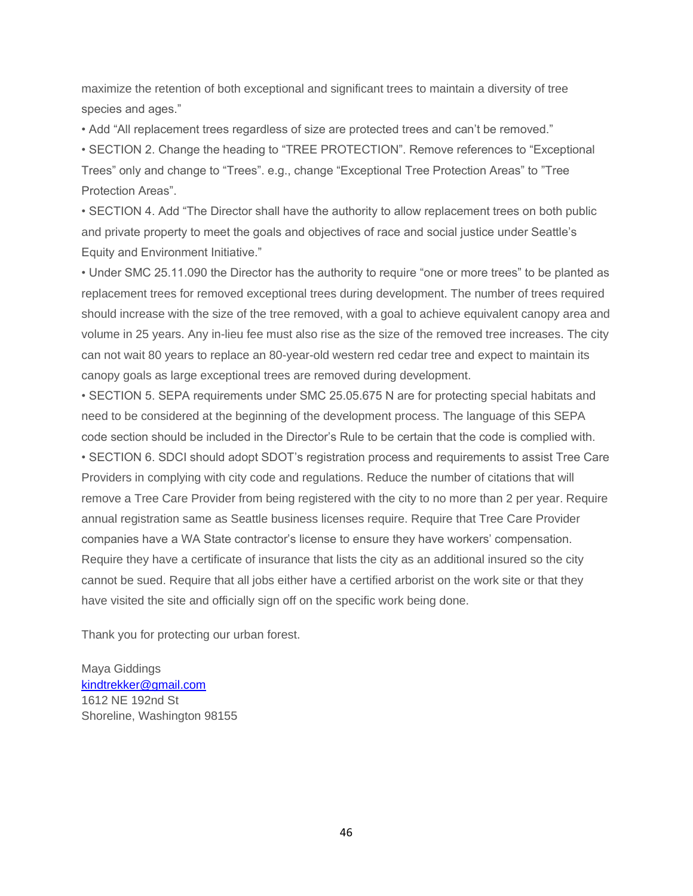maximize the retention of both exceptional and significant trees to maintain a diversity of tree species and ages."

- Add "All replacement trees regardless of size are protected trees and can't be removed."
- SECTION 2. Change the heading to "TREE PROTECTION". Remove references to "Exceptional Trees" only and change to "Trees". e.g., change "Exceptional Tree Protection Areas" to "Tree Protection Areas".
- SECTION 4. Add "The Director shall have the authority to allow replacement trees on both public and private property to meet the goals and objectives of race and social justice under Seattle's Equity and Environment Initiative."
- Under SMC 25.11.090 the Director has the authority to require "one or more trees" to be planted as replacement trees for removed exceptional trees during development. The number of trees required should increase with the size of the tree removed, with a goal to achieve equivalent canopy area and volume in 25 years. Any in-lieu fee must also rise as the size of the removed tree increases. The city can not wait 80 years to replace an 80-year-old western red cedar tree and expect to maintain its canopy goals as large exceptional trees are removed during development.
- SECTION 5. SEPA requirements under SMC 25.05.675 N are for protecting special habitats and need to be considered at the beginning of the development process. The language of this SEPA code section should be included in the Director's Rule to be certain that the code is complied with.
- SECTION 6. SDCI should adopt SDOT's registration process and requirements to assist Tree Care Providers in complying with city code and regulations. Reduce the number of citations that will remove a Tree Care Provider from being registered with the city to no more than 2 per year. Require annual registration same as Seattle business licenses require. Require that Tree Care Provider companies have a WA State contractor's license to ensure they have workers' compensation. Require they have a certificate of insurance that lists the city as an additional insured so the city cannot be sued. Require that all jobs either have a certified arborist on the work site or that they have visited the site and officially sign off on the specific work being done.

Thank you for protecting our urban forest.

Maya Giddings
kindtrekker@gmail.com
1612 NE 192nd St
Shoreline, Washington 98155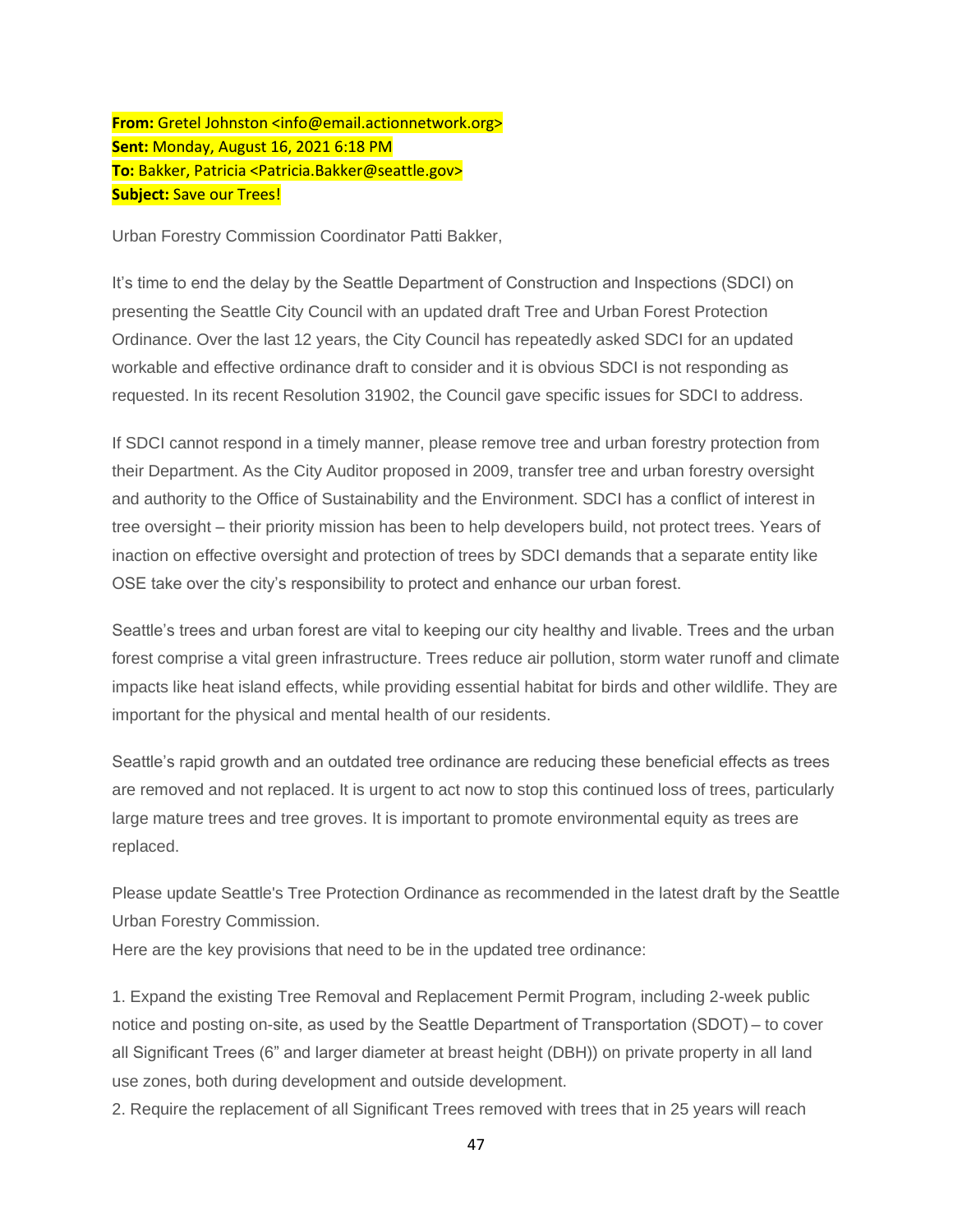**From:** Gretel Johnston <info@email.actionnetwork.org>
**Sent:** Monday, August 16, 2021 6:18 PM
**To:** Bakker, Patricia <Patricia.Bakker@seattle.gov>
**Subject:** Save our Trees!

Urban Forestry Commission Coordinator Patti Bakker,

It's time to end the delay by the Seattle Department of Construction and Inspections (SDCI) on presenting the Seattle City Council with an updated draft Tree and Urban Forest Protection Ordinance. Over the last 12 years, the City Council has repeatedly asked SDCI for an updated workable and effective ordinance draft to consider and it is obvious SDCI is not responding as requested. In its recent Resolution 31902, the Council gave specific issues for SDCI to address.

If SDCI cannot respond in a timely manner, please remove tree and urban forestry protection from their Department. As the City Auditor proposed in 2009, transfer tree and urban forestry oversight and authority to the Office of Sustainability and the Environment. SDCI has a conflict of interest in tree oversight – their priority mission has been to help developers build, not protect trees. Years of inaction on effective oversight and protection of trees by SDCI demands that a separate entity like OSE take over the city's responsibility to protect and enhance our urban forest.

Seattle's trees and urban forest are vital to keeping our city healthy and livable. Trees and the urban forest comprise a vital green infrastructure. Trees reduce air pollution, storm water runoff and climate impacts like heat island effects, while providing essential habitat for birds and other wildlife. They are important for the physical and mental health of our residents.

Seattle's rapid growth and an outdated tree ordinance are reducing these beneficial effects as trees are removed and not replaced. It is urgent to act now to stop this continued loss of trees, particularly large mature trees and tree groves. It is important to promote environmental equity as trees are replaced.

Please update Seattle's Tree Protection Ordinance as recommended in the latest draft by the Seattle Urban Forestry Commission.
Here are the key provisions that need to be in the updated tree ordinance:

1. Expand the existing Tree Removal and Replacement Permit Program, including 2-week public notice and posting on-site, as used by the Seattle Department of Transportation (SDOT) – to cover all Significant Trees (6" and larger diameter at breast height (DBH)) on private property in all land use zones, both during development and outside development.
2. Require the replacement of all Significant Trees removed with trees that in 25 years will reach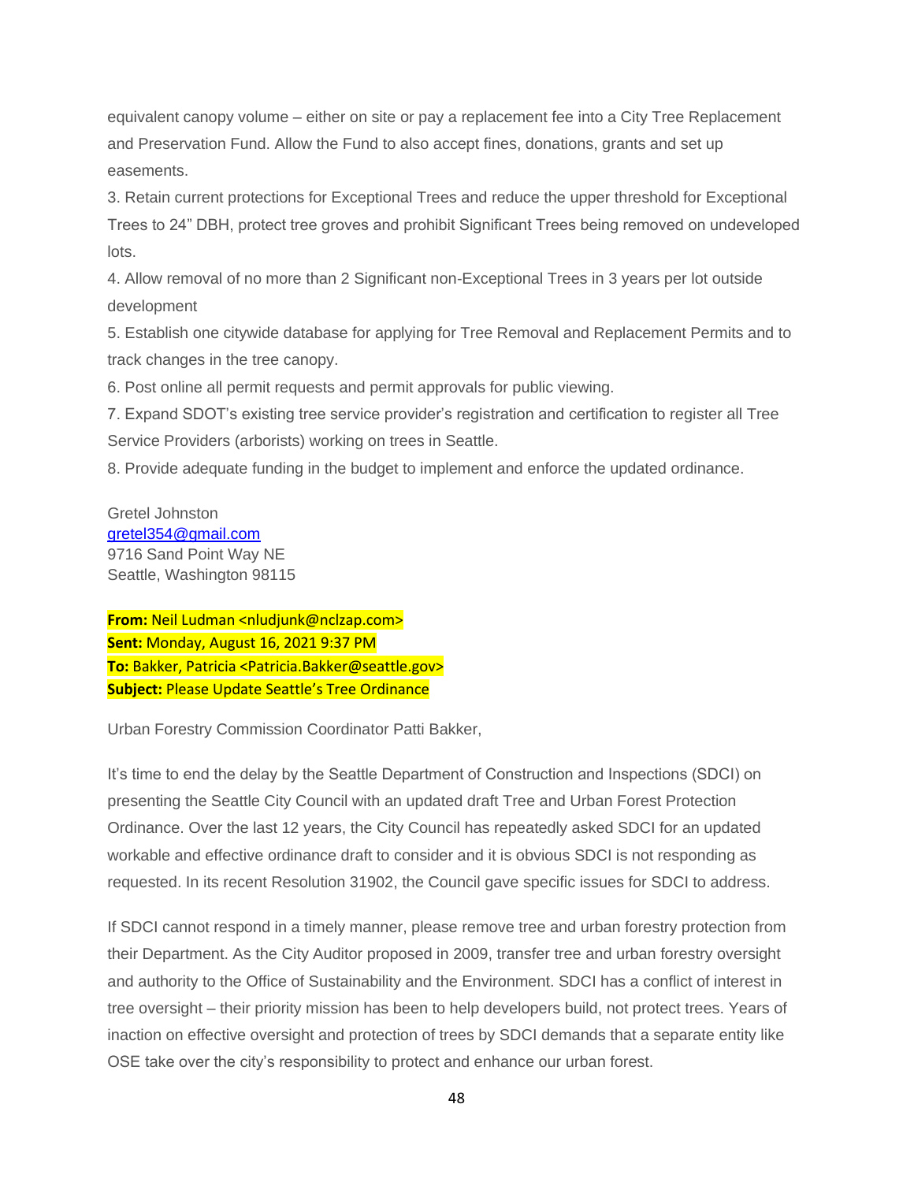equivalent canopy volume – either on site or pay a replacement fee into a City Tree Replacement and Preservation Fund. Allow the Fund to also accept fines, donations, grants and set up easements.

3. Retain current protections for Exceptional Trees and reduce the upper threshold for Exceptional Trees to 24" DBH, protect tree groves and prohibit Significant Trees being removed on undeveloped lots.
4. Allow removal of no more than 2 Significant non-Exceptional Trees in 3 years per lot outside development
5. Establish one citywide database for applying for Tree Removal and Replacement Permits and to track changes in the tree canopy.
6. Post online all permit requests and permit approvals for public viewing.
7. Expand SDOT's existing tree service provider's registration and certification to register all Tree Service Providers (arborists) working on trees in Seattle.
8. Provide adequate funding in the budget to implement and enforce the updated ordinance.

Gretel Johnston
gretel354@gmail.com
9716 Sand Point Way NE
Seattle, Washington 98115

**From:** Neil Ludman <nludjunk@nclzap.com>
**Sent:** Monday, August 16, 2021 9:37 PM
**To:** Bakker, Patricia <Patricia.Bakker@seattle.gov>
**Subject:** Please Update Seattle's Tree Ordinance

Urban Forestry Commission Coordinator Patti Bakker,

It's time to end the delay by the Seattle Department of Construction and Inspections (SDCI) on presenting the Seattle City Council with an updated draft Tree and Urban Forest Protection Ordinance. Over the last 12 years, the City Council has repeatedly asked SDCI for an updated workable and effective ordinance draft to consider and it is obvious SDCI is not responding as requested. In its recent Resolution 31902, the Council gave specific issues for SDCI to address.

If SDCI cannot respond in a timely manner, please remove tree and urban forestry protection from their Department. As the City Auditor proposed in 2009, transfer tree and urban forestry oversight and authority to the Office of Sustainability and the Environment. SDCI has a conflict of interest in tree oversight – their priority mission has been to help developers build, not protect trees. Years of inaction on effective oversight and protection of trees by SDCI demands that a separate entity like OSE take over the city's responsibility to protect and enhance our urban forest.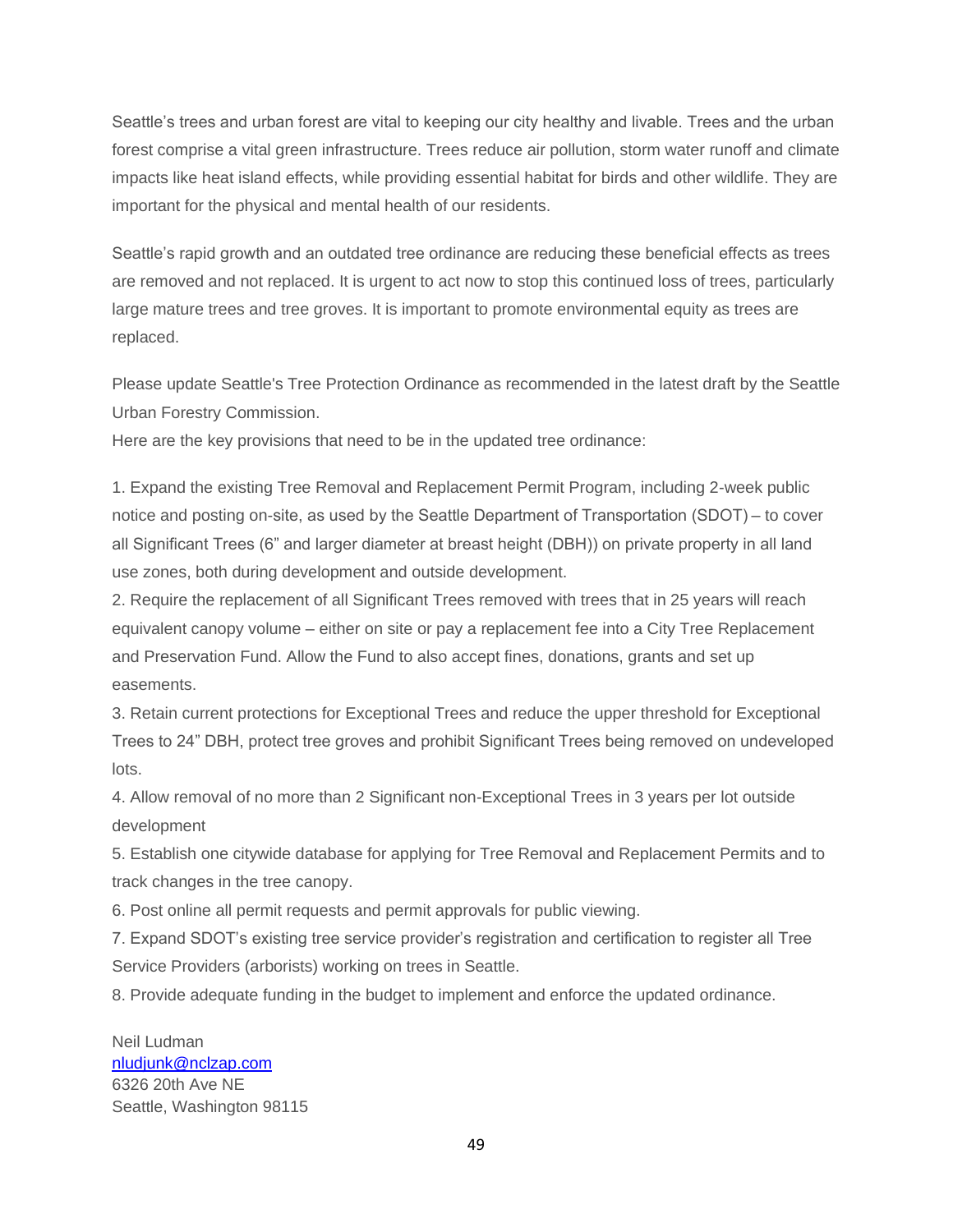Seattle's trees and urban forest are vital to keeping our city healthy and livable. Trees and the urban forest comprise a vital green infrastructure. Trees reduce air pollution, storm water runoff and climate impacts like heat island effects, while providing essential habitat for birds and other wildlife. They are important for the physical and mental health of our residents.

Seattle's rapid growth and an outdated tree ordinance are reducing these beneficial effects as trees are removed and not replaced. It is urgent to act now to stop this continued loss of trees, particularly large mature trees and tree groves. It is important to promote environmental equity as trees are replaced.

Please update Seattle's Tree Protection Ordinance as recommended in the latest draft by the Seattle Urban Forestry Commission.
Here are the key provisions that need to be in the updated tree ordinance:

1. Expand the existing Tree Removal and Replacement Permit Program, including 2-week public notice and posting on-site, as used by the Seattle Department of Transportation (SDOT) – to cover all Significant Trees (6" and larger diameter at breast height (DBH)) on private property in all land use zones, both during development and outside development.
2. Require the replacement of all Significant Trees removed with trees that in 25 years will reach equivalent canopy volume – either on site or pay a replacement fee into a City Tree Replacement and Preservation Fund. Allow the Fund to also accept fines, donations, grants and set up easements.
3. Retain current protections for Exceptional Trees and reduce the upper threshold for Exceptional Trees to 24" DBH, protect tree groves and prohibit Significant Trees being removed on undeveloped lots.
4. Allow removal of no more than 2 Significant non-Exceptional Trees in 3 years per lot outside development
5. Establish one citywide database for applying for Tree Removal and Replacement Permits and to track changes in the tree canopy.
6. Post online all permit requests and permit approvals for public viewing.
7. Expand SDOT's existing tree service provider's registration and certification to register all Tree Service Providers (arborists) working on trees in Seattle.
8. Provide adequate funding in the budget to implement and enforce the updated ordinance.

Neil Ludman
nludjunk@nclzap.com
6326 20th Ave NE
Seattle, Washington 98115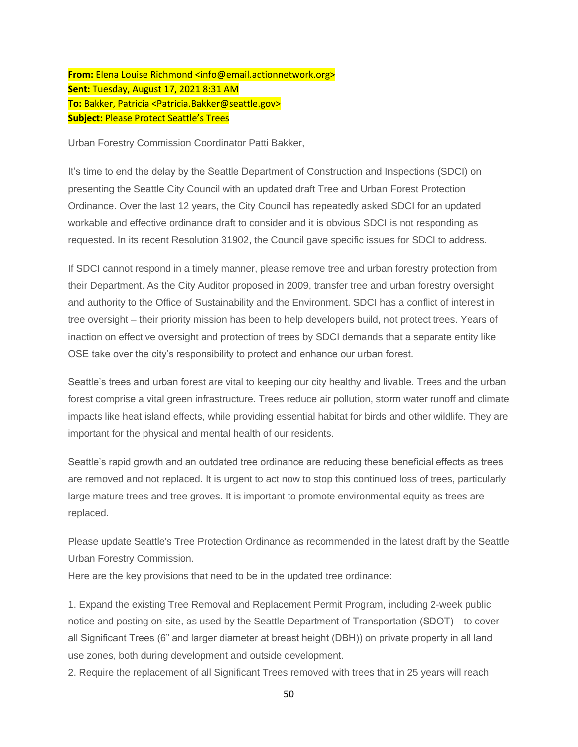**From:** Elena Louise Richmond <info@email.actionnetwork.org>
**Sent:** Tuesday, August 17, 2021 8:31 AM
**To:** Bakker, Patricia <Patricia.Bakker@seattle.gov>
**Subject:** Please Protect Seattle's Trees

Urban Forestry Commission Coordinator Patti Bakker,

It's time to end the delay by the Seattle Department of Construction and Inspections (SDCI) on presenting the Seattle City Council with an updated draft Tree and Urban Forest Protection Ordinance. Over the last 12 years, the City Council has repeatedly asked SDCI for an updated workable and effective ordinance draft to consider and it is obvious SDCI is not responding as requested. In its recent Resolution 31902, the Council gave specific issues for SDCI to address.

If SDCI cannot respond in a timely manner, please remove tree and urban forestry protection from their Department. As the City Auditor proposed in 2009, transfer tree and urban forestry oversight and authority to the Office of Sustainability and the Environment. SDCI has a conflict of interest in tree oversight – their priority mission has been to help developers build, not protect trees. Years of inaction on effective oversight and protection of trees by SDCI demands that a separate entity like OSE take over the city's responsibility to protect and enhance our urban forest.

Seattle's trees and urban forest are vital to keeping our city healthy and livable. Trees and the urban forest comprise a vital green infrastructure. Trees reduce air pollution, storm water runoff and climate impacts like heat island effects, while providing essential habitat for birds and other wildlife. They are important for the physical and mental health of our residents.

Seattle's rapid growth and an outdated tree ordinance are reducing these beneficial effects as trees are removed and not replaced. It is urgent to act now to stop this continued loss of trees, particularly large mature trees and tree groves. It is important to promote environmental equity as trees are replaced.

Please update Seattle's Tree Protection Ordinance as recommended in the latest draft by the Seattle Urban Forestry Commission.
Here are the key provisions that need to be in the updated tree ordinance:

1. Expand the existing Tree Removal and Replacement Permit Program, including 2-week public notice and posting on-site, as used by the Seattle Department of Transportation (SDOT) – to cover all Significant Trees (6" and larger diameter at breast height (DBH)) on private property in all land use zones, both during development and outside development.
2. Require the replacement of all Significant Trees removed with trees that in 25 years will reach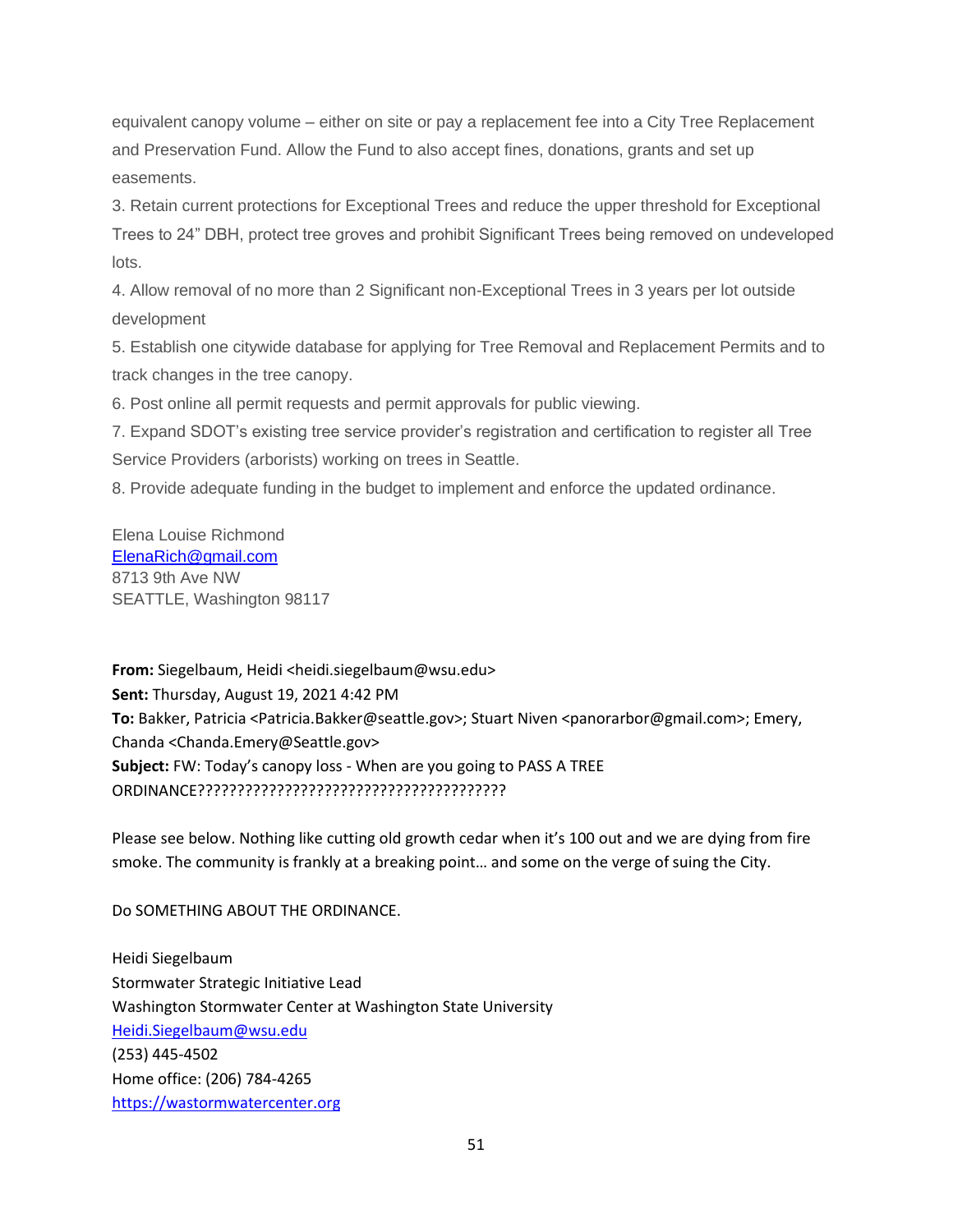equivalent canopy volume – either on site or pay a replacement fee into a City Tree Replacement and Preservation Fund. Allow the Fund to also accept fines, donations, grants and set up easements.

3. Retain current protections for Exceptional Trees and reduce the upper threshold for Exceptional Trees to 24" DBH, protect tree groves and prohibit Significant Trees being removed on undeveloped lots.

4. Allow removal of no more than 2 Significant non-Exceptional Trees in 3 years per lot outside development

5. Establish one citywide database for applying for Tree Removal and Replacement Permits and to track changes in the tree canopy.

6. Post online all permit requests and permit approvals for public viewing.

7. Expand SDOT's existing tree service provider's registration and certification to register all Tree Service Providers (arborists) working on trees in Seattle.

8. Provide adequate funding in the budget to implement and enforce the updated ordinance.

Elena Louise Richmond
ElenaRich@gmail.com
8713 9th Ave NW
SEATTLE, Washington 98117

**From:** Siegelbaum, Heidi <heidi.siegelbaum@wsu.edu>
**Sent:** Thursday, August 19, 2021 4:42 PM
**To:** Bakker, Patricia <Patricia.Bakker@seattle.gov>; Stuart Niven <panorarbor@gmail.com>; Emery, Chanda <Chanda.Emery@Seattle.gov>
**Subject:** FW: Today's canopy loss - When are you going to PASS A TREE ORDINANCE???????????????????????????????????????

Please see below. Nothing like cutting old growth cedar when it's 100 out and we are dying from fire smoke. The community is frankly at a breaking point… and some on the verge of suing the City.

Do SOMETHING ABOUT THE ORDINANCE.

Heidi Siegelbaum
Stormwater Strategic Initiative Lead
Washington Stormwater Center at Washington State University
Heidi.Siegelbaum@wsu.edu
(253) 445-4502
Home office: (206) 784-4265
https://wastormwatercenter.org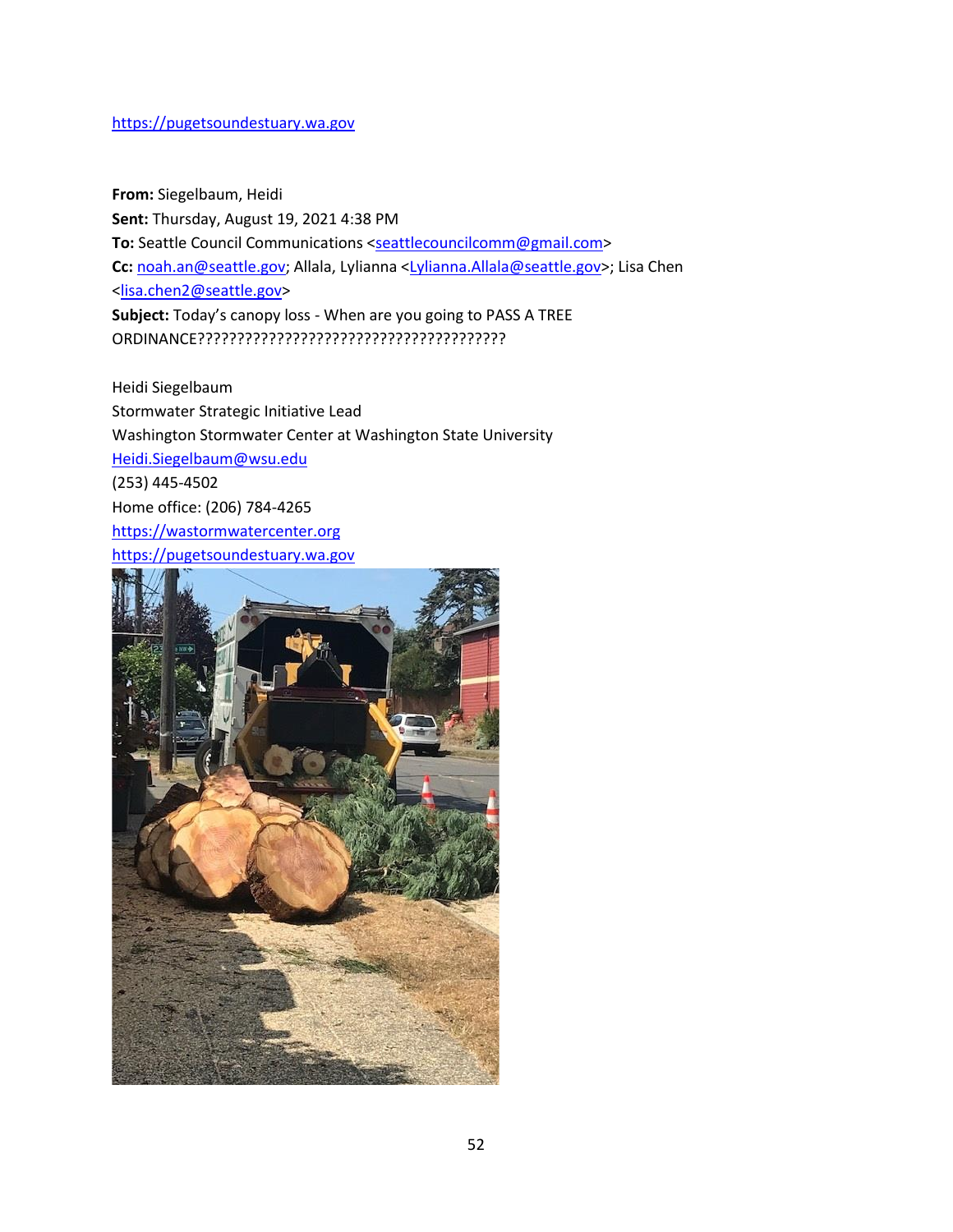https://pugetsoundestuary.wa.gov

**From:** Siegelbaum, Heidi
**Sent:** Thursday, August 19, 2021 4:38 PM
**To:** Seattle Council Communications <seattlecouncilcomm@gmail.com>
**Cc:** noah.an@seattle.gov; Allala, Lylianna <Lylianna.Allala@seattle.gov>; Lisa Chen <lisa.chen2@seattle.gov>
**Subject:** Today's canopy loss - When are you going to PASS A TREE ORDINANCE???????????????????????????????????????

Heidi Siegelbaum
Stormwater Strategic Initiative Lead
Washington Stormwater Center at Washington State University
Heidi.Siegelbaum@wsu.edu
(253) 445-4502
Home office: (206) 784-4265
https://wastormwatercenter.org
https://pugetsoundestuary.wa.gov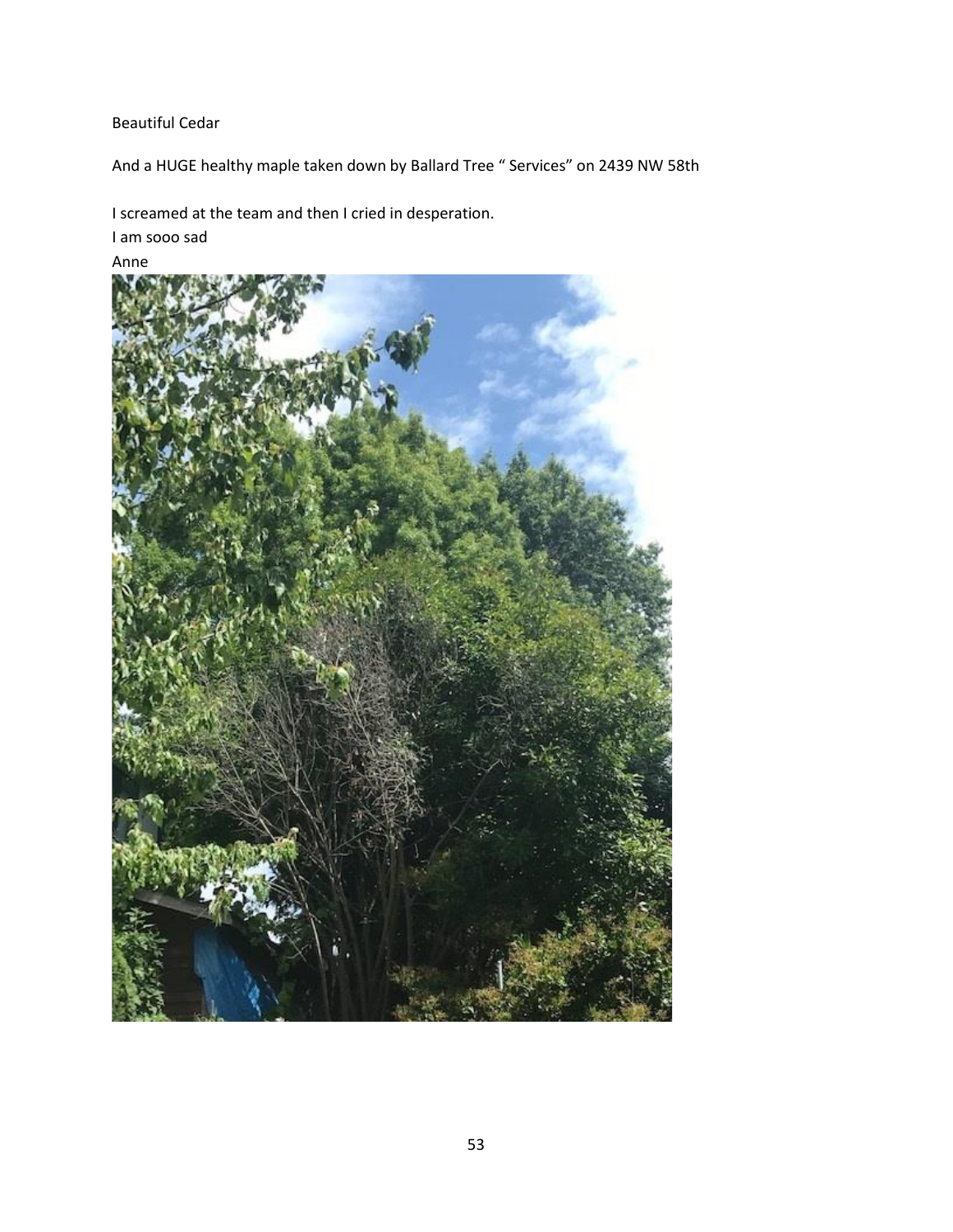Beautiful Cedar

And a HUGE healthy maple taken down by Ballard Tree " Services" on 2439 NW 58th

I screamed at the team and then I cried in desperation.
I am sooo sad
Anne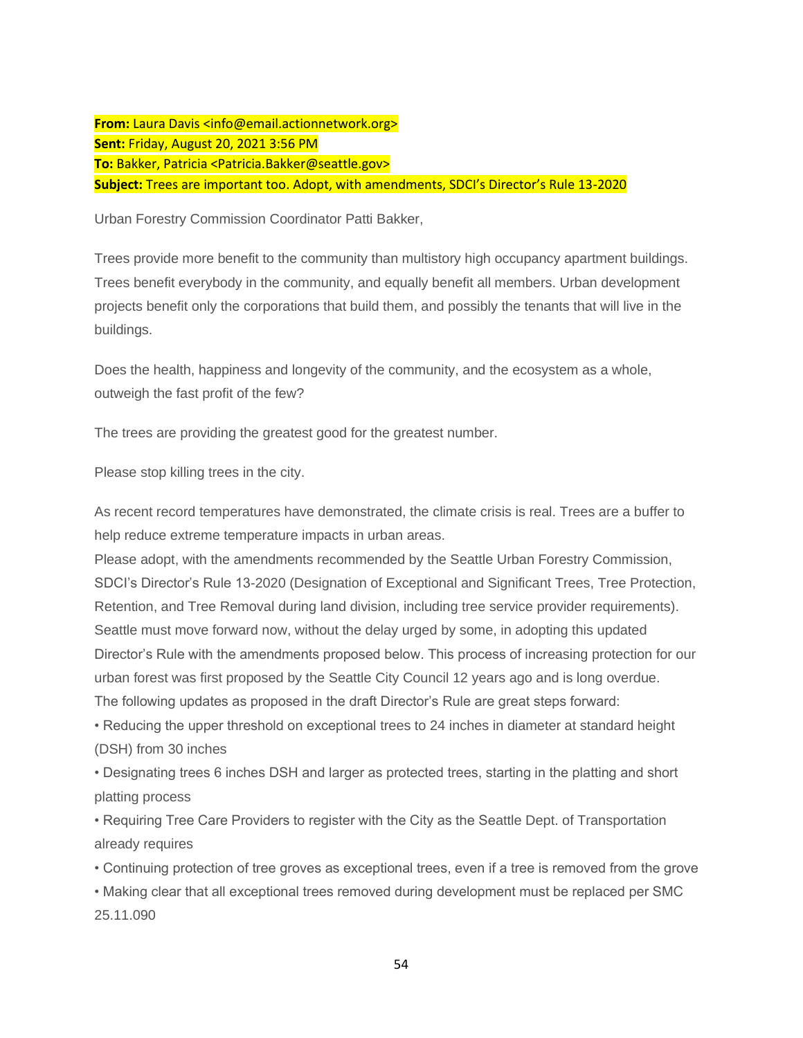**From:** Laura Davis <info@email.actionnetwork.org>
**Sent:** Friday, August 20, 2021 3:56 PM
**To:** Bakker, Patricia <Patricia.Bakker@seattle.gov>
**Subject:** Trees are important too. Adopt, with amendments, SDCI's Director's Rule 13-2020

Urban Forestry Commission Coordinator Patti Bakker,

Trees provide more benefit to the community than multistory high occupancy apartment buildings. Trees benefit everybody in the community, and equally benefit all members. Urban development projects benefit only the corporations that build them, and possibly the tenants that will live in the buildings.

Does the health, happiness and longevity of the community, and the ecosystem as a whole, outweigh the fast profit of the few?

The trees are providing the greatest good for the greatest number.

Please stop killing trees in the city.

As recent record temperatures have demonstrated, the climate crisis is real. Trees are a buffer to help reduce extreme temperature impacts in urban areas.
Please adopt, with the amendments recommended by the Seattle Urban Forestry Commission, SDCI's Director's Rule 13-2020 (Designation of Exceptional and Significant Trees, Tree Protection, Retention, and Tree Removal during land division, including tree service provider requirements). Seattle must move forward now, without the delay urged by some, in adopting this updated Director's Rule with the amendments proposed below. This process of increasing protection for our urban forest was first proposed by the Seattle City Council 12 years ago and is long overdue.
The following updates as proposed in the draft Director's Rule are great steps forward:

- Reducing the upper threshold on exceptional trees to 24 inches in diameter at standard height (DSH) from 30 inches
- Designating trees 6 inches DSH and larger as protected trees, starting in the platting and short platting process
- Requiring Tree Care Providers to register with the City as the Seattle Dept. of Transportation already requires
- Continuing protection of tree groves as exceptional trees, even if a tree is removed from the grove
- Making clear that all exceptional trees removed during development must be replaced per SMC 25.11.090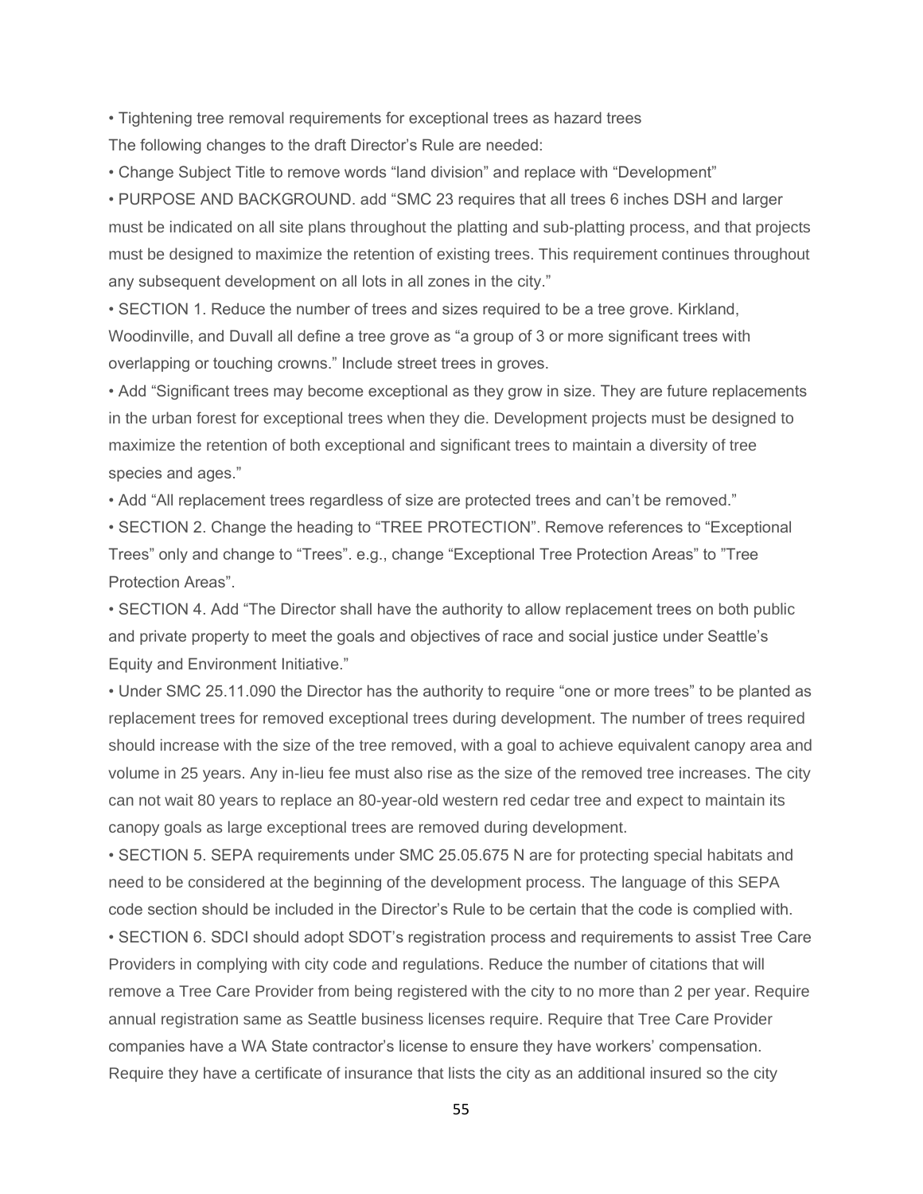• Tightening tree removal requirements for exceptional trees as hazard trees

The following changes to the draft Director's Rule are needed:

• Change Subject Title to remove words "land division" and replace with "Development"

• PURPOSE AND BACKGROUND. add "SMC 23 requires that all trees 6 inches DSH and larger must be indicated on all site plans throughout the platting and sub-platting process, and that projects must be designed to maximize the retention of existing trees. This requirement continues throughout any subsequent development on all lots in all zones in the city."

• SECTION 1. Reduce the number of trees and sizes required to be a tree grove. Kirkland, Woodinville, and Duvall all define a tree grove as "a group of 3 or more significant trees with overlapping or touching crowns." Include street trees in groves.

• Add "Significant trees may become exceptional as they grow in size. They are future replacements in the urban forest for exceptional trees when they die. Development projects must be designed to maximize the retention of both exceptional and significant trees to maintain a diversity of tree species and ages."

• Add "All replacement trees regardless of size are protected trees and can't be removed."

• SECTION 2. Change the heading to "TREE PROTECTION". Remove references to "Exceptional Trees" only and change to "Trees". e.g., change "Exceptional Tree Protection Areas" to "Tree Protection Areas".

• SECTION 4. Add "The Director shall have the authority to allow replacement trees on both public and private property to meet the goals and objectives of race and social justice under Seattle's Equity and Environment Initiative."

• Under SMC 25.11.090 the Director has the authority to require "one or more trees" to be planted as replacement trees for removed exceptional trees during development. The number of trees required should increase with the size of the tree removed, with a goal to achieve equivalent canopy area and volume in 25 years. Any in-lieu fee must also rise as the size of the removed tree increases. The city can not wait 80 years to replace an 80-year-old western red cedar tree and expect to maintain its canopy goals as large exceptional trees are removed during development.

• SECTION 5. SEPA requirements under SMC 25.05.675 N are for protecting special habitats and need to be considered at the beginning of the development process. The language of this SEPA code section should be included in the Director's Rule to be certain that the code is complied with.

• SECTION 6. SDCI should adopt SDOT's registration process and requirements to assist Tree Care Providers in complying with city code and regulations. Reduce the number of citations that will remove a Tree Care Provider from being registered with the city to no more than 2 per year. Require annual registration same as Seattle business licenses require. Require that Tree Care Provider companies have a WA State contractor's license to ensure they have workers' compensation. Require they have a certificate of insurance that lists the city as an additional insured so the city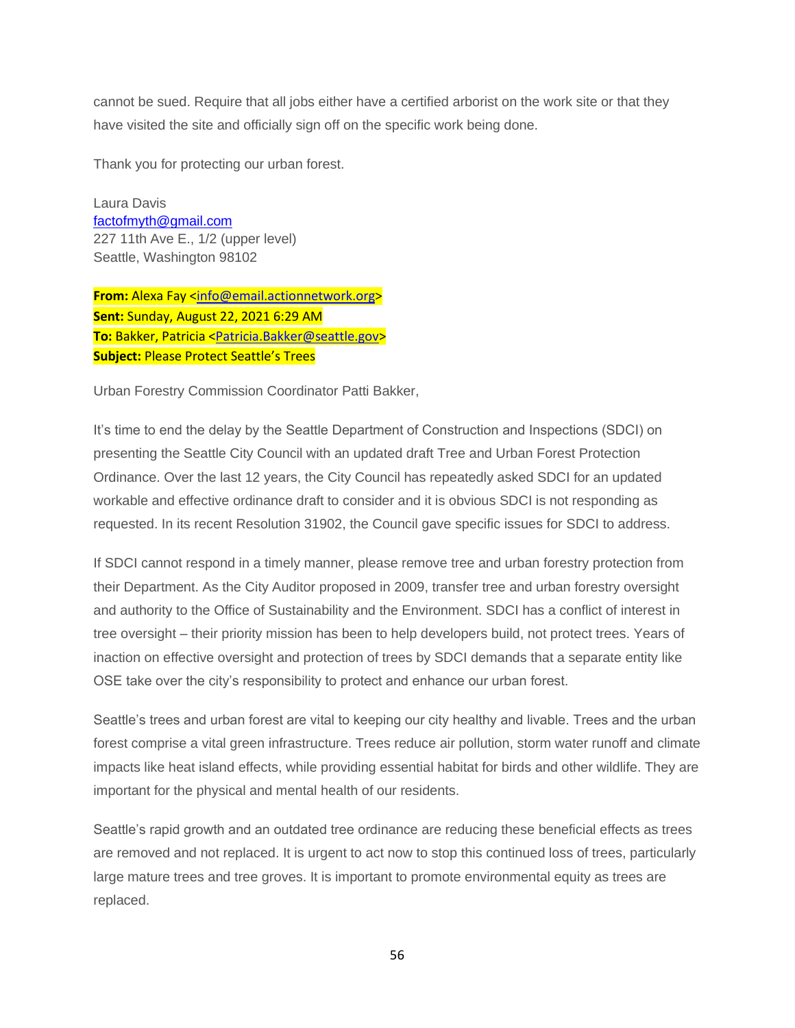cannot be sued. Require that all jobs either have a certified arborist on the work site or that they have visited the site and officially sign off on the specific work being done.

Thank you for protecting our urban forest.

Laura Davis
factofmyth@gmail.com
227 11th Ave E., 1/2 (upper level)
Seattle, Washington 98102

**From:** Alexa Fay <info@email.actionnetwork.org>
**Sent:** Sunday, August 22, 2021 6:29 AM
**To:** Bakker, Patricia <Patricia.Bakker@seattle.gov>
**Subject:** Please Protect Seattle's Trees

Urban Forestry Commission Coordinator Patti Bakker,

It's time to end the delay by the Seattle Department of Construction and Inspections (SDCI) on presenting the Seattle City Council with an updated draft Tree and Urban Forest Protection Ordinance. Over the last 12 years, the City Council has repeatedly asked SDCI for an updated workable and effective ordinance draft to consider and it is obvious SDCI is not responding as requested. In its recent Resolution 31902, the Council gave specific issues for SDCI to address.

If SDCI cannot respond in a timely manner, please remove tree and urban forestry protection from their Department. As the City Auditor proposed in 2009, transfer tree and urban forestry oversight and authority to the Office of Sustainability and the Environment. SDCI has a conflict of interest in tree oversight – their priority mission has been to help developers build, not protect trees. Years of inaction on effective oversight and protection of trees by SDCI demands that a separate entity like OSE take over the city's responsibility to protect and enhance our urban forest.

Seattle's trees and urban forest are vital to keeping our city healthy and livable. Trees and the urban forest comprise a vital green infrastructure. Trees reduce air pollution, storm water runoff and climate impacts like heat island effects, while providing essential habitat for birds and other wildlife. They are important for the physical and mental health of our residents.

Seattle's rapid growth and an outdated tree ordinance are reducing these beneficial effects as trees are removed and not replaced. It is urgent to act now to stop this continued loss of trees, particularly large mature trees and tree groves. It is important to promote environmental equity as trees are replaced.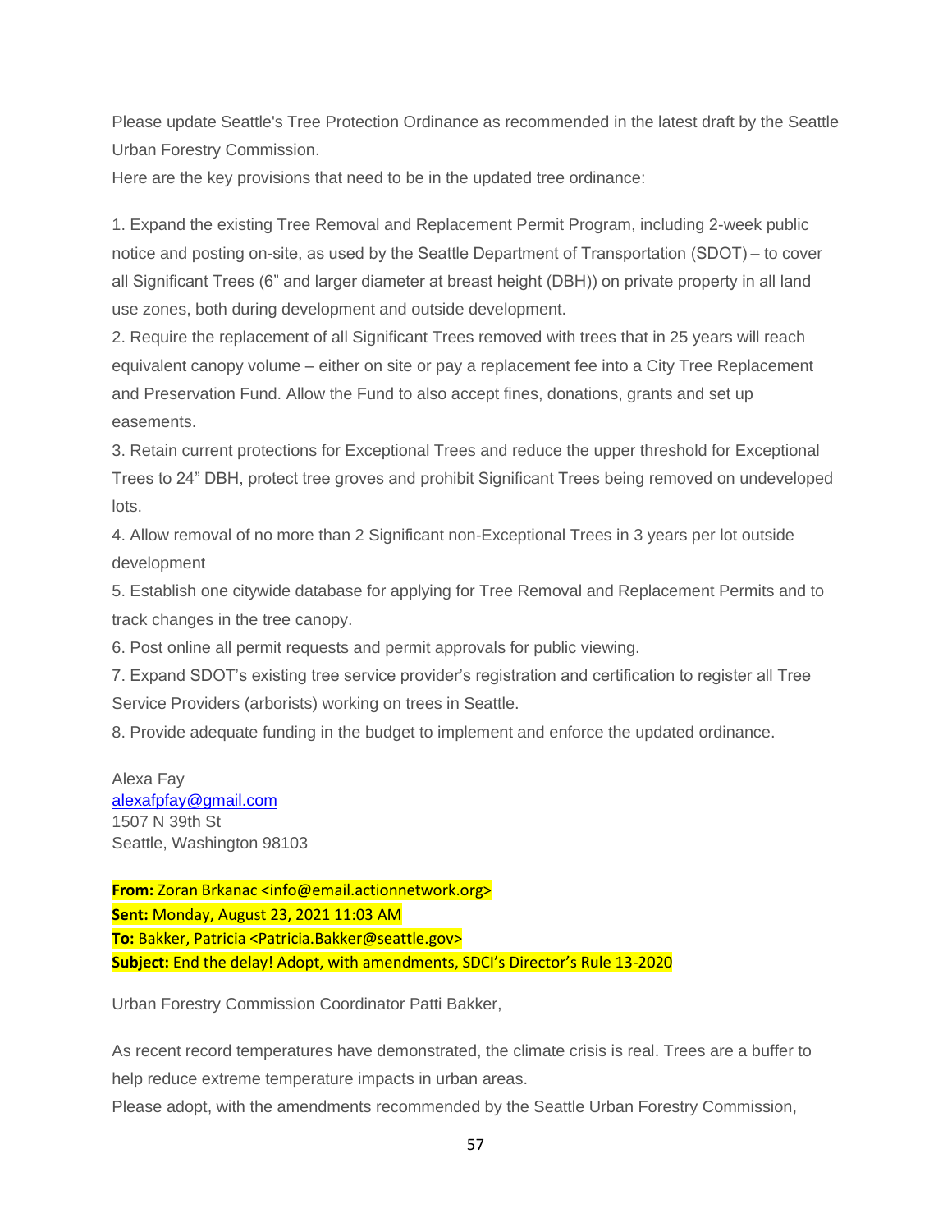Please update Seattle's Tree Protection Ordinance as recommended in the latest draft by the Seattle Urban Forestry Commission.

Here are the key provisions that need to be in the updated tree ordinance:

1. Expand the existing Tree Removal and Replacement Permit Program, including 2-week public notice and posting on-site, as used by the Seattle Department of Transportation (SDOT) – to cover all Significant Trees (6" and larger diameter at breast height (DBH)) on private property in all land use zones, both during development and outside development.
2. Require the replacement of all Significant Trees removed with trees that in 25 years will reach equivalent canopy volume – either on site or pay a replacement fee into a City Tree Replacement and Preservation Fund. Allow the Fund to also accept fines, donations, grants and set up easements.
3. Retain current protections for Exceptional Trees and reduce the upper threshold for Exceptional Trees to 24" DBH, protect tree groves and prohibit Significant Trees being removed on undeveloped lots.
4. Allow removal of no more than 2 Significant non-Exceptional Trees in 3 years per lot outside development
5. Establish one citywide database for applying for Tree Removal and Replacement Permits and to track changes in the tree canopy.
6. Post online all permit requests and permit approvals for public viewing.
7. Expand SDOT's existing tree service provider's registration and certification to register all Tree Service Providers (arborists) working on trees in Seattle.
8. Provide adequate funding in the budget to implement and enforce the updated ordinance.

Alexa Fay
alexafpfay@gmail.com
1507 N 39th St
Seattle, Washington 98103

**From:** Zoran Brkanac <info@email.actionnetwork.org>
**Sent:** Monday, August 23, 2021 11:03 AM
**To:** Bakker, Patricia <Patricia.Bakker@seattle.gov>
**Subject:** End the delay! Adopt, with amendments, SDCI's Director's Rule 13-2020

Urban Forestry Commission Coordinator Patti Bakker,

As recent record temperatures have demonstrated, the climate crisis is real. Trees are a buffer to help reduce extreme temperature impacts in urban areas.

Please adopt, with the amendments recommended by the Seattle Urban Forestry Commission,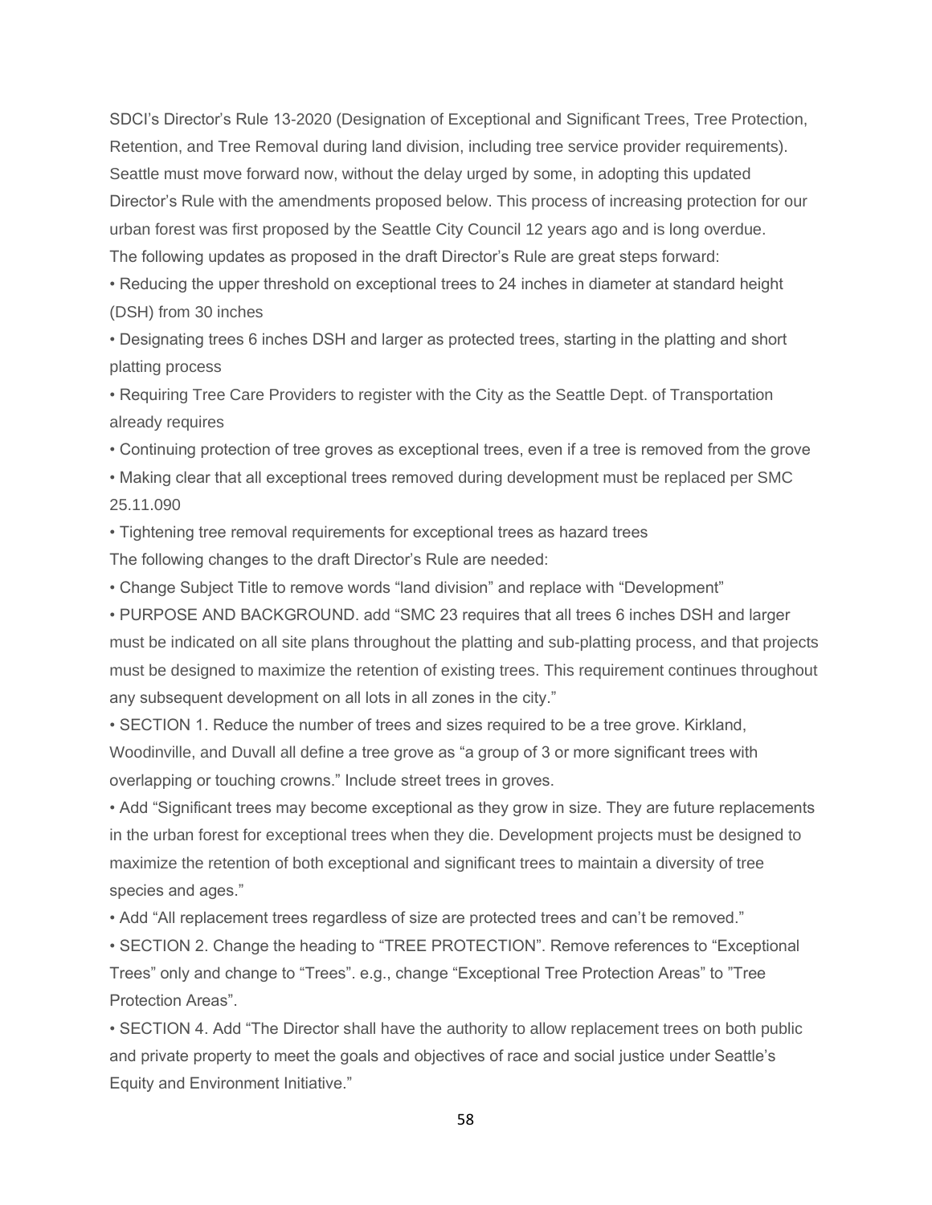SDCI's Director's Rule 13-2020 (Designation of Exceptional and Significant Trees, Tree Protection, Retention, and Tree Removal during land division, including tree service provider requirements). Seattle must move forward now, without the delay urged by some, in adopting this updated Director's Rule with the amendments proposed below. This process of increasing protection for our urban forest was first proposed by the Seattle City Council 12 years ago and is long overdue.

The following updates as proposed in the draft Director's Rule are great steps forward:

- Reducing the upper threshold on exceptional trees to 24 inches in diameter at standard height (DSH) from 30 inches
- Designating trees 6 inches DSH and larger as protected trees, starting in the platting and short platting process
- Requiring Tree Care Providers to register with the City as the Seattle Dept. of Transportation already requires
- Continuing protection of tree groves as exceptional trees, even if a tree is removed from the grove
- Making clear that all exceptional trees removed during development must be replaced per SMC 25.11.090
- Tightening tree removal requirements for exceptional trees as hazard trees

The following changes to the draft Director's Rule are needed:

- Change Subject Title to remove words "land division" and replace with "Development"
- PURPOSE AND BACKGROUND. add "SMC 23 requires that all trees 6 inches DSH and larger must be indicated on all site plans throughout the platting and sub-platting process, and that projects must be designed to maximize the retention of existing trees. This requirement continues throughout any subsequent development on all lots in all zones in the city."
- SECTION 1. Reduce the number of trees and sizes required to be a tree grove. Kirkland, Woodinville, and Duvall all define a tree grove as "a group of 3 or more significant trees with overlapping or touching crowns." Include street trees in groves.
- Add "Significant trees may become exceptional as they grow in size. They are future replacements in the urban forest for exceptional trees when they die. Development projects must be designed to maximize the retention of both exceptional and significant trees to maintain a diversity of tree species and ages."
- Add "All replacement trees regardless of size are protected trees and can't be removed."
- SECTION 2. Change the heading to "TREE PROTECTION". Remove references to "Exceptional Trees" only and change to "Trees". e.g., change "Exceptional Tree Protection Areas" to "Tree Protection Areas".
- SECTION 4. Add "The Director shall have the authority to allow replacement trees on both public and private property to meet the goals and objectives of race and social justice under Seattle's Equity and Environment Initiative."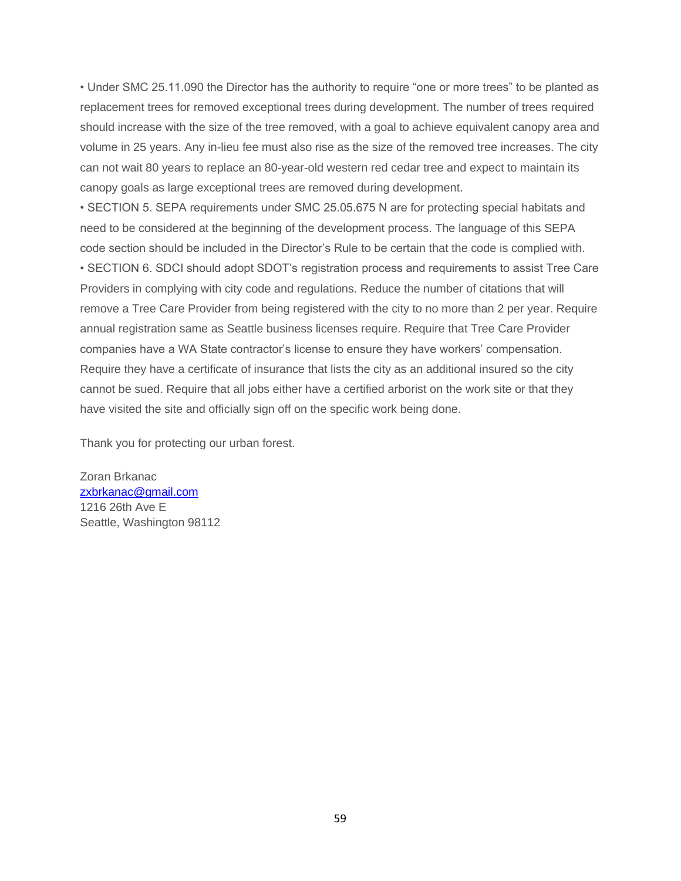- Under SMC 25.11.090 the Director has the authority to require "one or more trees" to be planted as replacement trees for removed exceptional trees during development. The number of trees required should increase with the size of the tree removed, with a goal to achieve equivalent canopy area and volume in 25 years. Any in-lieu fee must also rise as the size of the removed tree increases. The city can not wait 80 years to replace an 80-year-old western red cedar tree and expect to maintain its canopy goals as large exceptional trees are removed during development.
- SECTION 5. SEPA requirements under SMC 25.05.675 N are for protecting special habitats and need to be considered at the beginning of the development process. The language of this SEPA code section should be included in the Director's Rule to be certain that the code is complied with.
- SECTION 6. SDCI should adopt SDOT's registration process and requirements to assist Tree Care Providers in complying with city code and regulations. Reduce the number of citations that will remove a Tree Care Provider from being registered with the city to no more than 2 per year. Require annual registration same as Seattle business licenses require. Require that Tree Care Provider companies have a WA State contractor's license to ensure they have workers' compensation. Require they have a certificate of insurance that lists the city as an additional insured so the city cannot be sued. Require that all jobs either have a certified arborist on the work site or that they have visited the site and officially sign off on the specific work being done.

Thank you for protecting our urban forest.

Zoran Brkanac
zxbrkanac@gmail.com
1216 26th Ave E
Seattle, Washington 98112